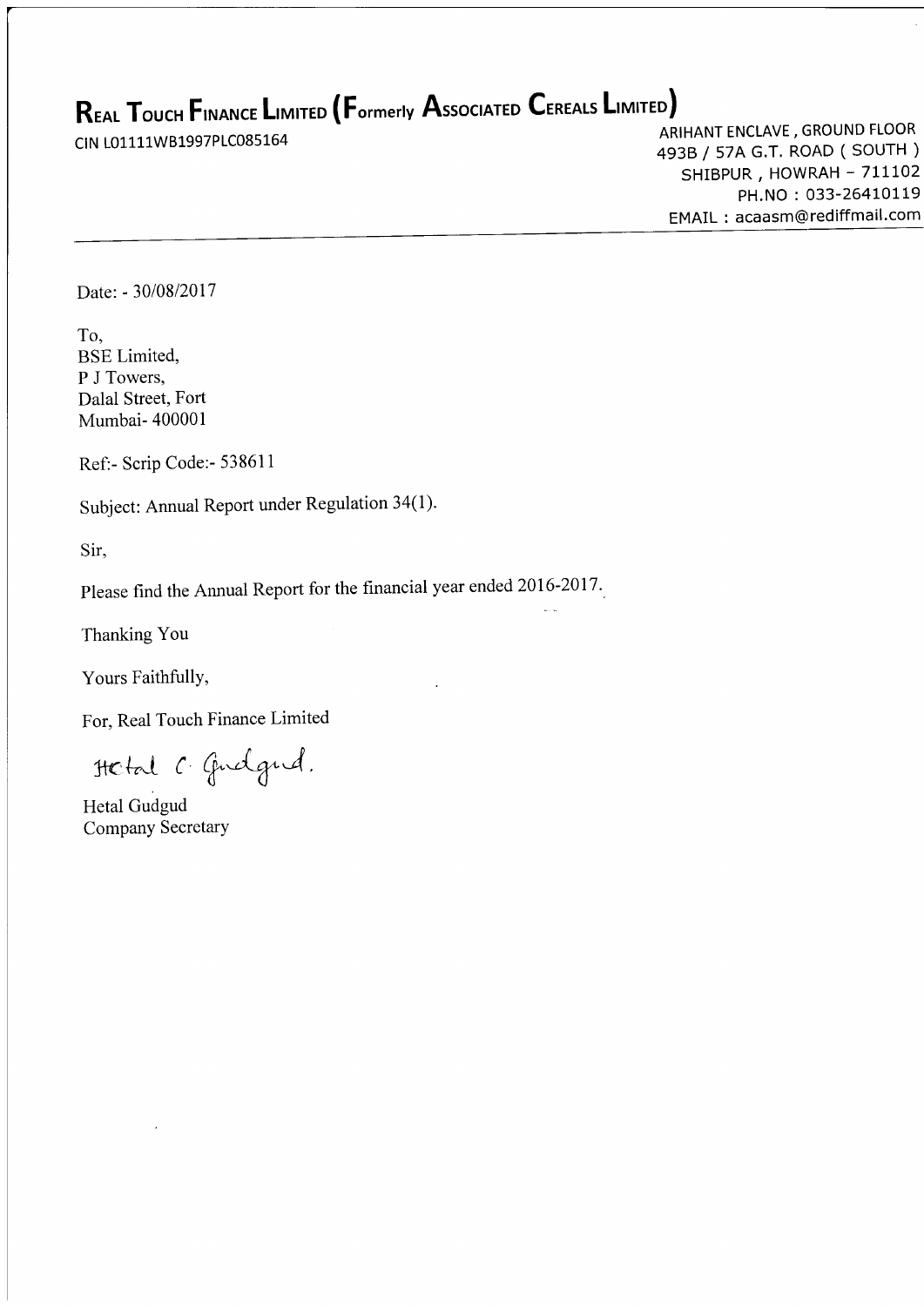# Real Touch Finance Limited (Formerly Associated Cereals Limited)

CIN L01111WB1997PLC085164

ARIHANT ENCLAVE , GROUND FLOOR
493B / 57A G.T. ROAD ( SOUTH )
SHIBPUR , HOWRAH – 711102
PH.NO : 033-26410119
EMAIL : acaasm@rediffmail.com

Date: - 30/08/2017

To,
BSE Limited,
P J Towers,
Dalal Street, Fort
Mumbai- 400001

Ref:- Scrip Code:- 538611

Subject: Annual Report under Regulation 34(1).

Sir,

Please find the Annual Report for the financial year ended 2016-2017.

Thanking You

Yours Faithfully,

For, Real Touch Finance Limited

Hetal C. Gudgud.

Hetal Gudgud
Company Secretary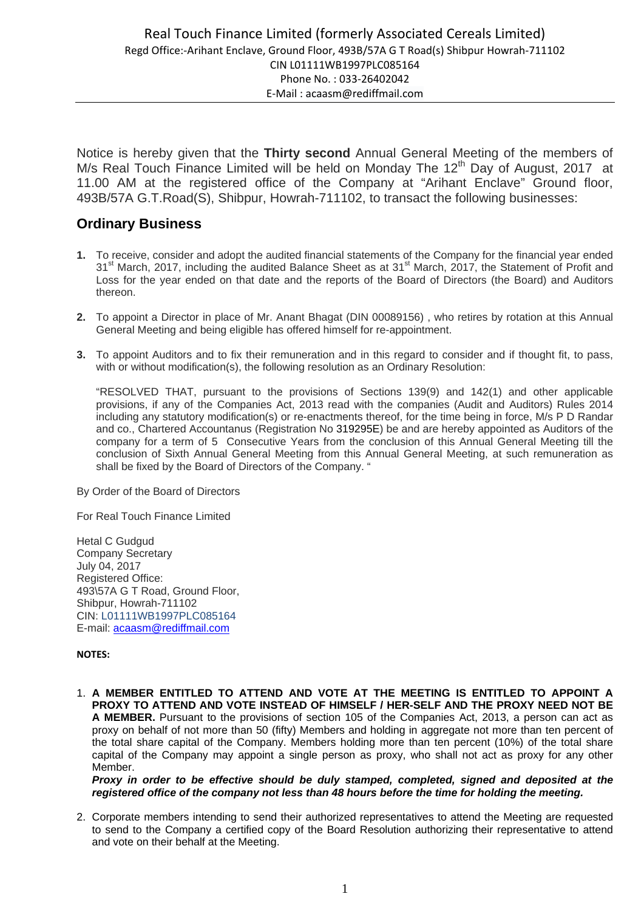Real Touch Finance Limited (formerly Associated Cereals Limited)
Regd Office:-Arihant Enclave, Ground Floor, 493B/57A G T Road(s) Shibpur Howrah-711102
CIN L01111WB1997PLC085164
Phone No. : 033-26402042
E-Mail : acaasm@rediffmail.com

Notice is hereby given that the **Thirty second** Annual General Meeting of the members of M/s Real Touch Finance Limited will be held on Monday The 12th Day of August, 2017 at 11.00 AM at the registered office of the Company at "Arihant Enclave" Ground floor, 493B/57A G.T.Road(S), Shibpur, Howrah-711102, to transact the following businesses:

## Ordinary Business

1. To receive, consider and adopt the audited financial statements of the Company for the financial year ended 31st March, 2017, including the audited Balance Sheet as at 31st March, 2017, the Statement of Profit and Loss for the year ended on that date and the reports of the Board of Directors (the Board) and Auditors thereon.

2. To appoint a Director in place of Mr. Anant Bhagat (DIN 00089156) , who retires by rotation at this Annual General Meeting and being eligible has offered himself for re-appointment.

3. To appoint Auditors and to fix their remuneration and in this regard to consider and if thought fit, to pass, with or without modification(s), the following resolution as an Ordinary Resolution:

   "RESOLVED THAT, pursuant to the provisions of Sections 139(9) and 142(1) and other applicable provisions, if any of the Companies Act, 2013 read with the companies (Audit and Auditors) Rules 2014 including any statutory modification(s) or re-enactments thereof, for the time being in force, M/s P D Randar and co., Chartered Accountanus (Registration No 319295E) be and are hereby appointed as Auditors of the company for a term of 5 Consecutive Years from the conclusion of this Annual General Meeting till the conclusion of Sixth Annual General Meeting from this Annual General Meeting, at such remuneration as shall be fixed by the Board of Directors of the Company. "

By Order of the Board of Directors

For Real Touch Finance Limited

Hetal C Gudgud
Company Secretary
July 04, 2017
Registered Office:
493\57A G T Road, Ground Floor,
Shibpur, Howrah-711102
CIN: L01111WB1997PLC085164
E-mail: acaasm@rediffmail.com

**NOTES:**

1. **A MEMBER ENTITLED TO ATTEND AND VOTE AT THE MEETING IS ENTITLED TO APPOINT A PROXY TO ATTEND AND VOTE INSTEAD OF HIMSELF / HER-SELF AND THE PROXY NEED NOT BE A MEMBER.** Pursuant to the provisions of section 105 of the Companies Act, 2013, a person can act as proxy on behalf of not more than 50 (fifty) Members and holding in aggregate not more than ten percent of the total share capital of the Company. Members holding more than ten percent (10%) of the total share capital of the Company may appoint a single person as proxy, who shall not act as proxy for any other Member.
   ***Proxy in order to be effective should be duly stamped, completed, signed and deposited at the registered office of the company not less than 48 hours before the time for holding the meeting.***

2. Corporate members intending to send their authorized representatives to attend the Meeting are requested to send to the Company a certified copy of the Board Resolution authorizing their representative to attend and vote on their behalf at the Meeting.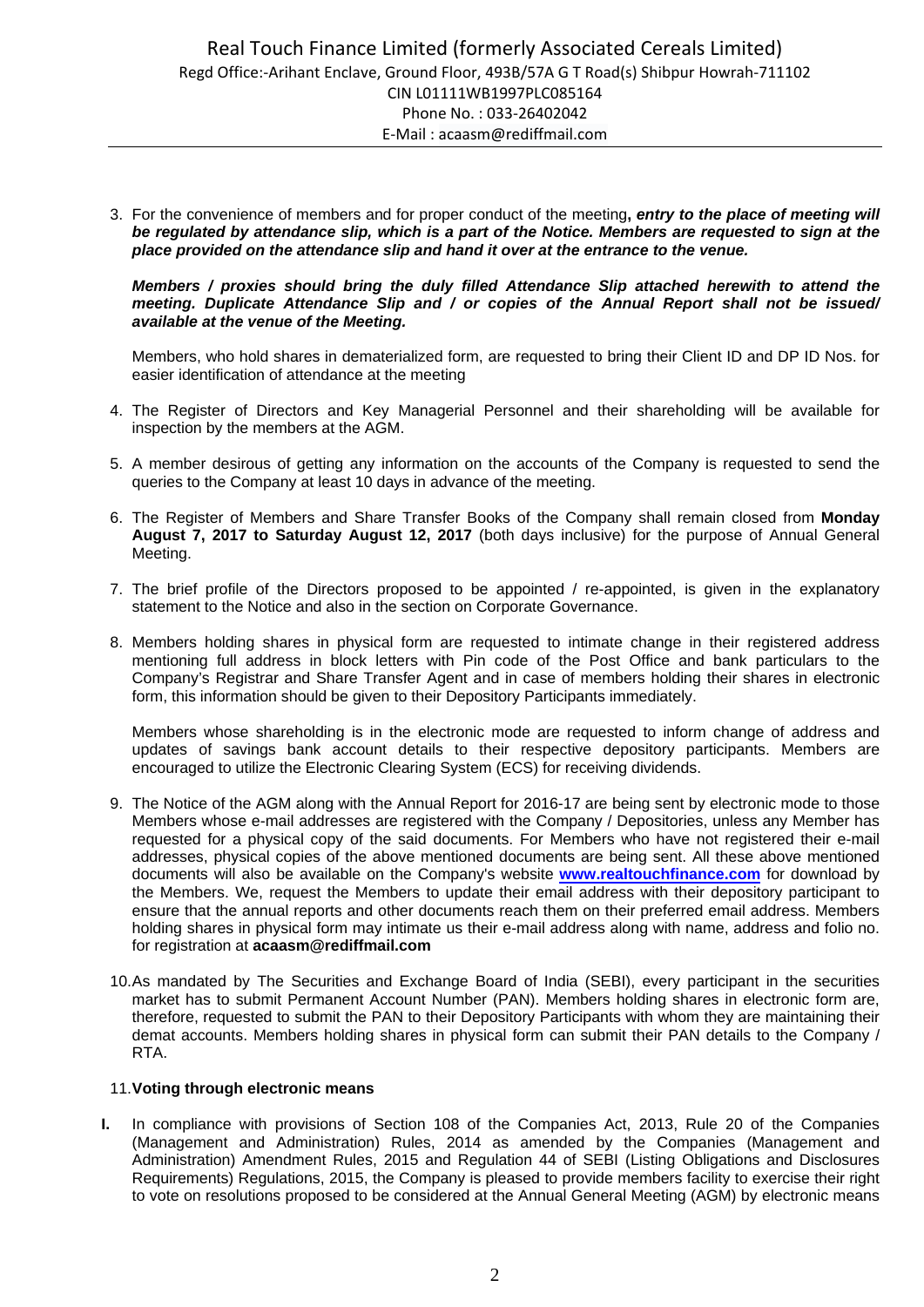3. For the convenience of members and for proper conduct of the meeting**, *entry to the place of meeting will be regulated by attendance slip, which is a part of the Notice. Members are requested to sign at the place provided on the attendance slip and hand it over at the entrance to the venue.***

   ***Members / proxies should bring the duly filled Attendance Slip attached herewith to attend the meeting. Duplicate Attendance Slip and / or copies of the Annual Report shall not be issued/ available at the venue of the Meeting.***

   Members, who hold shares in dematerialized form, are requested to bring their Client ID and DP ID Nos. for easier identification of attendance at the meeting

4. The Register of Directors and Key Managerial Personnel and their shareholding will be available for inspection by the members at the AGM.

5. A member desirous of getting any information on the accounts of the Company is requested to send the queries to the Company at least 10 days in advance of the meeting.

6. The Register of Members and Share Transfer Books of the Company shall remain closed from **Monday August 7, 2017 to Saturday August 12, 2017** (both days inclusive) for the purpose of Annual General Meeting.

7. The brief profile of the Directors proposed to be appointed / re-appointed, is given in the explanatory statement to the Notice and also in the section on Corporate Governance.

8. Members holding shares in physical form are requested to intimate change in their registered address mentioning full address in block letters with Pin code of the Post Office and bank particulars to the Company's Registrar and Share Transfer Agent and in case of members holding their shares in electronic form, this information should be given to their Depository Participants immediately.

   Members whose shareholding is in the electronic mode are requested to inform change of address and updates of savings bank account details to their respective depository participants. Members are encouraged to utilize the Electronic Clearing System (ECS) for receiving dividends.

9. The Notice of the AGM along with the Annual Report for 2016-17 are being sent by electronic mode to those Members whose e-mail addresses are registered with the Company / Depositories, unless any Member has requested for a physical copy of the said documents. For Members who have not registered their e-mail addresses, physical copies of the above mentioned documents are being sent. All these above mentioned documents will also be available on the Company's website **www.realtouchfinance.com** for download by the Members. We, request the Members to update their email address with their depository participant to ensure that the annual reports and other documents reach them on their preferred email address. Members holding shares in physical form may intimate us their e-mail address along with name, address and folio no. for registration at **acaasm@rediffmail.com**

10. As mandated by The Securities and Exchange Board of India (SEBI), every participant in the securities market has to submit Permanent Account Number (PAN). Members holding shares in electronic form are, therefore, requested to submit the PAN to their Depository Participants with whom they are maintaining their demat accounts. Members holding shares in physical form can submit their PAN details to the Company / RTA.

11. **Voting through electronic means**

**I.** In compliance with provisions of Section 108 of the Companies Act, 2013, Rule 20 of the Companies (Management and Administration) Rules, 2014 as amended by the Companies (Management and Administration) Amendment Rules, 2015 and Regulation 44 of SEBI (Listing Obligations and Disclosures Requirements) Regulations, 2015, the Company is pleased to provide members facility to exercise their right to vote on resolutions proposed to be considered at the Annual General Meeting (AGM) by electronic means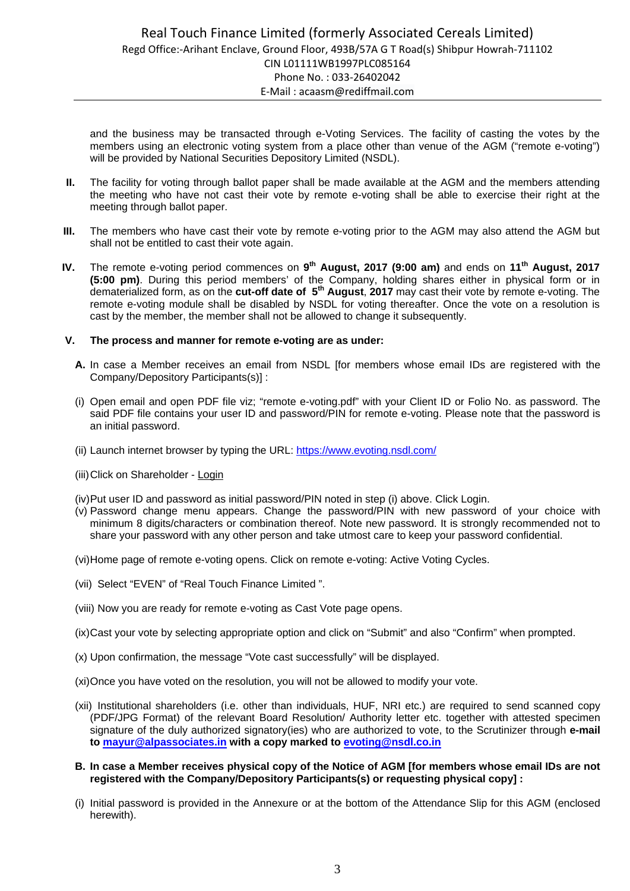and the business may be transacted through e-Voting Services. The facility of casting the votes by the members using an electronic voting system from a place other than venue of the AGM ("remote e-voting") will be provided by National Securities Depository Limited (NSDL).

**II.** The facility for voting through ballot paper shall be made available at the AGM and the members attending the meeting who have not cast their vote by remote e-voting shall be able to exercise their right at the meeting through ballot paper.

**III.** The members who have cast their vote by remote e-voting prior to the AGM may also attend the AGM but shall not be entitled to cast their vote again.

**IV.** The remote e-voting period commences on **9th August, 2017 (9:00 am)** and ends on **11th August, 2017 (5:00 pm)**. During this period members' of the Company, holding shares either in physical form or in dematerialized form, as on the **cut-off date of 5th August**, **2017** may cast their vote by remote e-voting. The remote e-voting module shall be disabled by NSDL for voting thereafter. Once the vote on a resolution is cast by the member, the member shall not be allowed to change it subsequently.

**V. The process and manner for remote e-voting are as under:**

**A.** In case a Member receives an email from NSDL [for members whose email IDs are registered with the Company/Depository Participants(s)] :

(i) Open email and open PDF file viz; "remote e-voting.pdf" with your Client ID or Folio No. as password. The said PDF file contains your user ID and password/PIN for remote e-voting. Please note that the password is an initial password.

(ii) Launch internet browser by typing the URL: https://www.evoting.nsdl.com/

(iii) Click on Shareholder - Login

(iv) Put user ID and password as initial password/PIN noted in step (i) above. Click Login.

(v) Password change menu appears. Change the password/PIN with new password of your choice with minimum 8 digits/characters or combination thereof. Note new password. It is strongly recommended not to share your password with any other person and take utmost care to keep your password confidential.

(vi) Home page of remote e-voting opens. Click on remote e-voting: Active Voting Cycles.

(vii) Select "EVEN" of "Real Touch Finance Limited ".

(viii) Now you are ready for remote e-voting as Cast Vote page opens.

(ix) Cast your vote by selecting appropriate option and click on "Submit" and also "Confirm" when prompted.

(x) Upon confirmation, the message "Vote cast successfully" will be displayed.

(xi) Once you have voted on the resolution, you will not be allowed to modify your vote.

(xii) Institutional shareholders (i.e. other than individuals, HUF, NRI etc.) are required to send scanned copy (PDF/JPG Format) of the relevant Board Resolution/ Authority letter etc. together with attested specimen signature of the duly authorized signatory(ies) who are authorized to vote, to the Scrutinizer through **e-mail to mayur@alpassociates.in with a copy marked to evoting@nsdl.co.in**

**B. In case a Member receives physical copy of the Notice of AGM [for members whose email IDs are not registered with the Company/Depository Participants(s) or requesting physical copy] :**

(i) Initial password is provided in the Annexure or at the bottom of the Attendance Slip for this AGM (enclosed herewith).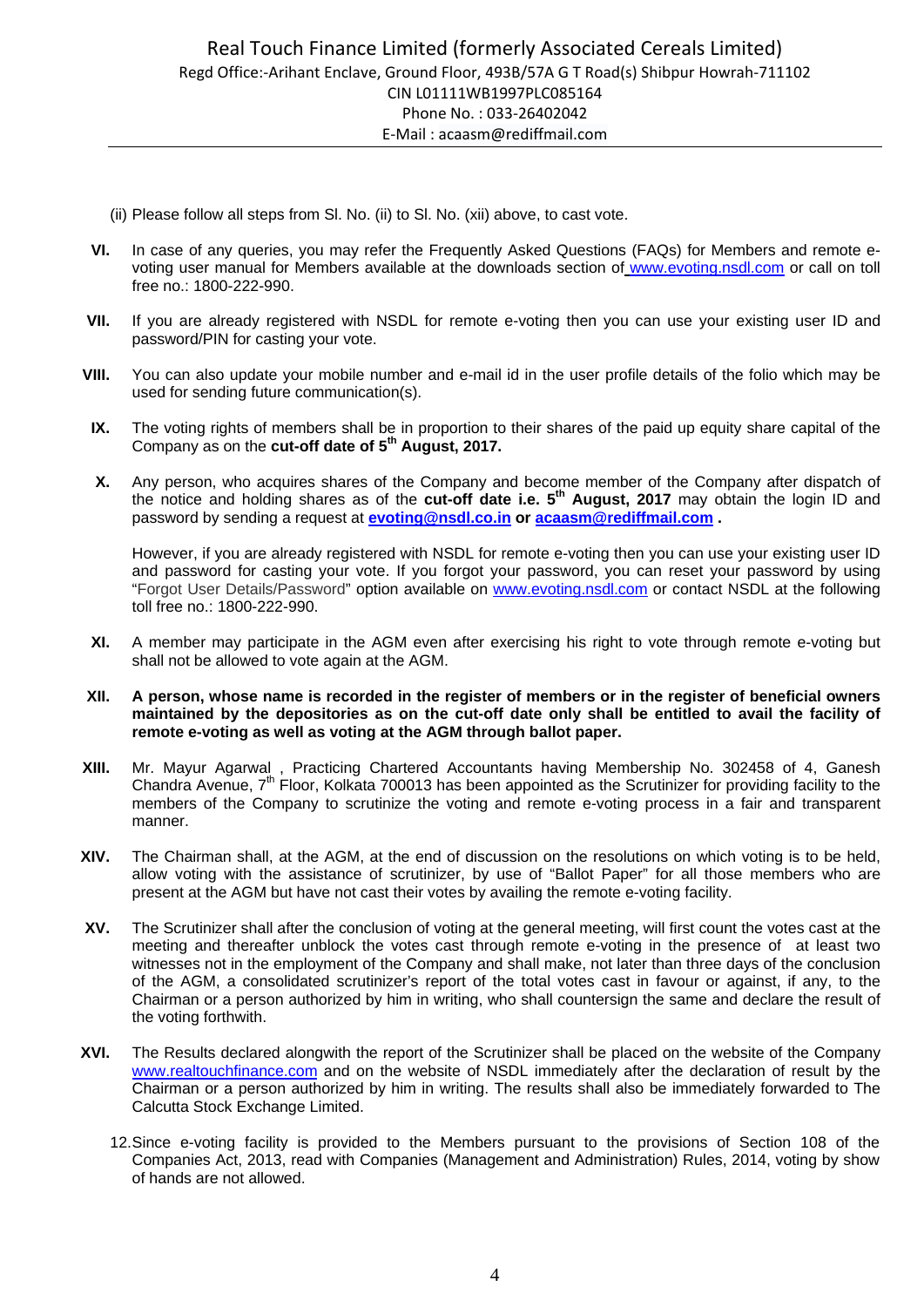(ii) Please follow all steps from Sl. No. (ii) to Sl. No. (xii) above, to cast vote.

**VI.** In case of any queries, you may refer the Frequently Asked Questions (FAQs) for Members and remote e-voting user manual for Members available at the downloads section of www.evoting.nsdl.com or call on toll free no.: 1800-222-990.

**VII.** If you are already registered with NSDL for remote e-voting then you can use your existing user ID and password/PIN for casting your vote.

**VIII.** You can also update your mobile number and e-mail id in the user profile details of the folio which may be used for sending future communication(s).

**IX.** The voting rights of members shall be in proportion to their shares of the paid up equity share capital of the Company as on the **cut-off date of 5th August, 2017.**

**X.** Any person, who acquires shares of the Company and become member of the Company after dispatch of the notice and holding shares as of the **cut-off date i.e. 5th August, 2017** may obtain the login ID and password by sending a request at **evoting@nsdl.co.in or acaasm@rediffmail.com .**

However, if you are already registered with NSDL for remote e-voting then you can use your existing user ID and password for casting your vote. If you forgot your password, you can reset your password by using "Forgot User Details/Password" option available on www.evoting.nsdl.com or contact NSDL at the following toll free no.: 1800-222-990.

**XI.** A member may participate in the AGM even after exercising his right to vote through remote e-voting but shall not be allowed to vote again at the AGM.

**XII.** **A person, whose name is recorded in the register of members or in the register of beneficial owners maintained by the depositories as on the cut-off date only shall be entitled to avail the facility of remote e-voting as well as voting at the AGM through ballot paper.**

**XIII.** Mr. Mayur Agarwal , Practicing Chartered Accountants having Membership No. 302458 of 4, Ganesh Chandra Avenue, 7th Floor, Kolkata 700013 has been appointed as the Scrutinizer for providing facility to the members of the Company to scrutinize the voting and remote e-voting process in a fair and transparent manner.

**XIV.** The Chairman shall, at the AGM, at the end of discussion on the resolutions on which voting is to be held, allow voting with the assistance of scrutinizer, by use of "Ballot Paper" for all those members who are present at the AGM but have not cast their votes by availing the remote e-voting facility.

**XV.** The Scrutinizer shall after the conclusion of voting at the general meeting, will first count the votes cast at the meeting and thereafter unblock the votes cast through remote e-voting in the presence of at least two witnesses not in the employment of the Company and shall make, not later than three days of the conclusion of the AGM, a consolidated scrutinizer's report of the total votes cast in favour or against, if any, to the Chairman or a person authorized by him in writing, who shall countersign the same and declare the result of the voting forthwith.

**XVI.** The Results declared alongwith the report of the Scrutinizer shall be placed on the website of the Company www.realtouchfinance.com and on the website of NSDL immediately after the declaration of result by the Chairman or a person authorized by him in writing. The results shall also be immediately forwarded to The Calcutta Stock Exchange Limited.

12. Since e-voting facility is provided to the Members pursuant to the provisions of Section 108 of the Companies Act, 2013, read with Companies (Management and Administration) Rules, 2014, voting by show of hands are not allowed.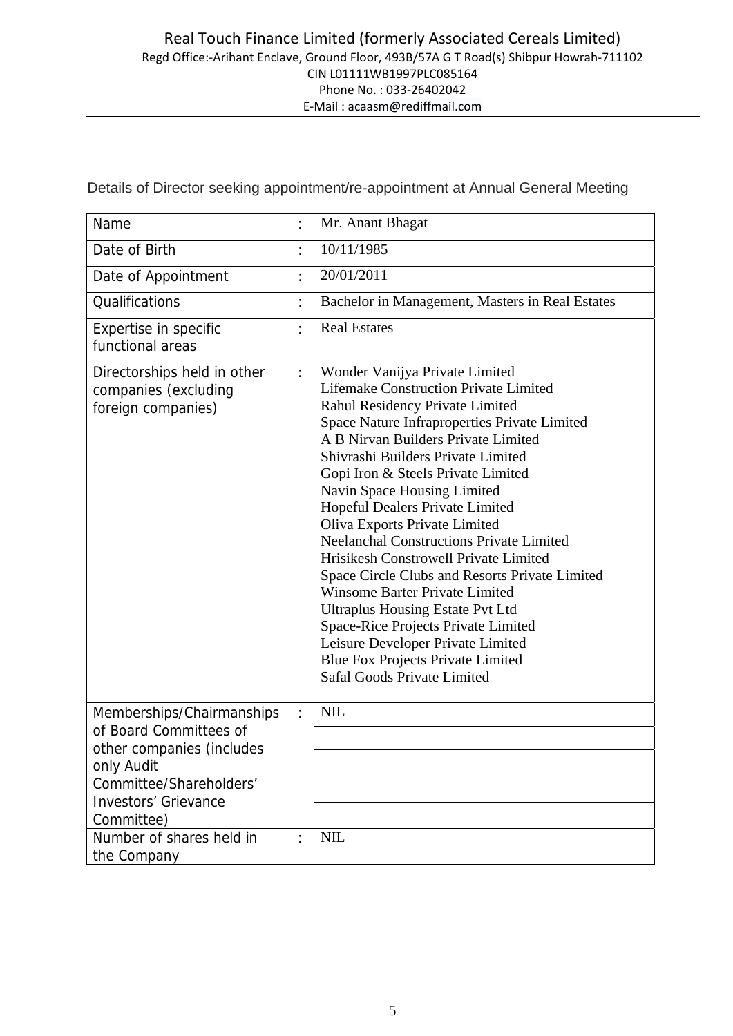Real Touch Finance Limited (formerly Associated Cereals Limited)
Regd Office:-Arihant Enclave, Ground Floor, 493B/57A G T Road(s) Shibpur Howrah-711102
CIN L01111WB1997PLC085164
Phone No. : 033-26402042
E-Mail : acaasm@rediffmail.com

Details of Director seeking appointment/re-appointment at Annual General Meeting

| | | |
|---|---|---|
| Name | : | Mr. Anant Bhagat |
| Date of Birth | : | 10/11/1985 |
| Date of Appointment | : | 20/01/2011 |
| Qualifications | : | Bachelor in Management, Masters in Real Estates |
| Expertise in specific functional areas | : | Real Estates |
| Directorships held in other companies (excluding foreign companies) | : | Wonder Vanijya Private Limited<br>Lifemake Construction Private Limited<br>Rahul Residency Private Limited<br>Space Nature Infraproperties Private Limited<br>A B Nirvan Builders Private Limited<br>Shivrashi Builders Private Limited<br>Gopi Iron & Steels Private Limited<br>Navin Space Housing Limited<br>Hopeful Dealers Private Limited<br>Oliva Exports Private Limited<br>Neelanchal Constructions Private Limited<br>Hrisikesh Constrowell Private Limited<br>Space Circle Clubs and Resorts Private Limited<br>Winsome Barter Private Limited<br>Ultraplus Housing Estate Pvt Ltd<br>Space-Rice Projects Private Limited<br>Leisure Developer Private Limited<br>Blue Fox Projects Private Limited<br>Safal Goods Private Limited |
| Memberships/Chairmanships of Board Committees of other companies (includes only Audit Committee/Shareholders' Investors' Grievance Committee) | : | NIL |
| Number of shares held in the Company | : | NIL |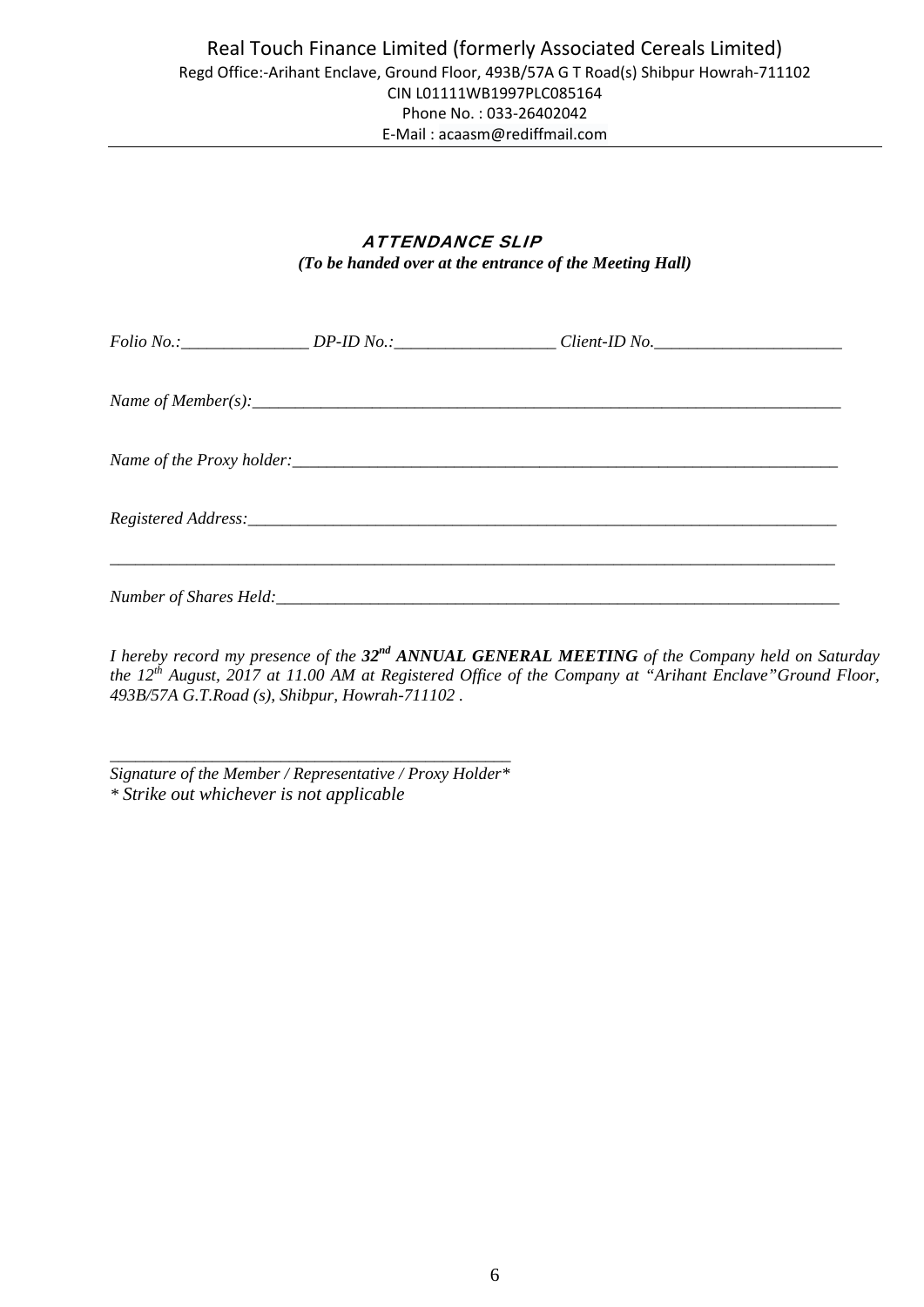Real Touch Finance Limited (formerly Associated Cereals Limited)
Regd Office:-Arihant Enclave, Ground Floor, 493B/57A G T Road(s) Shibpur Howrah-711102
CIN L01111WB1997PLC085164
Phone No. : 033-26402042
E-Mail : acaasm@rediffmail.com

## ATTENDANCE SLIP

***(To be handed over at the entrance of the Meeting Hall)***

*Folio No.:_______________ DP-ID No.:___________________ Client-ID No.______________________*

*Name of Member(s):________________________________________________________________________*

*Name of the Proxy holder:___________________________________________________________________*

*Registered Address:________________________________________________________________________*

*_______________________________________________________________________________________*

*Number of Shares Held:_____________________________________________________________________*

*I hereby record my presence of the **32nd ANNUAL GENERAL MEETING** of the Company held on Saturday the 12th August, 2017 at 11.00 AM at Registered Office of the Company at "Arihant Enclave"Ground Floor, 493B/57A G.T.Road (s), Shibpur, Howrah-711102 .*

_____________________________________________

*Signature of the Member / Representative / Proxy Holder**
** Strike out whichever is not applicable*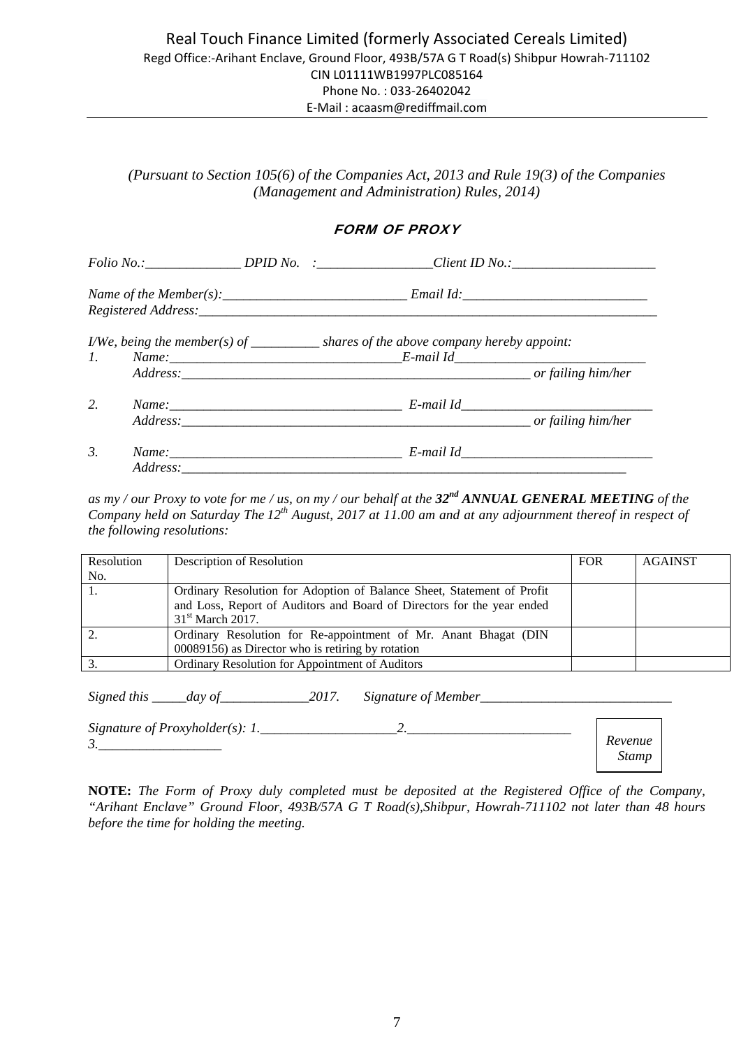Real Touch Finance Limited (formerly Associated Cereals Limited)
Regd Office:-Arihant Enclave, Ground Floor, 493B/57A G T Road(s) Shibpur Howrah-711102
CIN L01111WB1997PLC085164
Phone No. : 033-26402042
E-Mail : acaasm@rediffmail.com

*(Pursuant to Section 105(6) of the Companies Act, 2013 and Rule 19(3) of the Companies (Management and Administration) Rules, 2014)*

## FORM OF PROXY

*Folio No.:______________ DPID No. :________________Client ID No.:_____________________*

*Name of the Member(s):___________________________ Email Id:___________________________*
*Registered Address:_____________________________________________________________________*

*I/We, being the member(s) of __________ shares of the above company hereby appoint:*

1. *Name:___________________________________E-mail Id_____________________________*
   *Address:_____________________________________________________ or failing him/her*

2. *Name:___________________________________ E-mail Id_____________________________*
   *Address:_____________________________________________________ or failing him/her*

3. *Name:___________________________________ E-mail Id_____________________________*
   *Address:____________________________________________________________________*

*as my / our Proxy to vote for me / us, on my / our behalf at the **32nd ANNUAL GENERAL MEETING** of the Company held on Saturday The 12th August, 2017 at 11.00 am and at any adjournment thereof in respect of the following resolutions:*

| Resolution No. | Description of Resolution | FOR | AGAINST |
|---|---|---|---|
| 1. | Ordinary Resolution for Adoption of Balance Sheet, Statement of Profit and Loss, Report of Auditors and Board of Directors for the year ended 31st March 2017. | | |
| 2. | Ordinary Resolution for Re-appointment of Mr. Anant Bhagat (DIN 00089156) as Director who is retiring by rotation | | |
| 3. | Ordinary Resolution for Appointment of Auditors | | |

*Signed this _____day of_____________2017. Signature of Member____________________________*

*Signature of Proxyholder(s): 1.____________________2.________________________*
*3.__________________*

*Revenue Stamp*

**NOTE:** *The Form of Proxy duly completed must be deposited at the Registered Office of the Company, "Arihant Enclave" Ground Floor, 493B/57A G T Road(s),Shibpur, Howrah-711102 not later than 48 hours before the time for holding the meeting.*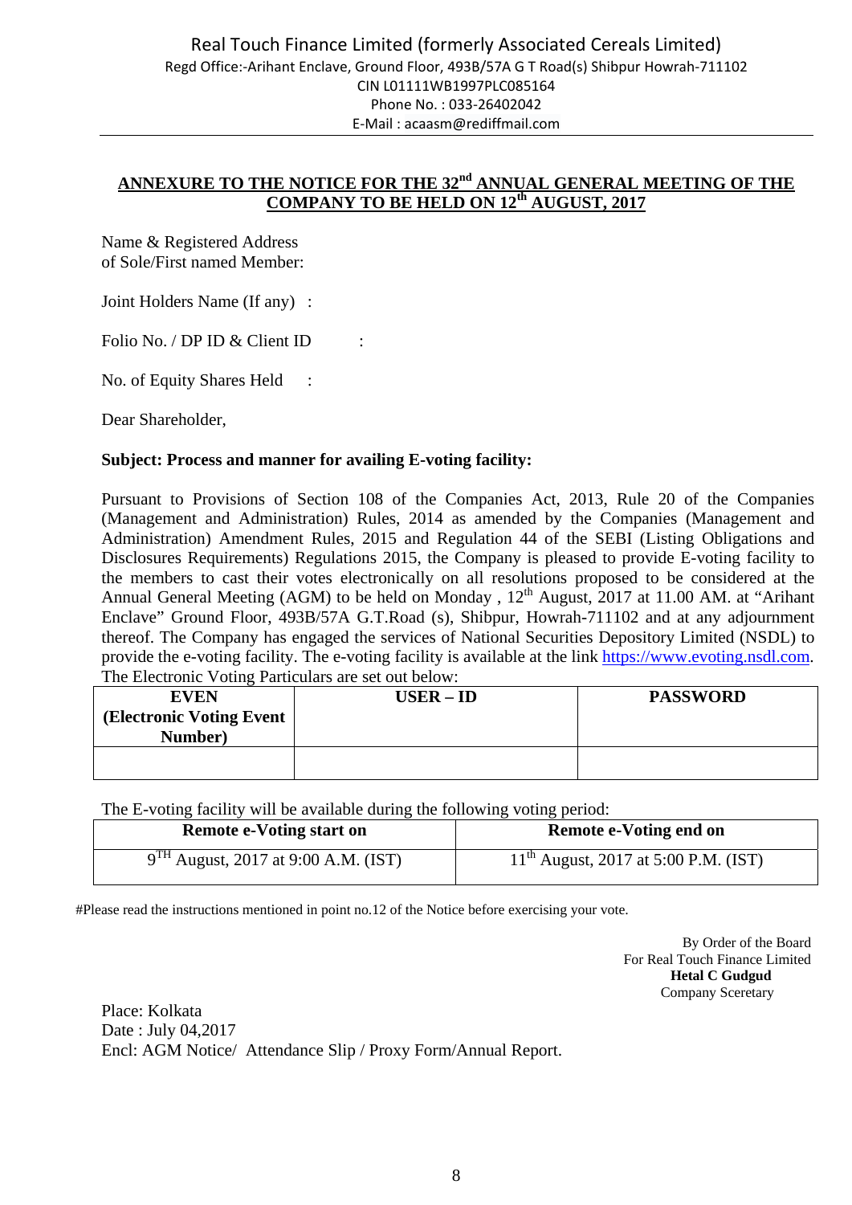Real Touch Finance Limited (formerly Associated Cereals Limited)
Regd Office:-Arihant Enclave, Ground Floor, 493B/57A G T Road(s) Shibpur Howrah-711102
CIN L01111WB1997PLC085164
Phone No. : 033-26402042
E-Mail : acaasm@rediffmail.com

## ANNEXURE TO THE NOTICE FOR THE 32nd ANNUAL GENERAL MEETING OF THE COMPANY TO BE HELD ON 12th AUGUST, 2017

Name & Registered Address
of Sole/First named Member:

Joint Holders Name (If any) :

Folio No. / DP ID & Client ID :

No. of Equity Shares Held :

Dear Shareholder,

**Subject: Process and manner for availing E-voting facility:**

Pursuant to Provisions of Section 108 of the Companies Act, 2013, Rule 20 of the Companies (Management and Administration) Rules, 2014 as amended by the Companies (Management and Administration) Amendment Rules, 2015 and Regulation 44 of the SEBI (Listing Obligations and Disclosures Requirements) Regulations 2015, the Company is pleased to provide E-voting facility to the members to cast their votes electronically on all resolutions proposed to be considered at the Annual General Meeting (AGM) to be held on Monday , 12th August, 2017 at 11.00 AM. at "Arihant Enclave" Ground Floor, 493B/57A G.T.Road (s), Shibpur, Howrah-711102 and at any adjournment thereof. The Company has engaged the services of National Securities Depository Limited (NSDL) to provide the e-voting facility. The e-voting facility is available at the link https://www.evoting.nsdl.com. The Electronic Voting Particulars are set out below:

| EVEN (Electronic Voting Event Number) | USER – ID | PASSWORD |
|---|---|---|
| | | |

The E-voting facility will be available during the following voting period:

| Remote e-Voting start on | Remote e-Voting end on |
|---|---|
| 9TH August, 2017 at 9:00 A.M. (IST) | 11th August, 2017 at 5:00 P.M. (IST) |

#Please read the instructions mentioned in point no.12 of the Notice before exercising your vote.

By Order of the Board
For Real Touch Finance Limited
**Hetal C Gudgud**
Company Sceretary

Place: Kolkata
Date : July 04,2017
Encl: AGM Notice/ Attendance Slip / Proxy Form/Annual Report.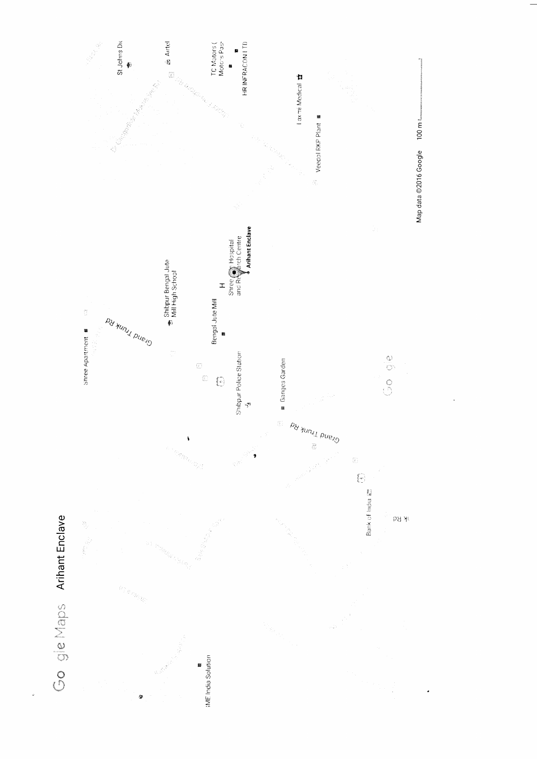Google Maps Arihant Enclave

Shree Apartment

Grand Trunk Rd

Shibpur Bengal Jute Mill High School

Bengal Jute Mill

Shree Jain Hospital and Research Centre

Arihant Enclave

Shibpur Police Station

Ganges Garden

Grand Trunk Rd

Bank of India

St Johns Dic

Airtel

TC Motors (Motors Pas

HR INFRACON LTD

Laxmi Medical

Veecol RKP Plant

SME India Solution

Map data ©2016 Google 100 m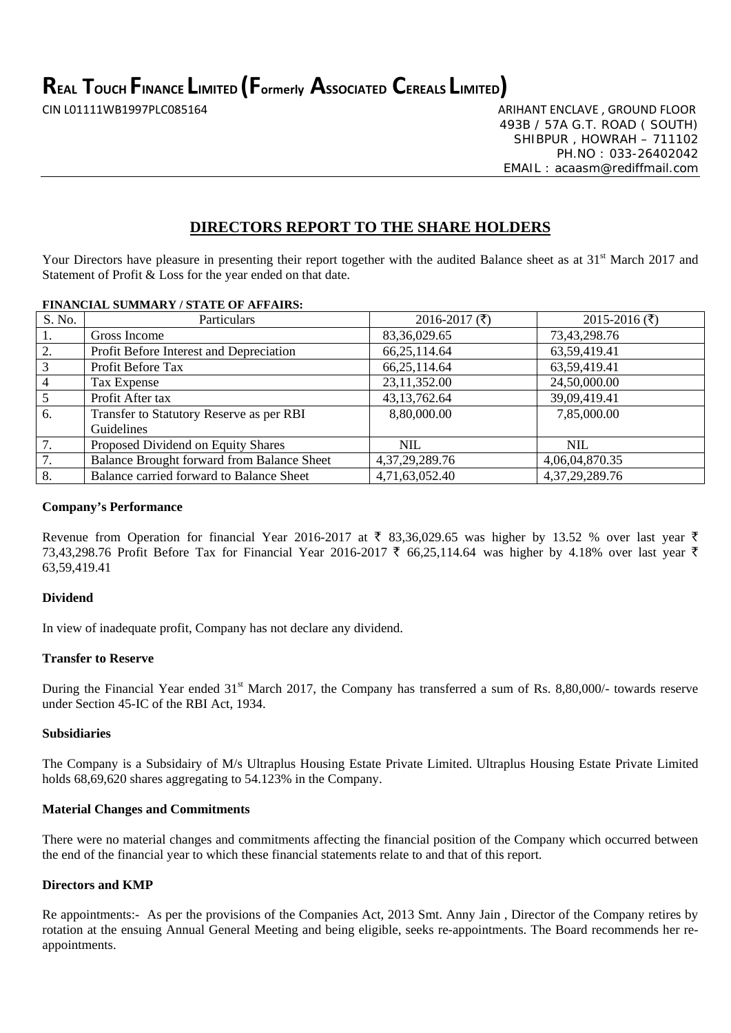# REAL TOUCH FINANCE LIMITED (Formerly ASSOCIATED CEREALS LIMITED)

CIN L01111WB1997PLC085164

ARIHANT ENCLAVE , GROUND FLOOR
493B / 57A G.T. ROAD ( SOUTH)
SHIBPUR , HOWRAH – 711102
PH.NO : 033-26402042
EMAIL : acaasm@rediffmail.com

## DIRECTORS REPORT TO THE SHARE HOLDERS

Your Directors have pleasure in presenting their report together with the audited Balance sheet as at 31st March 2017 and Statement of Profit & Loss for the year ended on that date.

**FINANCIAL SUMMARY / STATE OF AFFAIRS:**

| S. No. | Particulars | 2016-2017 (₹) | 2015-2016 (₹) |
|---|---|---|---|
| 1. | Gross Income | 83,36,029.65 | 73,43,298.76 |
| 2. | Profit Before Interest and Depreciation | 66,25,114.64 | 63,59,419.41 |
| 3 | Profit Before Tax | 66,25,114.64 | 63,59,419.41 |
| 4 | Tax Expense | 23,11,352.00 | 24,50,000.00 |
| 5 | Profit After tax | 43,13,762.64 | 39,09,419.41 |
| 6. | Transfer to Statutory Reserve as per RBI Guidelines | 8,80,000.00 | 7,85,000.00 |
| 7. | Proposed Dividend on Equity Shares | NIL | NIL |
| 7. | Balance Brought forward from Balance Sheet | 4,37,29,289.76 | 4,06,04,870.35 |
| 8. | Balance carried forward to Balance Sheet | 4,71,63,052.40 | 4,37,29,289.76 |

**Company's Performance**

Revenue from Operation for financial Year 2016-2017 at ₹ 83,36,029.65 was higher by 13.52 % over last year ₹ 73,43,298.76 Profit Before Tax for Financial Year 2016-2017 ₹ 66,25,114.64 was higher by 4.18% over last year ₹ 63,59,419.41

**Dividend**

In view of inadequate profit, Company has not declare any dividend.

**Transfer to Reserve**

During the Financial Year ended 31st March 2017, the Company has transferred a sum of Rs. 8,80,000/- towards reserve under Section 45-IC of the RBI Act, 1934.

**Subsidiaries**

The Company is a Subsidairy of M/s Ultraplus Housing Estate Private Limited. Ultraplus Housing Estate Private Limited holds 68,69,620 shares aggregating to 54.123% in the Company.

**Material Changes and Commitments**

There were no material changes and commitments affecting the financial position of the Company which occurred between the end of the financial year to which these financial statements relate to and that of this report.

**Directors and KMP**

Re appointments:- As per the provisions of the Companies Act, 2013 Smt. Anny Jain , Director of the Company retires by rotation at the ensuing Annual General Meeting and being eligible, seeks re-appointments. The Board recommends her re-appointments.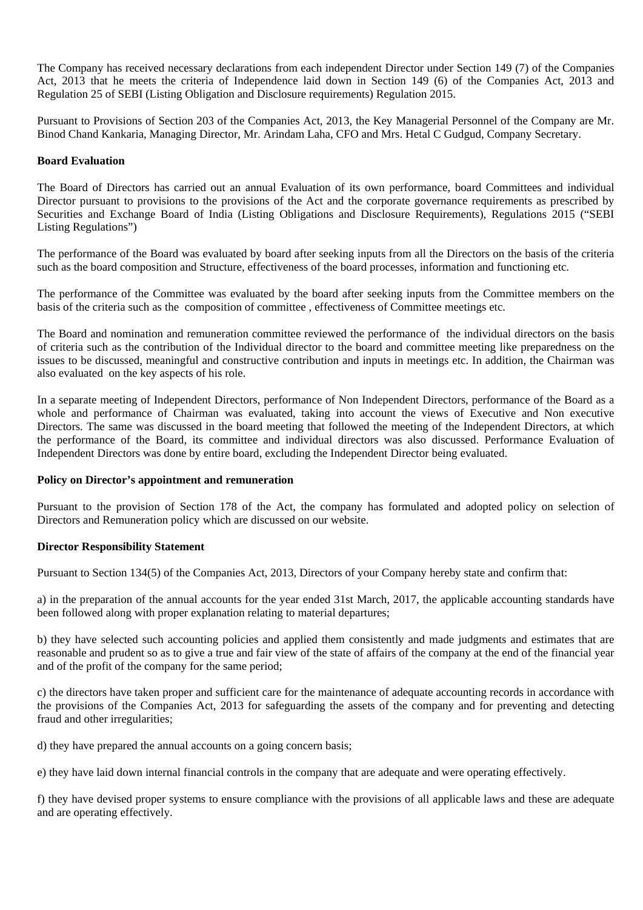The Company has received necessary declarations from each independent Director under Section 149 (7) of the Companies Act, 2013 that he meets the criteria of Independence laid down in Section 149 (6) of the Companies Act, 2013 and Regulation 25 of SEBI (Listing Obligation and Disclosure requirements) Regulation 2015.

Pursuant to Provisions of Section 203 of the Companies Act, 2013, the Key Managerial Personnel of the Company are Mr. Binod Chand Kankaria, Managing Director, Mr. Arindam Laha, CFO and Mrs. Hetal C Gudgud, Company Secretary.

**Board Evaluation**

The Board of Directors has carried out an annual Evaluation of its own performance, board Committees and individual Director pursuant to provisions to the provisions of the Act and the corporate governance requirements as prescribed by Securities and Exchange Board of India (Listing Obligations and Disclosure Requirements), Regulations 2015 ("SEBI Listing Regulations")

The performance of the Board was evaluated by board after seeking inputs from all the Directors on the basis of the criteria such as the board composition and Structure, effectiveness of the board processes, information and functioning etc.

The performance of the Committee was evaluated by the board after seeking inputs from the Committee members on the basis of the criteria such as the composition of committee , effectiveness of Committee meetings etc.

The Board and nomination and remuneration committee reviewed the performance of the individual directors on the basis of criteria such as the contribution of the Individual director to the board and committee meeting like preparedness on the issues to be discussed, meaningful and constructive contribution and inputs in meetings etc. In addition, the Chairman was also evaluated on the key aspects of his role.

In a separate meeting of Independent Directors, performance of Non Independent Directors, performance of the Board as a whole and performance of Chairman was evaluated, taking into account the views of Executive and Non executive Directors. The same was discussed in the board meeting that followed the meeting of the Independent Directors, at which the performance of the Board, its committee and individual directors was also discussed. Performance Evaluation of Independent Directors was done by entire board, excluding the Independent Director being evaluated.

**Policy on Director's appointment and remuneration**

Pursuant to the provision of Section 178 of the Act, the company has formulated and adopted policy on selection of Directors and Remuneration policy which are discussed on our website.

**Director Responsibility Statement**

Pursuant to Section 134(5) of the Companies Act, 2013, Directors of your Company hereby state and confirm that:

a) in the preparation of the annual accounts for the year ended 31st March, 2017, the applicable accounting standards have been followed along with proper explanation relating to material departures;

b) they have selected such accounting policies and applied them consistently and made judgments and estimates that are reasonable and prudent so as to give a true and fair view of the state of affairs of the company at the end of the financial year and of the profit of the company for the same period;

c) the directors have taken proper and sufficient care for the maintenance of adequate accounting records in accordance with the provisions of the Companies Act, 2013 for safeguarding the assets of the company and for preventing and detecting fraud and other irregularities;

d) they have prepared the annual accounts on a going concern basis;

e) they have laid down internal financial controls in the company that are adequate and were operating effectively.

f) they have devised proper systems to ensure compliance with the provisions of all applicable laws and these are adequate and are operating effectively.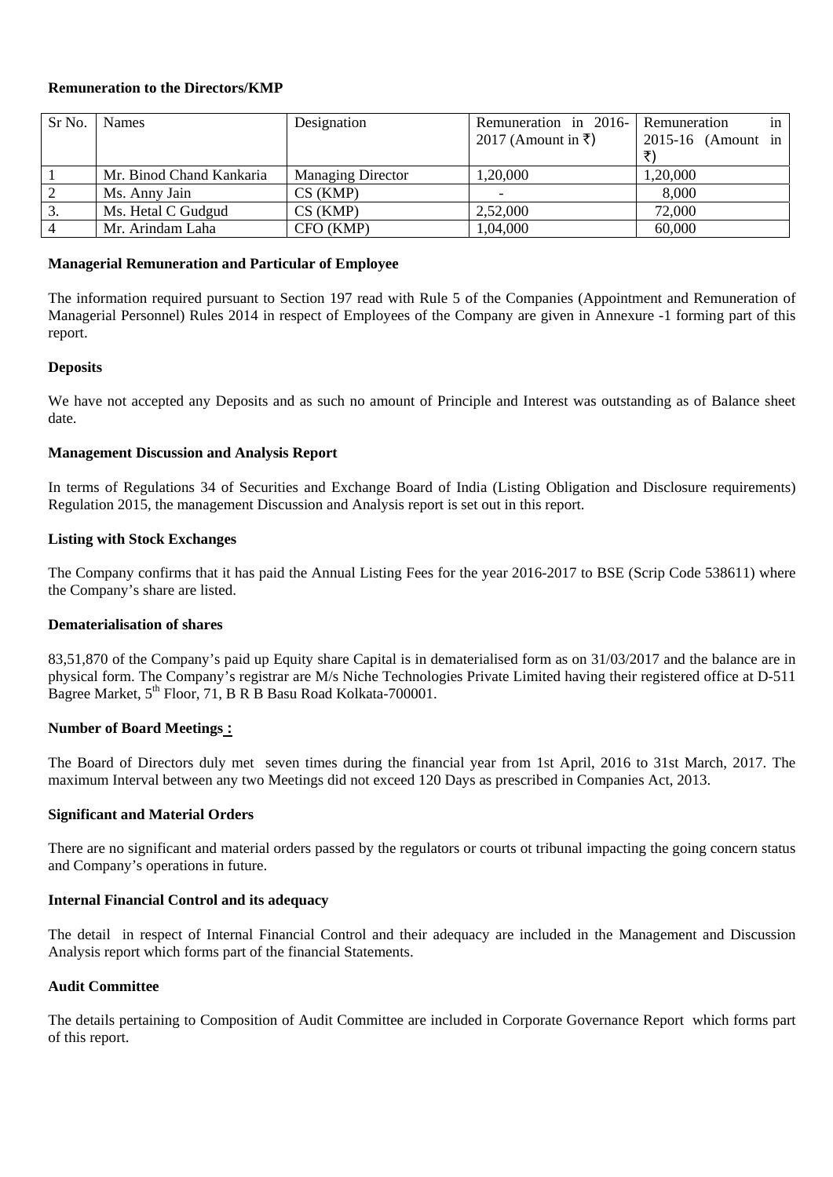**Remuneration to the Directors/KMP**

| Sr No. | Names | Designation | Remuneration in 2016-2017 (Amount in ₹) | Remuneration in 2015-16 (Amount in ₹) |
|---|---|---|---|---|
| 1 | Mr. Binod Chand Kankaria | Managing Director | 1,20,000 | 1,20,000 |
| 2 | Ms. Anny Jain | CS (KMP) | - | 8,000 |
| 3. | Ms. Hetal C Gudgud | CS (KMP) | 2,52,000 | 72,000 |
| 4 | Mr. Arindam Laha | CFO (KMP) | 1,04,000 | 60,000 |

**Managerial Remuneration and Particular of Employee**

The information required pursuant to Section 197 read with Rule 5 of the Companies (Appointment and Remuneration of Managerial Personnel) Rules 2014 in respect of Employees of the Company are given in Annexure -1 forming part of this report.

**Deposits**

We have not accepted any Deposits and as such no amount of Principle and Interest was outstanding as of Balance sheet date.

**Management Discussion and Analysis Report**

In terms of Regulations 34 of Securities and Exchange Board of India (Listing Obligation and Disclosure requirements) Regulation 2015, the management Discussion and Analysis report is set out in this report.

**Listing with Stock Exchanges**

The Company confirms that it has paid the Annual Listing Fees for the year 2016-2017 to BSE (Scrip Code 538611) where the Company's share are listed.

**Dematerialisation of shares**

83,51,870 of the Company's paid up Equity share Capital is in dematerialised form as on 31/03/2017 and the balance are in physical form. The Company's registrar are M/s Niche Technologies Private Limited having their registered office at D-511 Bagree Market, 5th Floor, 71, B R B Basu Road Kolkata-700001.

**Number of Board Meetings :**

The Board of Directors duly met seven times during the financial year from 1st April, 2016 to 31st March, 2017. The maximum Interval between any two Meetings did not exceed 120 Days as prescribed in Companies Act, 2013.

**Significant and Material Orders**

There are no significant and material orders passed by the regulators or courts ot tribunal impacting the going concern status and Company's operations in future.

**Internal Financial Control and its adequacy**

The detail in respect of Internal Financial Control and their adequacy are included in the Management and Discussion Analysis report which forms part of the financial Statements.

**Audit Committee**

The details pertaining to Composition of Audit Committee are included in Corporate Governance Report which forms part of this report.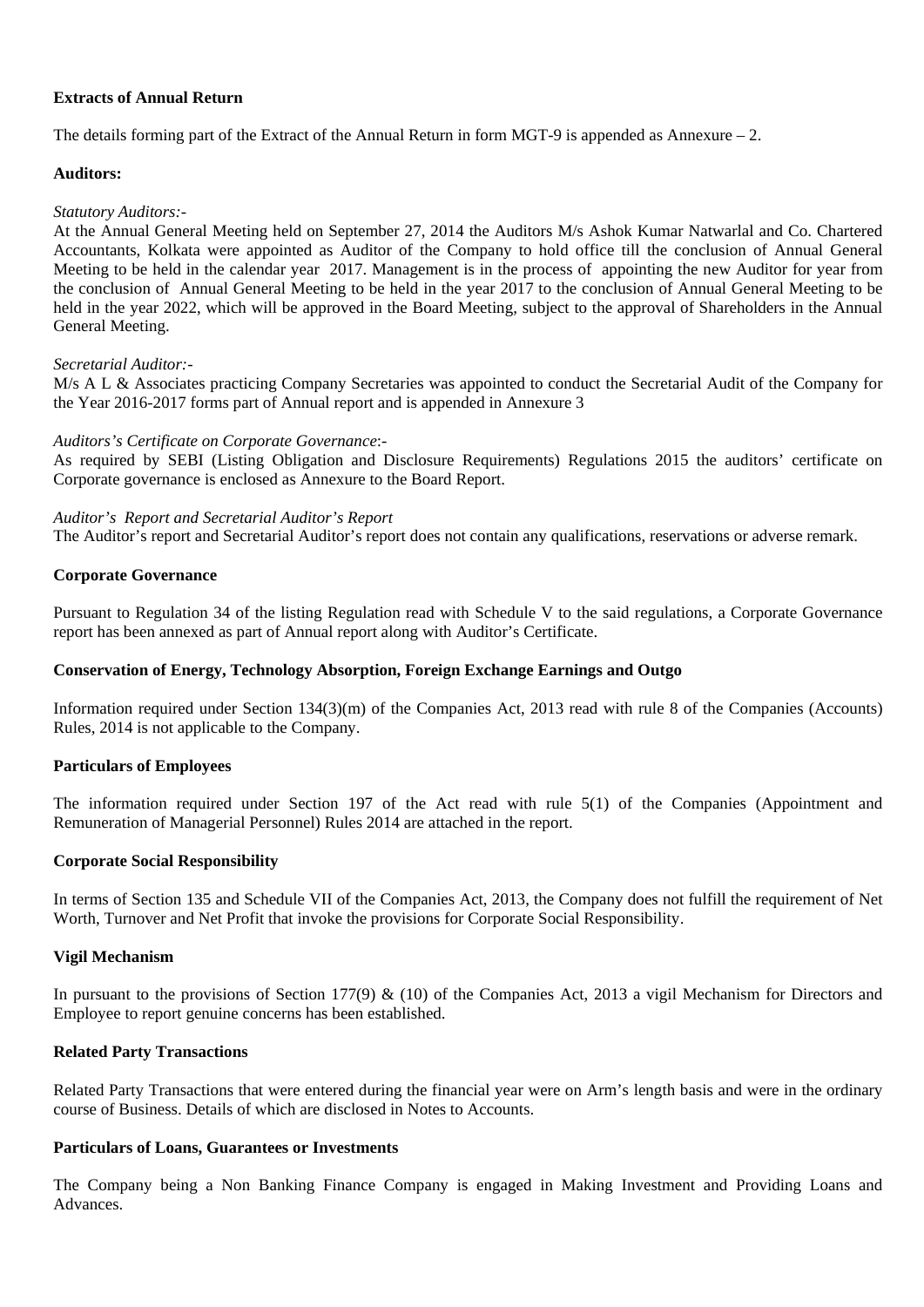**Extracts of Annual Return**

The details forming part of the Extract of the Annual Return in form MGT-9 is appended as Annexure – 2.

**Auditors:**

*Statutory Auditors:-*

At the Annual General Meeting held on September 27, 2014 the Auditors M/s Ashok Kumar Natwarlal and Co. Chartered Accountants, Kolkata were appointed as Auditor of the Company to hold office till the conclusion of Annual General Meeting to be held in the calendar year 2017. Management is in the process of appointing the new Auditor for year from the conclusion of Annual General Meeting to be held in the year 2017 to the conclusion of Annual General Meeting to be held in the year 2022, which will be approved in the Board Meeting, subject to the approval of Shareholders in the Annual General Meeting.

*Secretarial Auditor:-*

M/s A L & Associates practicing Company Secretaries was appointed to conduct the Secretarial Audit of the Company for the Year 2016-2017 forms part of Annual report and is appended in Annexure 3

*Auditors's Certificate on Corporate Governance*:-

As required by SEBI (Listing Obligation and Disclosure Requirements) Regulations 2015 the auditors' certificate on Corporate governance is enclosed as Annexure to the Board Report.

*Auditor's Report and Secretarial Auditor's Report*

The Auditor's report and Secretarial Auditor's report does not contain any qualifications, reservations or adverse remark.

**Corporate Governance**

Pursuant to Regulation 34 of the listing Regulation read with Schedule V to the said regulations, a Corporate Governance report has been annexed as part of Annual report along with Auditor's Certificate.

**Conservation of Energy, Technology Absorption, Foreign Exchange Earnings and Outgo**

Information required under Section 134(3)(m) of the Companies Act, 2013 read with rule 8 of the Companies (Accounts) Rules, 2014 is not applicable to the Company.

**Particulars of Employees**

The information required under Section 197 of the Act read with rule 5(1) of the Companies (Appointment and Remuneration of Managerial Personnel) Rules 2014 are attached in the report.

**Corporate Social Responsibility**

In terms of Section 135 and Schedule VII of the Companies Act, 2013, the Company does not fulfill the requirement of Net Worth, Turnover and Net Profit that invoke the provisions for Corporate Social Responsibility.

**Vigil Mechanism**

In pursuant to the provisions of Section 177(9) & (10) of the Companies Act, 2013 a vigil Mechanism for Directors and Employee to report genuine concerns has been established.

**Related Party Transactions**

Related Party Transactions that were entered during the financial year were on Arm's length basis and were in the ordinary course of Business. Details of which are disclosed in Notes to Accounts.

**Particulars of Loans, Guarantees or Investments**

The Company being a Non Banking Finance Company is engaged in Making Investment and Providing Loans and Advances.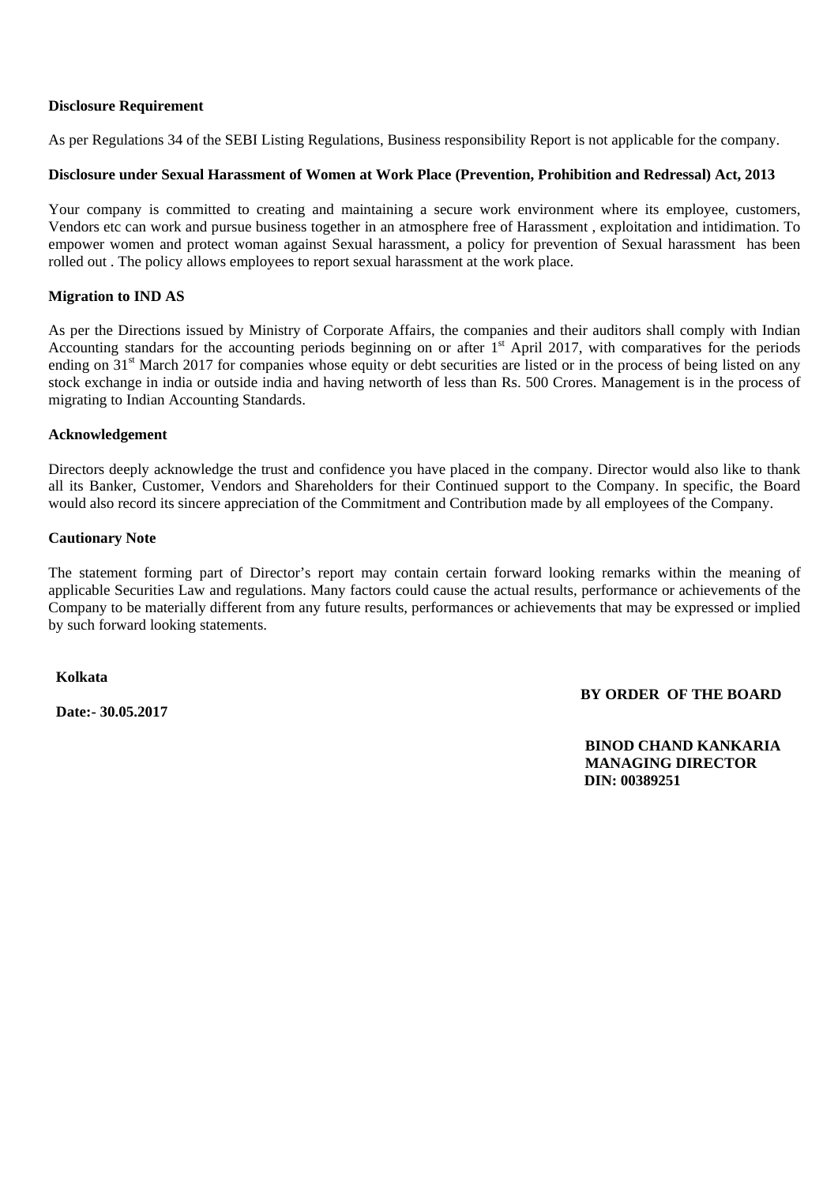**Disclosure Requirement**

As per Regulations 34 of the SEBI Listing Regulations, Business responsibility Report is not applicable for the company.

**Disclosure under Sexual Harassment of Women at Work Place (Prevention, Prohibition and Redressal) Act, 2013**

Your company is committed to creating and maintaining a secure work environment where its employee, customers, Vendors etc can work and pursue business together in an atmosphere free of Harassment , exploitation and intidimation. To empower women and protect woman against Sexual harassment, a policy for prevention of Sexual harassment has been rolled out . The policy allows employees to report sexual harassment at the work place.

**Migration to IND AS**

As per the Directions issued by Ministry of Corporate Affairs, the companies and their auditors shall comply with Indian Accounting standards for the accounting periods beginning on or after 1st April 2017, with comparatives for the periods ending on 31st March 2017 for companies whose equity or debt securities are listed or in the process of being listed on any stock exchange in india or outside india and having networth of less than Rs. 500 Crores. Management is in the process of migrating to Indian Accounting Standards.

**Acknowledgement**

Directors deeply acknowledge the trust and confidence you have placed in the company. Director would also like to thank all its Banker, Customer, Vendors and Shareholders for their Continued support to the Company. In specific, the Board would also record its sincere appreciation of the Commitment and Contribution made by all employees of the Company.

**Cautionary Note**

The statement forming part of Director's report may contain certain forward looking remarks within the meaning of applicable Securities Law and regulations. Many factors could cause the actual results, performance or achievements of the Company to be materially different from any future results, performances or achievements that may be expressed or implied by such forward looking statements.

**Kolkata**

**Date:- 30.05.2017**

**BY ORDER OF THE BOARD**

**BINOD CHAND KANKARIA**
**MANAGING DIRECTOR**
**DIN: 00389251**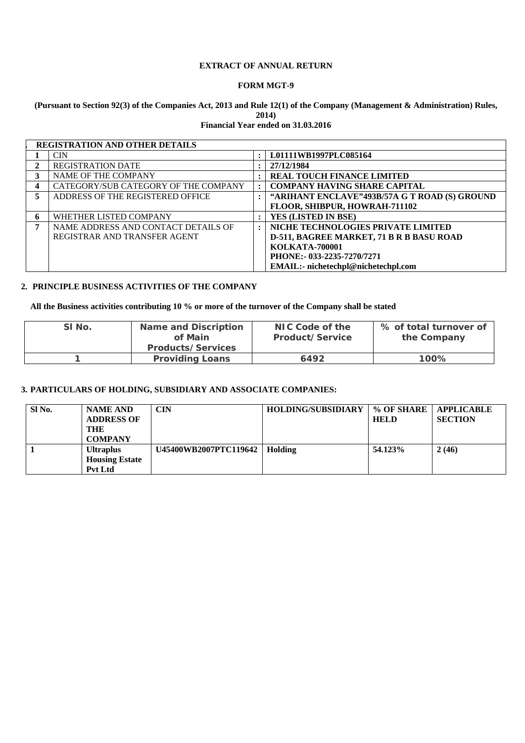**EXTRACT OF ANNUAL RETURN**

**FORM MGT-9**

**(Pursuant to Section 92(3) of the Companies Act, 2013 and Rule 12(1) of the Company (Management & Administration) Rules, 2014)**
**Financial Year ended on 31.03.2016**

| . | REGISTRATION AND OTHER DETAILS | | |
|---|---|---|---|
| 1 | CIN | : | **L01111WB1997PLC085164** |
| 2 | REGISTRATION DATE | : | **27/12/1984** |
| 3 | NAME OF THE COMPANY | : | **REAL TOUCH FINANCE LIMITED** |
| 4 | CATEGORY/SUB CATEGORY OF THE COMPANY | : | **COMPANY HAVING SHARE CAPITAL** |
| 5 | ADDRESS OF THE REGISTERED OFFICE | : | **"ARIHANT ENCLAVE"493B/57A G T ROAD (S) GROUND FLOOR, SHIBPUR, HOWRAH-711102** |
| 6 | WHETHER LISTED COMPANY | : | **YES (LISTED IN BSE)** |
| 7 | NAME ADDRESS AND CONTACT DETAILS OF REGISTRAR AND TRANSFER AGENT | : | **NICHE TECHNOLOGIES PRIVATE LIMITED D-511, BAGREE MARKET, 71 B R B BASU ROAD KOLKATA-700001 PHONE:- 033-2235-7270/7271 EMAIL:- nichetechpl@nichetechpl.com** |

## 2. PRINCIPLE BUSINESS ACTIVITIES OF THE COMPANY

**All the Business activities contributing 10 % or more of the turnover of the Company shall be stated**

| Sl No. | Name and Discription of Main Products/Services | NIC Code of the Product/Service | % of total turnover of the Company |
|---|---|---|---|
| 1 | Providing Loans | 6492 | 100% |

## 3. PARTICULARS OF HOLDING, SUBSIDIARY AND ASSOCIATE COMPANIES:

| Sl No. | NAME AND ADDRESS OF THE COMPANY | CIN | HOLDING/SUBSIDIARY | % OF SHARE HELD | APPLICABLE SECTION |
|---|---|---|---|---|---|
| 1 | **Ultraplus Housing Estate Pvt Ltd** | **U45400WB2007PTC119642** | **Holding** | **54.123%** | **2 (46)** |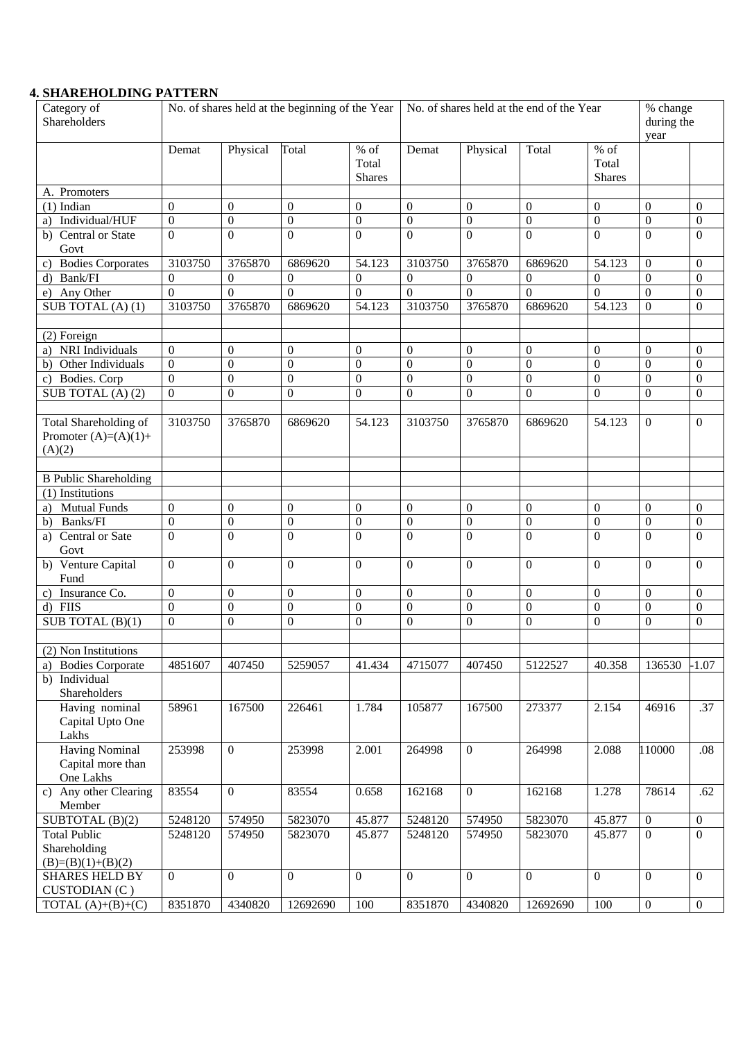## 4. SHAREHOLDING PATTERN

| Category of Shareholders | No. of shares held at the beginning of the Year | | | | No. of shares held at the end of the Year | | | | % change during the year | |
|---|---|---|---|---|---|---|---|---|---|---|
| | Demat | Physical | Total | % of Total Shares | Demat | Physical | Total | % of Total Shares | | |
| A. Promoters | | | | | | | | | | |
| (1) Indian | 0 | 0 | 0 | 0 | 0 | 0 | 0 | 0 | 0 | 0 |
| a) Individual/HUF | 0 | 0 | 0 | 0 | 0 | 0 | 0 | 0 | 0 | 0 |
| b) Central or State Govt | 0 | 0 | 0 | 0 | 0 | 0 | 0 | 0 | 0 | 0 |
| c) Bodies Corporates | 3103750 | 3765870 | 6869620 | 54.123 | 3103750 | 3765870 | 6869620 | 54.123 | 0 | 0 |
| d) Bank/FI | 0 | 0 | 0 | 0 | 0 | 0 | 0 | 0 | 0 | 0 |
| e) Any Other | 0 | 0 | 0 | 0 | 0 | 0 | 0 | 0 | 0 | 0 |
| SUB TOTAL (A) (1) | 3103750 | 3765870 | 6869620 | 54.123 | 3103750 | 3765870 | 6869620 | 54.123 | 0 | 0 |
| | | | | | | | | | | |
| (2) Foreign | | | | | | | | | | |
| a) NRI Individuals | 0 | 0 | 0 | 0 | 0 | 0 | 0 | 0 | 0 | 0 |
| b) Other Individuals | 0 | 0 | 0 | 0 | 0 | 0 | 0 | 0 | 0 | 0 |
| c) Bodies. Corp | 0 | 0 | 0 | 0 | 0 | 0 | 0 | 0 | 0 | 0 |
| SUB TOTAL (A) (2) | 0 | 0 | 0 | 0 | 0 | 0 | 0 | 0 | 0 | 0 |
| | | | | | | | | | | |
| Total Shareholding of Promoter (A)=(A)(1)+(A)(2) | 3103750 | 3765870 | 6869620 | 54.123 | 3103750 | 3765870 | 6869620 | 54.123 | 0 | 0 |
| | | | | | | | | | | |
| B Public Shareholding | | | | | | | | | | |
| (1) Institutions | | | | | | | | | | |
| a) Mutual Funds | 0 | 0 | 0 | 0 | 0 | 0 | 0 | 0 | 0 | 0 |
| b) Banks/FI | 0 | 0 | 0 | 0 | 0 | 0 | 0 | 0 | 0 | 0 |
| a) Central or Sate Govt | 0 | 0 | 0 | 0 | 0 | 0 | 0 | 0 | 0 | 0 |
| b) Venture Capital Fund | 0 | 0 | 0 | 0 | 0 | 0 | 0 | 0 | 0 | 0 |
| c) Insurance Co. | 0 | 0 | 0 | 0 | 0 | 0 | 0 | 0 | 0 | 0 |
| d) FIIS | 0 | 0 | 0 | 0 | 0 | 0 | 0 | 0 | 0 | 0 |
| SUB TOTAL (B)(1) | 0 | 0 | 0 | 0 | 0 | 0 | 0 | 0 | 0 | 0 |
| | | | | | | | | | | |
| (2) Non Institutions | | | | | | | | | | |
| a) Bodies Corporate | 4851607 | 407450 | 5259057 | 41.434 | 4715077 | 407450 | 5122527 | 40.358 | 136530 | -1.07 |
| b) Individual Shareholders | | | | | | | | | | |
| Having nominal Capital Upto One Lakhs | 58961 | 167500 | 226461 | 1.784 | 105877 | 167500 | 273377 | 2.154 | 46916 | .37 |
| Having Nominal Capital more than One Lakhs | 253998 | 0 | 253998 | 2.001 | 264998 | 0 | 264998 | 2.088 | 110000 | .08 |
| c) Any other Clearing Member | 83554 | 0 | 83554 | 0.658 | 162168 | 0 | 162168 | 1.278 | 78614 | .62 |
| SUBTOTAL (B)(2) | 5248120 | 574950 | 5823070 | 45.877 | 5248120 | 574950 | 5823070 | 45.877 | 0 | 0 |
| Total Public Shareholding (B)=(B)(1)+(B)(2) | 5248120 | 574950 | 5823070 | 45.877 | 5248120 | 574950 | 5823070 | 45.877 | 0 | 0 |
| SHARES HELD BY CUSTODIAN (C ) | 0 | 0 | 0 | 0 | 0 | 0 | 0 | 0 | 0 | 0 |
| TOTAL (A)+(B)+(C) | 8351870 | 4340820 | 12692690 | 100 | 8351870 | 4340820 | 12692690 | 100 | 0 | 0 |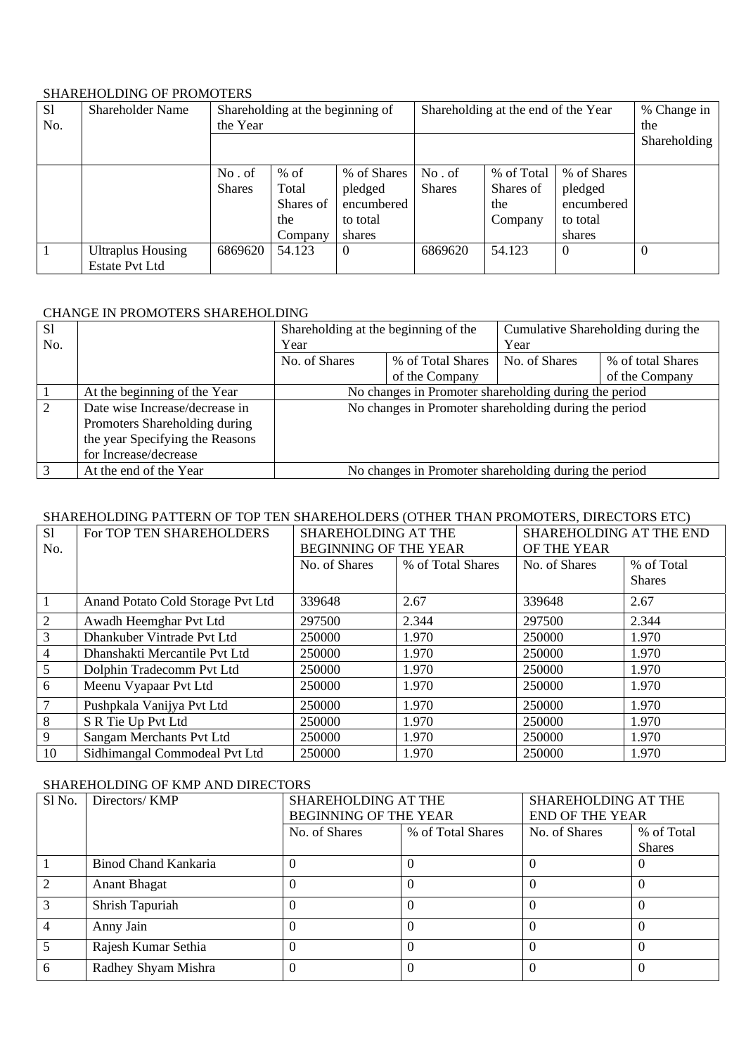SHAREHOLDING OF PROMOTERS

| Sl No. | Shareholder Name | Shareholding at the beginning of the Year | | | Shareholding at the end of the Year | | | % Change in the Shareholding |
|---|---|---|---|---|---|---|---|---|
| | | No . of Shares | % of Total Shares of the Company | % of Shares pledged encumbered to total shares | No . of Shares | % of Total Shares of the Company | % of Shares pledged encumbered to total shares | |
| 1 | Ultraplus Housing Estate Pvt Ltd | 6869620 | 54.123 | 0 | 6869620 | 54.123 | 0 | 0 |

CHANGE IN PROMOTERS SHAREHOLDING

| Sl No. | | Shareholding at the beginning of the Year | | Cumulative Shareholding during the Year | |
|---|---|---|---|---|---|
| | | No. of Shares | % of Total Shares of the Company | No. of Shares | % of total Shares of the Company |
| 1 | At the beginning of the Year | No changes in Promoter shareholding during the period | | | |
| 2 | Date wise Increase/decrease in Promoters Shareholding during the year Specifying the Reasons for Increase/decrease | No changes in Promoter shareholding during the period | | | |
| 3 | At the end of the Year | No changes in Promoter shareholding during the period | | | |

SHAREHOLDING PATTERN OF TOP TEN SHAREHOLDERS (OTHER THAN PROMOTERS, DIRECTORS ETC)

| Sl No. | For TOP TEN SHAREHOLDERS | SHAREHOLDING AT THE BEGINNING OF THE YEAR | | SHAREHOLDING AT THE END OF THE YEAR | |
|---|---|---|---|---|---|
| | | No. of Shares | % of Total Shares | No. of Shares | % of Total Shares |
| 1 | Anand Potato Cold Storage Pvt Ltd | 339648 | 2.67 | 339648 | 2.67 |
| 2 | Awadh Heemghar Pvt Ltd | 297500 | 2.344 | 297500 | 2.344 |
| 3 | Dhankuber Vintrade Pvt Ltd | 250000 | 1.970 | 250000 | 1.970 |
| 4 | Dhanshakti Mercantile Pvt Ltd | 250000 | 1.970 | 250000 | 1.970 |
| 5 | Dolphin Tradecomm Pvt Ltd | 250000 | 1.970 | 250000 | 1.970 |
| 6 | Meenu Vyapaar Pvt Ltd | 250000 | 1.970 | 250000 | 1.970 |
| 7 | Pushpkala Vanijya Pvt Ltd | 250000 | 1.970 | 250000 | 1.970 |
| 8 | S R Tie Up Pvt Ltd | 250000 | 1.970 | 250000 | 1.970 |
| 9 | Sangam Merchants Pvt Ltd | 250000 | 1.970 | 250000 | 1.970 |
| 10 | Sidhimangal Commodeal Pvt Ltd | 250000 | 1.970 | 250000 | 1.970 |

SHAREHOLDING OF KMP AND DIRECTORS

| Sl No. | Directors/ KMP | SHAREHOLDING AT THE BEGINNING OF THE YEAR | | SHAREHOLDING AT THE END OF THE YEAR | |
|---|---|---|---|---|---|
| | | No. of Shares | % of Total Shares | No. of Shares | % of Total Shares |
| 1 | Binod Chand Kankaria | 0 | 0 | 0 | 0 |
| 2 | Anant Bhagat | 0 | 0 | 0 | 0 |
| 3 | Shrish Tapuriah | 0 | 0 | 0 | 0 |
| 4 | Anny Jain | 0 | 0 | 0 | 0 |
| 5 | Rajesh Kumar Sethia | 0 | 0 | 0 | 0 |
| 6 | Radhey Shyam Mishra | 0 | 0 | 0 | 0 |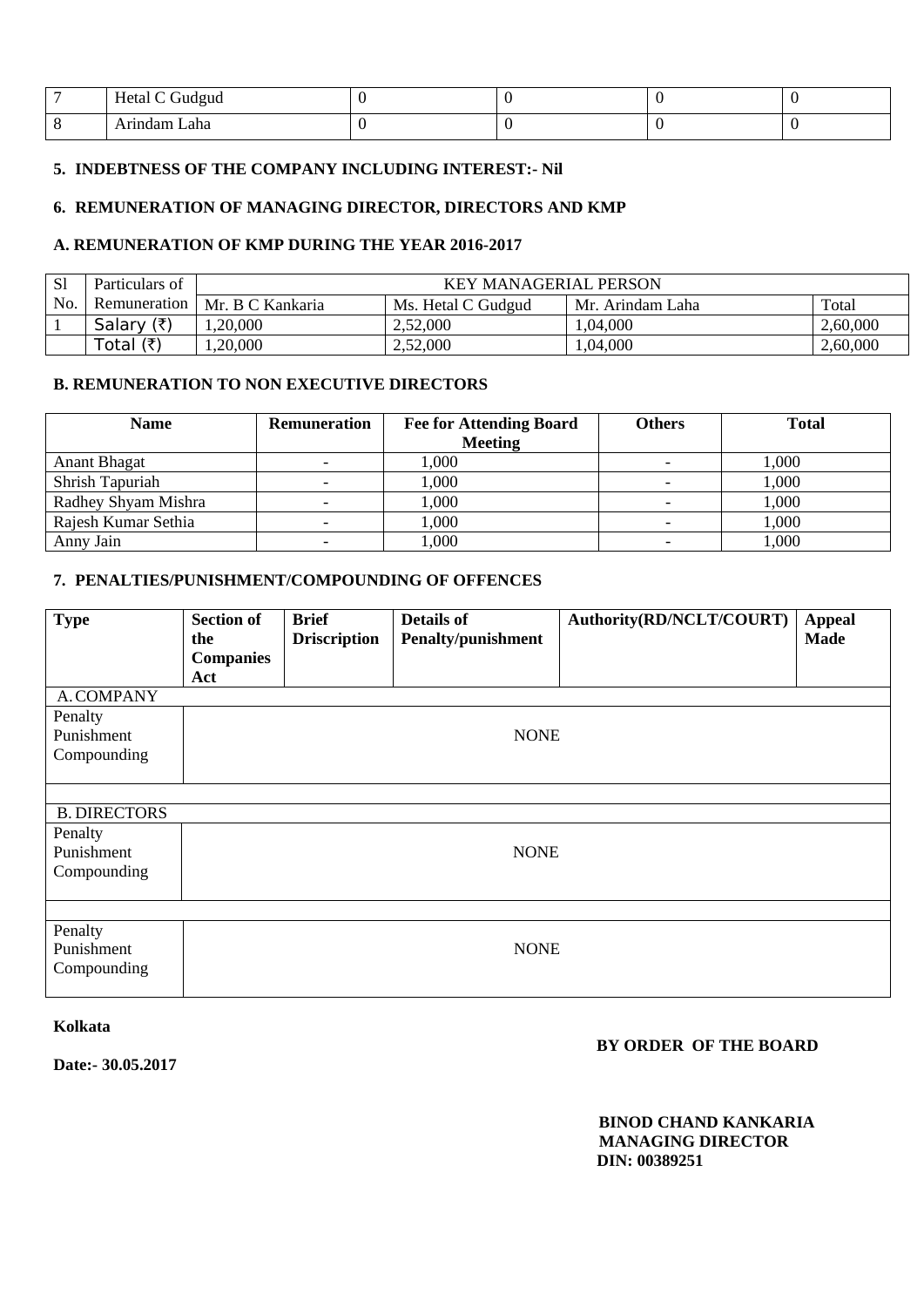| 7 | Hetal C Gudgud | 0 | 0 | 0 | 0 |
|---|---|---|---|---|---|
| 8 | Arindam Laha | 0 | 0 | 0 | 0 |

**5. INDEBTNESS OF THE COMPANY INCLUDING INTEREST:- Nil**

**6. REMUNERATION OF MANAGING DIRECTOR, DIRECTORS AND KMP**

**A. REMUNERATION OF KMP DURING THE YEAR 2016-2017**

| Sl No. | Particulars of Remuneration | KEY MANAGERIAL PERSON | | | |
|---|---|---|---|---|---|
| | | Mr. B C Kankaria | Ms. Hetal C Gudgud | Mr. Arindam Laha | Total |
| 1 | Salary (₹) | 1,20,000 | 2,52,000 | 1,04,000 | 2,60,000 |
| | Total (₹) | 1,20,000 | 2,52,000 | 1,04,000 | 2,60,000 |

**B. REMUNERATION TO NON EXECUTIVE DIRECTORS**

| Name | Remuneration | Fee for Attending Board Meeting | Others | Total |
|---|---|---|---|---|
| Anant Bhagat | - | 1,000 | - | 1,000 |
| Shrish Tapuriah | - | 1,000 | - | 1,000 |
| Radhey Shyam Mishra | - | 1,000 | - | 1,000 |
| Rajesh Kumar Sethia | - | 1,000 | - | 1,000 |
| Anny Jain | - | 1,000 | - | 1,000 |

**7. PENALTIES/PUNISHMENT/COMPOUNDING OF OFFENCES**

| Type | Section of the Companies Act | Brief Driscription | Details of Penalty/punishment | Authority(RD/NCLT/COURT) | Appeal Made |
|---|---|---|---|---|---|
| A. COMPANY | | | | | |
| Penalty<br>Punishment<br>Compounding | NONE | | | | |
| B. DIRECTORS | | | | | |
| Penalty<br>Punishment<br>Compounding | NONE | | | | |
| Penalty<br>Punishment<br>Compounding | NONE | | | | |

**Kolkata**

**Date:- 30.05.2017**

**BY ORDER OF THE BOARD**

**BINOD CHAND KANKARIA**
**MANAGING DIRECTOR**
**DIN: 00389251**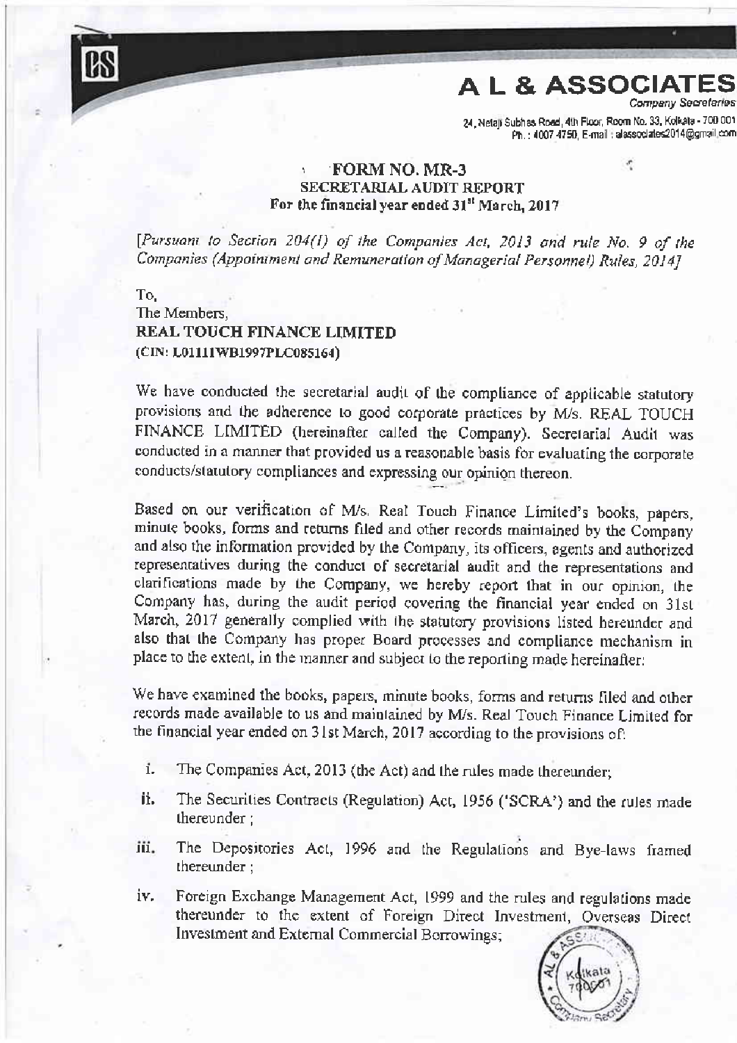# A L & ASSOCIATES

Company Secretaries

24, Netaji Subhas Road, 4th Floor, Room No. 33, Kolkata - 700 001
Ph.: 4007 4750, E-mail : alassociates2014@gmail.com

## FORM NO. MR-3
### SECRETARIAL AUDIT REPORT
### For the financial year ended 31st March, 2017

*[Pursuant to Section 204(1) of the Companies Act, 2013 and rule No. 9 of the Companies (Appointment and Remuneration of Managerial Personnel) Rules, 2014]*

To,
The Members,
**REAL TOUCH FINANCE LIMITED**
**(CIN: L01111WB1997PLC085164)**

We have conducted the secretarial audit of the compliance of applicable statutory provisions and the adherence to good corporate practices by M/s. REAL TOUCH FINANCE LIMITED (hereinafter called the Company). Secretarial Audit was conducted in a manner that provided us a reasonable basis for evaluating the corporate conducts/statutory compliances and expressing our opinion thereon.

Based on our verification of M/s. Real Touch Finance Limited's books, papers, minute books, forms and returns filed and other records maintained by the Company and also the information provided by the Company, its officers, agents and authorized representatives during the conduct of secretarial audit and the representations and clarifications made by the Company, we hereby report that in our opinion, the Company has, during the audit period covering the financial year ended on 31st March, 2017 generally complied with the statutory provisions listed hereunder and also that the Company has proper Board processes and compliance mechanism in place to the extent, in the manner and subject to the reporting made hereinafter:

We have examined the books, papers, minute books, forms and returns filed and other records made available to us and maintained by M/s. Real Touch Finance Limited for the financial year ended on 31st March, 2017 according to the provisions of:

i. The Companies Act, 2013 (the Act) and the rules made thereunder;

ii. The Securities Contracts (Regulation) Act, 1956 ('SCRA') and the rules made thereunder ;

iii. The Depositories Act, 1996 and the Regulations and Bye-laws framed thereunder ;

iv. Foreign Exchange Management Act, 1999 and the rules and regulations made thereunder to the extent of Foreign Direct Investment, Overseas Direct Investment and External Commercial Borrowings;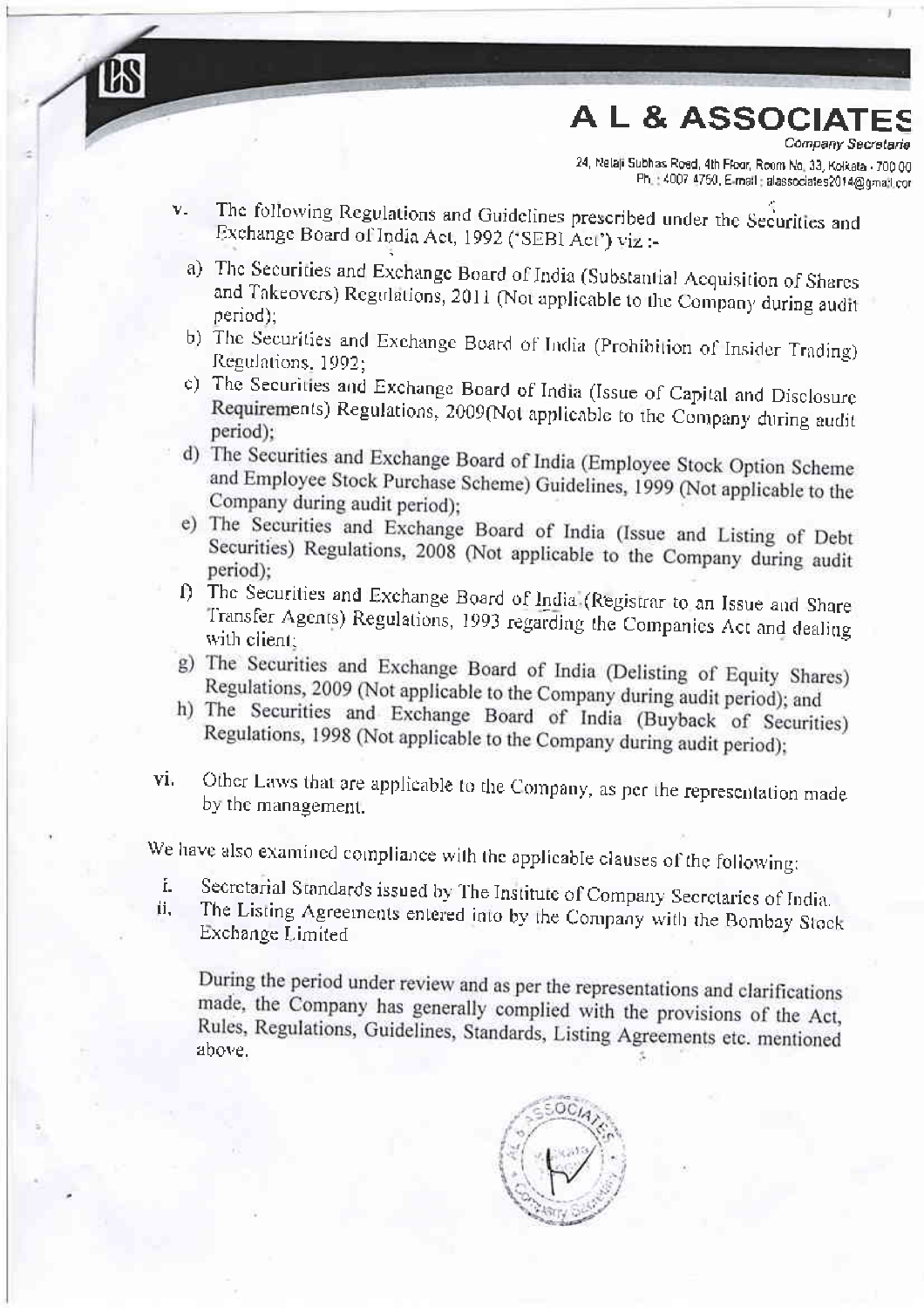v. The following Regulations and Guidelines prescribed under the Securities and Exchange Board of India Act, 1992 ('SEBI Act') viz :-

a) The Securities and Exchange Board of India (Substantial Acquisition of Shares and Takeovers) Regulations, 2011 (Not applicable to the Company during audit period);

b) The Securities and Exchange Board of India (Prohibition of Insider Trading) Regulations, 1992;

c) The Securities and Exchange Board of India (Issue of Capital and Disclosure Requirements) Regulations, 2009(Not applicable to the Company during audit period);

d) The Securities and Exchange Board of India (Employee Stock Option Scheme and Employee Stock Purchase Scheme) Guidelines, 1999 (Not applicable to the Company during audit period);

e) The Securities and Exchange Board of India (Issue and Listing of Debt Securities) Regulations, 2008 (Not applicable to the Company during audit period);

f) The Securities and Exchange Board of India (Registrar to an Issue and Share Transfer Agents) Regulations, 1993 regarding the Companies Act and dealing with client;

g) The Securities and Exchange Board of India (Delisting of Equity Shares) Regulations, 2009 (Not applicable to the Company during audit period); and

h) The Securities and Exchange Board of India (Buyback of Securities) Regulations, 1998 (Not applicable to the Company during audit period);

vi. Other Laws that are applicable to the Company, as per the representation made by the management.

We have also examined compliance with the applicable clauses of the following:

i. Secretarial Standards issued by The Institute of Company Secretaries of India.

ii. The Listing Agreements entered into by the Company with the Bombay Stock Exchange Limited

During the period under review and as per the representations and clarifications made, the Company has generally complied with the provisions of the Act, Rules, Regulations, Guidelines, Standards, Listing Agreements etc. mentioned above.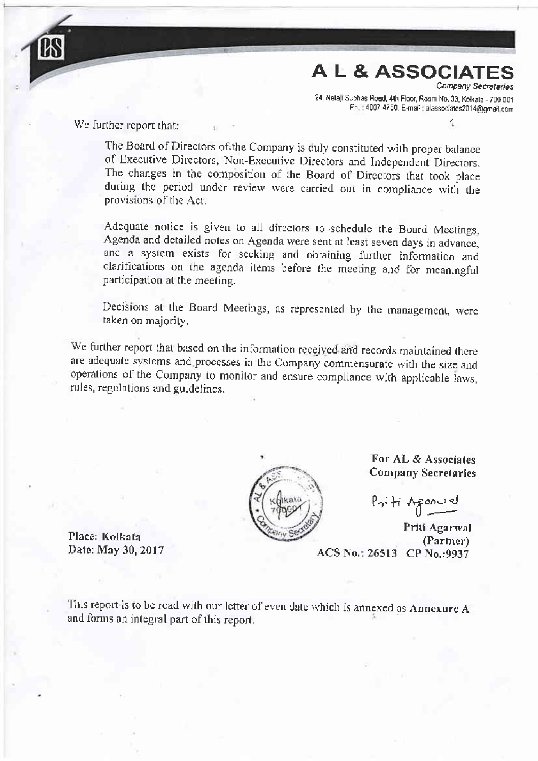We further report that:

The Board of Directors of the Company is duly constituted with proper balance of Executive Directors, Non-Executive Directors and Independent Directors. The changes in the composition of the Board of Directors that took place during the period under review were carried out in compliance with the provisions of the Act.

Adequate notice is given to all directors to schedule the Board Meetings, Agenda and detailed notes on Agenda were sent at least seven days in advance, and a system exists for seeking and obtaining further information and clarifications on the agenda items before the meeting and for meaningful participation at the meeting.

Decisions at the Board Meetings, as represented by the management, were taken on majority.

We further report that based on the information received and records maintained there are adequate systems and processes in the Company commensurate with the size and operations of the Company to monitor and ensure compliance with applicable laws, rules, regulations and guidelines.

**For AL & Associates**
**Company Secretaries**

Priti Agarwal

**Priti Agarwal**
**(Partner)**
**ACS No.: 26513 CP No.:9937**

**Place: Kolkata**
**Date: May 30, 2017**

This report is to be read with our letter of even date which is annexed as **Annexure A** and forms an integral part of this report.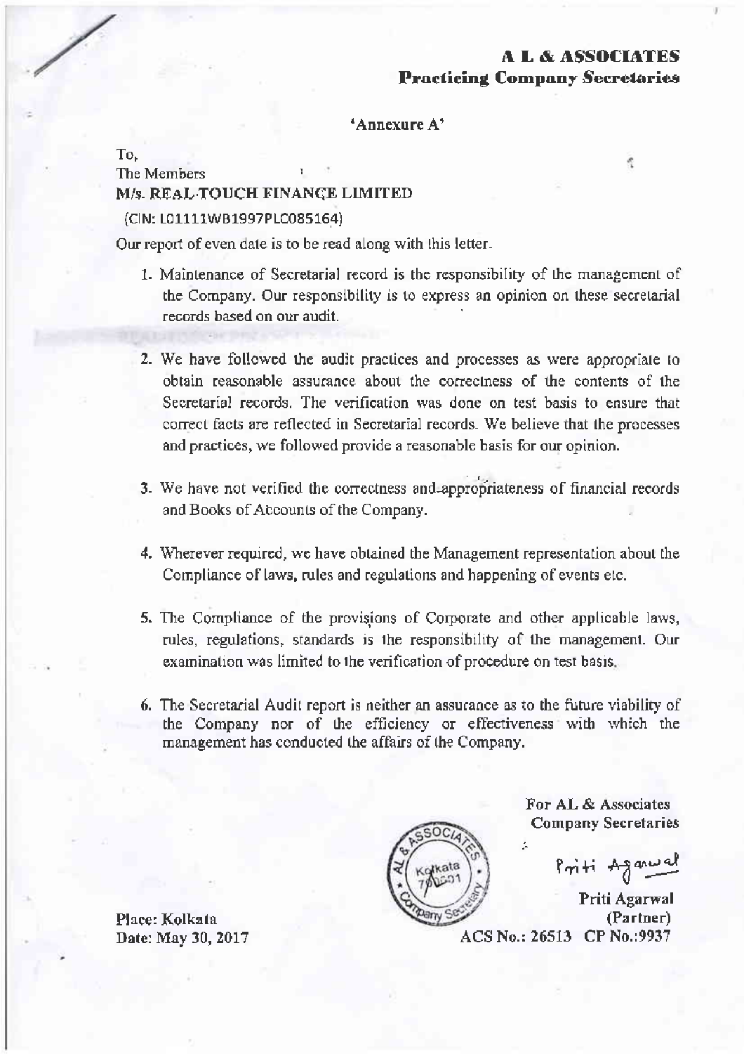**A L & ASSOCIATES**
**Practicing Company Secretaries**

**'Annexure A'**

To,
The Members
**M/s. REAL TOUCH FINANCE LIMITED**
(CIN: L01111WB1997PLC085164)

Our report of even date is to be read along with this letter.

1. Maintenance of Secretarial record is the responsibility of the management of the Company. Our responsibility is to express an opinion on these secretarial records based on our audit.

2. We have followed the audit practices and processes as were appropriate to obtain reasonable assurance about the correctness of the contents of the Secretarial records. The verification was done on test basis to ensure that correct facts are reflected in Secretarial records. We believe that the processes and practices, we followed provide a reasonable basis for our opinion.

3. We have not verified the correctness and appropriateness of financial records and Books of Accounts of the Company.

4. Wherever required, we have obtained the Management representation about the Compliance of laws, rules and regulations and happening of events etc.

5. The Compliance of the provisions of Corporate and other applicable laws, rules, regulations, standards is the responsibility of the management. Our examination was limited to the verification of procedure on test basis.

6. The Secretarial Audit report is neither an assurance as to the future viability of the Company nor of the efficiency or effectiveness with which the management has conducted the affairs of the Company.

For AL & Associates
Company Secretaries

Priti Agarwal
(Partner)
ACS No.: 26513 CP No.:9937

Place: Kolkata
Date: May 30, 2017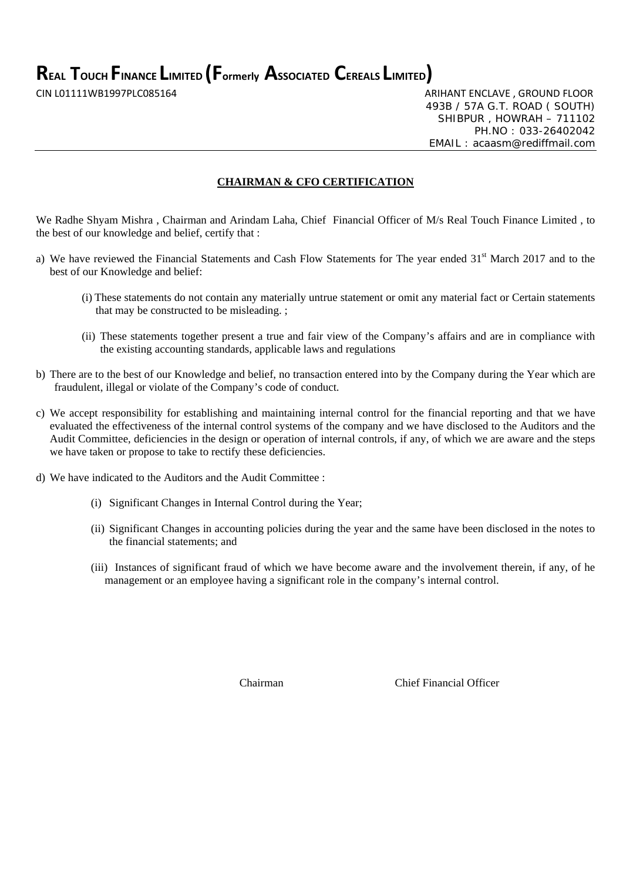# REAL TOUCH FINANCE LIMITED (Formerly ASSOCIATED CEREALS LIMITED)

CIN L01111WB1997PLC085164

ARIHANT ENCLAVE , GROUND FLOOR
493B / 57A G.T. ROAD ( SOUTH)
SHIBPUR , HOWRAH – 711102
PH.NO : 033-26402042
EMAIL : acaasm@rediffmail.com

---

## CHAIRMAN & CFO CERTIFICATION

We Radhe Shyam Mishra , Chairman and Arindam Laha, Chief Financial Officer of M/s Real Touch Finance Limited , to the best of our knowledge and belief, certify that :

a) We have reviewed the Financial Statements and Cash Flow Statements for The year ended 31st March 2017 and to the best of our Knowledge and belief:

   (i) These statements do not contain any materially untrue statement or omit any material fact or Certain statements that may be constructed to be misleading. ;

   (ii) These statements together present a true and fair view of the Company's affairs and are in compliance with the existing accounting standards, applicable laws and regulations

b) There are to the best of our Knowledge and belief, no transaction entered into by the Company during the Year which are fraudulent, illegal or violate of the Company's code of conduct.

c) We accept responsibility for establishing and maintaining internal control for the financial reporting and that we have evaluated the effectiveness of the internal control systems of the company and we have disclosed to the Auditors and the Audit Committee, deficiencies in the design or operation of internal controls, if any, of which we are aware and the steps we have taken or propose to take to rectify these deficiencies.

d) We have indicated to the Auditors and the Audit Committee :

   (i) Significant Changes in Internal Control during the Year;

   (ii) Significant Changes in accounting policies during the year and the same have been disclosed in the notes to the financial statements; and

   (iii) Instances of significant fraud of which we have become aware and the involvement therein, if any, of he management or an employee having a significant role in the company's internal control.

Chairman                    Chief Financial Officer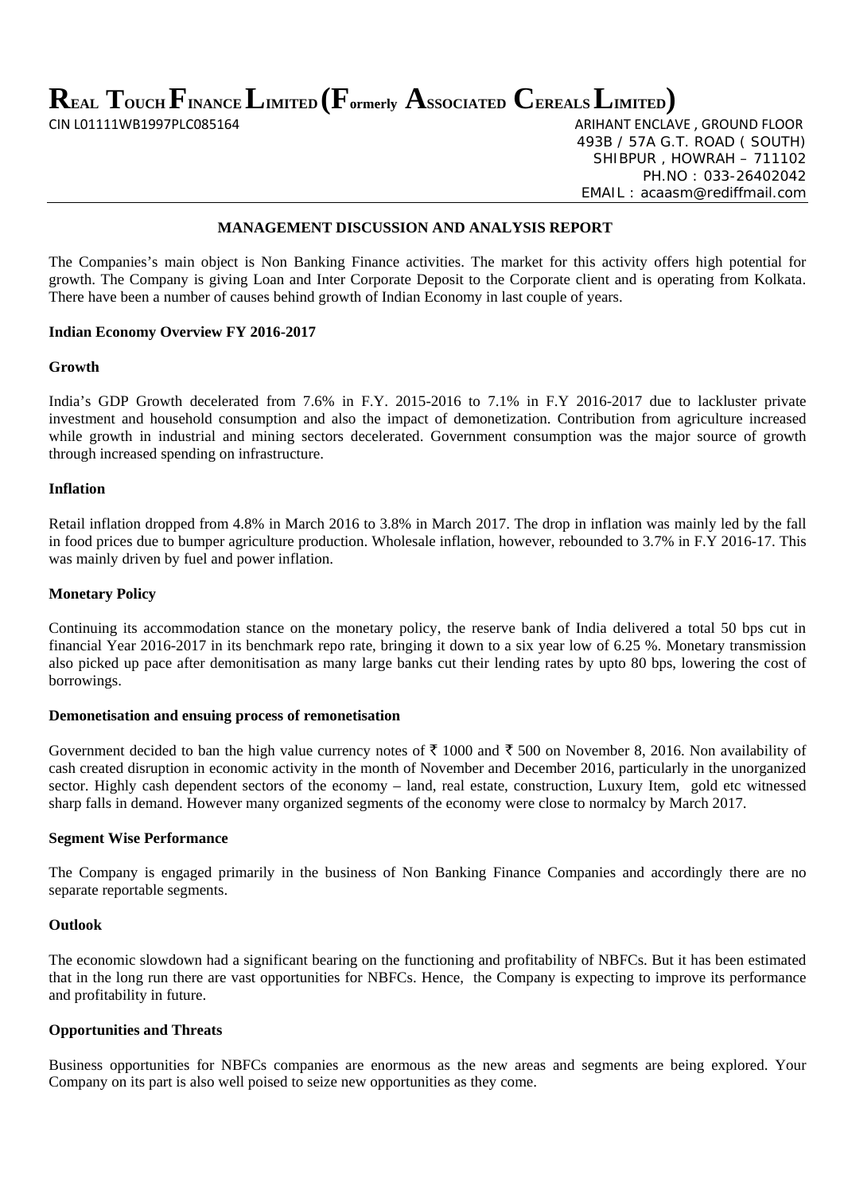# REAL TOUCH FINANCE LIMITED (Formerly ASSOCIATED CEREALS LIMITED)

CIN L01111WB1997PLC085164

ARIHANT ENCLAVE , GROUND FLOOR
493B / 57A G.T. ROAD ( SOUTH)
SHIBPUR , HOWRAH – 711102
PH.NO : 033-26402042
EMAIL : acaasm@rediffmail.com

## MANAGEMENT DISCUSSION AND ANALYSIS REPORT

The Companies's main object is Non Banking Finance activities. The market for this activity offers high potential for growth. The Company is giving Loan and Inter Corporate Deposit to the Corporate client and is operating from Kolkata. There have been a number of causes behind growth of Indian Economy in last couple of years.

### Indian Economy Overview FY 2016-2017

#### Growth

India's GDP Growth decelerated from 7.6% in F.Y. 2015-2016 to 7.1% in F.Y 2016-2017 due to lackluster private investment and household consumption and also the impact of demonetization. Contribution from agriculture increased while growth in industrial and mining sectors decelerated. Government consumption was the major source of growth through increased spending on infrastructure.

#### Inflation

Retail inflation dropped from 4.8% in March 2016 to 3.8% in March 2017. The drop in inflation was mainly led by the fall in food prices due to bumper agriculture production. Wholesale inflation, however, rebounded to 3.7% in F.Y 2016-17. This was mainly driven by fuel and power inflation.

#### Monetary Policy

Continuing its accommodation stance on the monetary policy, the reserve bank of India delivered a total 50 bps cut in financial Year 2016-2017 in its benchmark repo rate, bringing it down to a six year low of 6.25 %. Monetary transmission also picked up pace after demonitisation as many large banks cut their lending rates by upto 80 bps, lowering the cost of borrowings.

#### Demonetisation and ensuing process of remonetisation

Government decided to ban the high value currency notes of ₹ 1000 and ₹ 500 on November 8, 2016. Non availability of cash created disruption in economic activity in the month of November and December 2016, particularly in the unorganized sector. Highly cash dependent sectors of the economy – land, real estate, construction, Luxury Item, gold etc witnessed sharp falls in demand. However many organized segments of the economy were close to normalcy by March 2017.

#### Segment Wise Performance

The Company is engaged primarily in the business of Non Banking Finance Companies and accordingly there are no separate reportable segments.

#### Outlook

The economic slowdown had a significant bearing on the functioning and profitability of NBFCs. But it has been estimated that in the long run there are vast opportunities for NBFCs. Hence, the Company is expecting to improve its performance and profitability in future.

#### Opportunities and Threats

Business opportunities for NBFCs companies are enormous as the new areas and segments are being explored. Your Company on its part is also well poised to seize new opportunities as they come.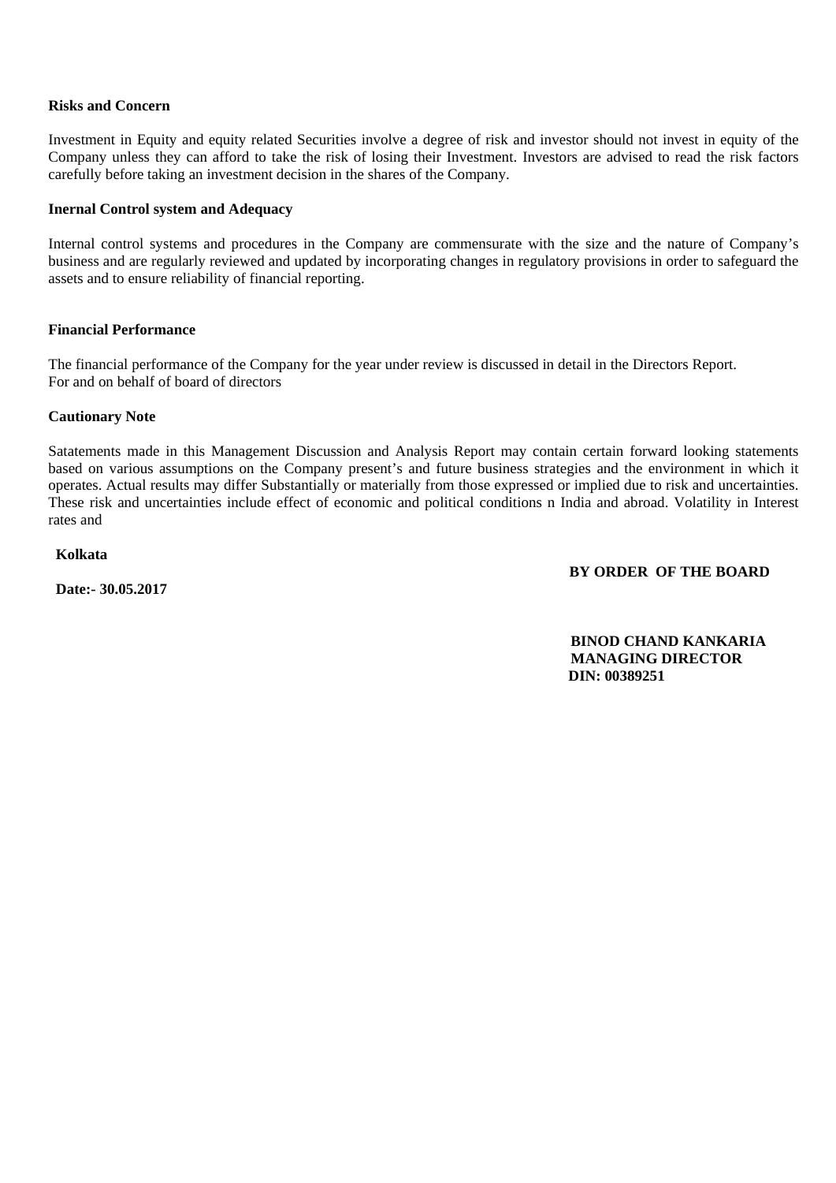**Risks and Concern**

Investment in Equity and equity related Securities involve a degree of risk and investor should not invest in equity of the Company unless they can afford to take the risk of losing their Investment. Investors are advised to read the risk factors carefully before taking an investment decision in the shares of the Company.

**Inernal Control system and Adequacy**

Internal control systems and procedures in the Company are commensurate with the size and the nature of Company's business and are regularly reviewed and updated by incorporating changes in regulatory provisions in order to safeguard the assets and to ensure reliability of financial reporting.

**Financial Performance**

The financial performance of the Company for the year under review is discussed in detail in the Directors Report.
For and on behalf of board of directors

**Cautionary Note**

Satatements made in this Management Discussion and Analysis Report may contain certain forward looking statements based on various assumptions on the Company present's and future business strategies and the environment in which it operates. Actual results may differ Substantially or materially from those expressed or implied due to risk and uncertainties. These risk and uncertainties include effect of economic and political conditions n India and abroad. Volatility in Interest rates and

**Kolkata**

**BY ORDER OF THE BOARD**

**Date:- 30.05.2017**

**BINOD CHAND KANKARIA**
**MANAGING DIRECTOR**
**DIN: 00389251**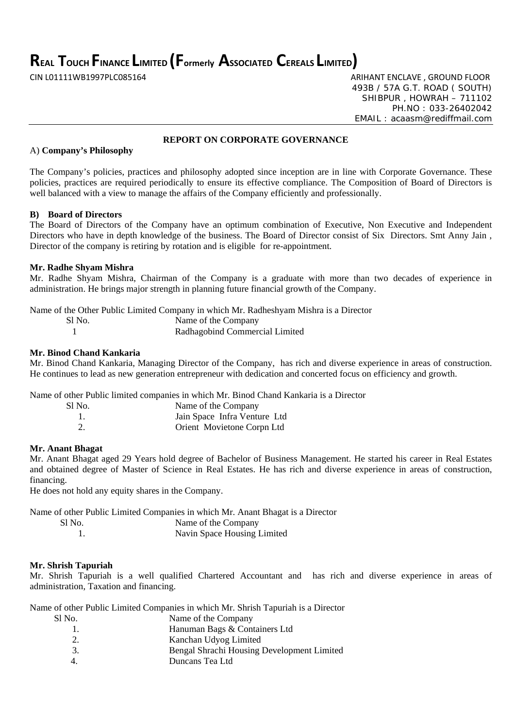# REAL TOUCH FINANCE LIMITED (Formerly ASSOCIATED CEREALS LIMITED)

CIN L01111WB1997PLC085164

ARIHANT ENCLAVE , GROUND FLOOR
493B / 57A G.T. ROAD ( SOUTH)
SHIBPUR , HOWRAH – 711102
PH.NO : 033-26402042
EMAIL : acaasm@rediffmail.com

## REPORT ON CORPORATE GOVERNANCE

A) **Company's Philosophy**

The Company's policies, practices and philosophy adopted since inception are in line with Corporate Governance. These policies, practices are required periodically to ensure its effective compliance. The Composition of Board of Directors is well balanced with a view to manage the affairs of the Company efficiently and professionally.

**B) Board of Directors**

The Board of Directors of the Company have an optimum combination of Executive, Non Executive and Independent Directors who have in depth knowledge of the business. The Board of Director consist of Six Directors. Smt Anny Jain , Director of the company is retiring by rotation and is eligible for re-appointment.

**Mr. Radhe Shyam Mishra**

Mr. Radhe Shyam Mishra, Chairman of the Company is a graduate with more than two decades of experience in administration. He brings major strength in planning future financial growth of the Company.

Name of the Other Public Limited Company in which Mr. Radheshyam Mishra is a Director

| Sl No. | Name of the Company |
|---|---|
| 1 | Radhagobind Commercial Limited |

**Mr. Binod Chand Kankaria**

Mr. Binod Chand Kankaria, Managing Director of the Company, has rich and diverse experience in areas of construction. He continues to lead as new generation entrepreneur with dedication and concerted focus on efficiency and growth.

Name of other Public limited companies in which Mr. Binod Chand Kankaria is a Director

| Sl No. | Name of the Company |
|---|---|
| 1. | Jain Space Infra Venture Ltd |
| 2. | Orient Movietone Corpn Ltd |

**Mr. Anant Bhagat**

Mr. Anant Bhagat aged 29 Years hold degree of Bachelor of Business Management. He started his career in Real Estates and obtained degree of Master of Science in Real Estates. He has rich and diverse experience in areas of construction, financing.

He does not hold any equity shares in the Company.

Name of other Public Limited Companies in which Mr. Anant Bhagat is a Director

| Sl No. | Name of the Company |
|---|---|
| 1. | Navin Space Housing Limited |

**Mr. Shrish Tapuriah**

Mr. Shrish Tapuriah is a well qualified Chartered Accountant and has rich and diverse experience in areas of administration, Taxation and financing.

Name of other Public Limited Companies in which Mr. Shrish Tapuriah is a Director

| Sl No. | Name of the Company |
|---|---|
| 1. | Hanuman Bags & Containers Ltd |
| 2. | Kanchan Udyog Limited |
| 3. | Bengal Shrachi Housing Development Limited |
| 4. | Duncans Tea Ltd |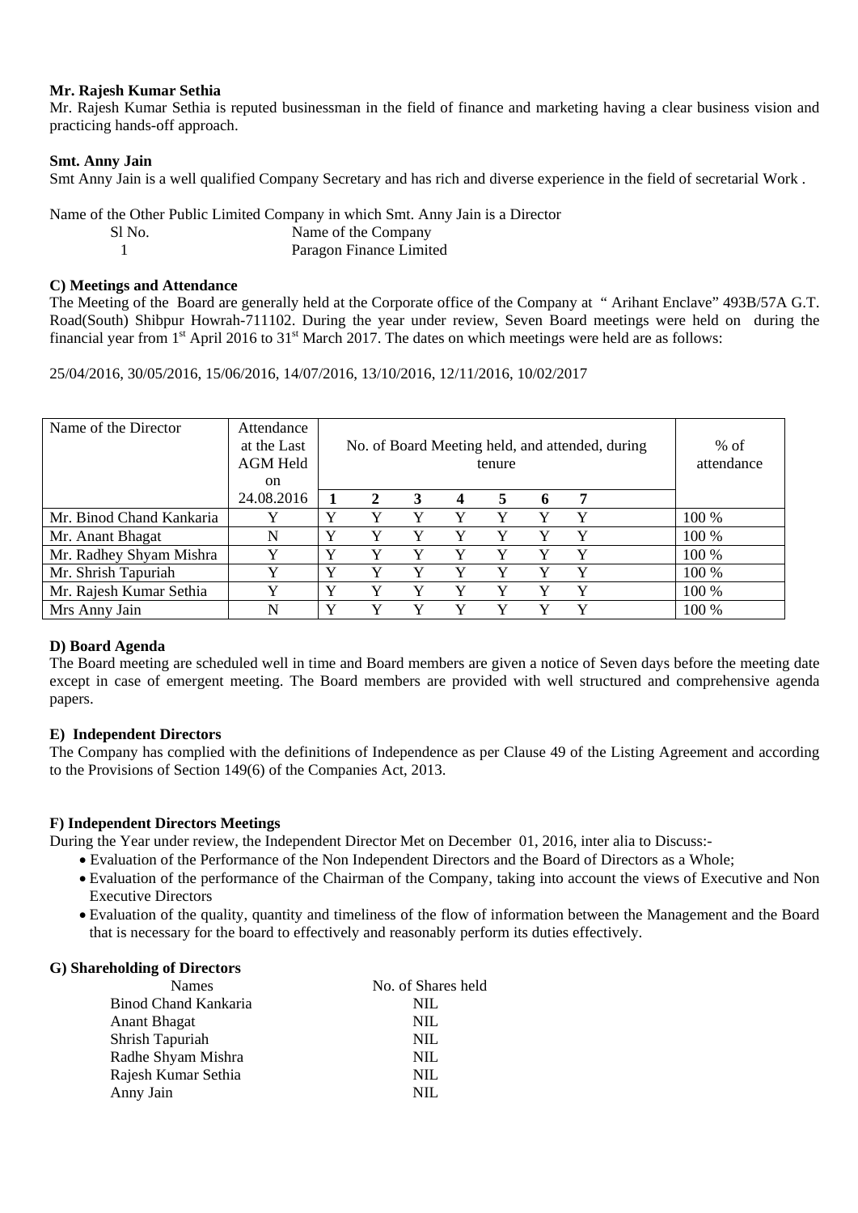**Mr. Rajesh Kumar Sethia**

Mr. Rajesh Kumar Sethia is reputed businessman in the field of finance and marketing having a clear business vision and practicing hands-off approach.

**Smt. Anny Jain**

Smt Anny Jain is a well qualified Company Secretary and has rich and diverse experience in the field of secretarial Work .

Name of the Other Public Limited Company in which Smt. Anny Jain is a Director

| Sl No. | Name of the Company |
|---|---|
| 1 | Paragon Finance Limited |

**C) Meetings and Attendance**

The Meeting of the Board are generally held at the Corporate office of the Company at " Arihant Enclave" 493B/57A G.T. Road(South) Shibpur Howrah-711102. During the year under review, Seven Board meetings were held on during the financial year from 1st April 2016 to 31st March 2017. The dates on which meetings were held are as follows:

25/04/2016, 30/05/2016, 15/06/2016, 14/07/2016, 13/10/2016, 12/11/2016, 10/02/2017

| Name of the Director | Attendance at the Last AGM Held on 24.08.2016 | No. of Board Meeting held, and attended, during tenure | | | | | | | % of attendance |
|---|---|---|---|---|---|---|---|---|---|
| | | **1** | **2** | **3** | **4** | **5** | **6** | **7** | |
| Mr. Binod Chand Kankaria | Y | Y | Y | Y | Y | Y | Y | Y | 100 % |
| Mr. Anant Bhagat | N | Y | Y | Y | Y | Y | Y | Y | 100 % |
| Mr. Radhey Shyam Mishra | Y | Y | Y | Y | Y | Y | Y | Y | 100 % |
| Mr. Shrish Tapuriah | Y | Y | Y | Y | Y | Y | Y | Y | 100 % |
| Mr. Rajesh Kumar Sethia | Y | Y | Y | Y | Y | Y | Y | Y | 100 % |
| Mrs Anny Jain | N | Y | Y | Y | Y | Y | Y | Y | 100 % |

**D) Board Agenda**

The Board meeting are scheduled well in time and Board members are given a notice of Seven days before the meeting date except in case of emergent meeting. The Board members are provided with well structured and comprehensive agenda papers.

**E) Independent Directors**

The Company has complied with the definitions of Independence as per Clause 49 of the Listing Agreement and according to the Provisions of Section 149(6) of the Companies Act, 2013.

**F) Independent Directors Meetings**

During the Year under review, the Independent Director Met on December 01, 2016, inter alia to Discuss:-

- Evaluation of the Performance of the Non Independent Directors and the Board of Directors as a Whole;
- Evaluation of the performance of the Chairman of the Company, taking into account the views of Executive and Non Executive Directors
- Evaluation of the quality, quantity and timeliness of the flow of information between the Management and the Board that is necessary for the board to effectively and reasonably perform its duties effectively.

**G) Shareholding of Directors**

| Names | No. of Shares held |
|---|---|
| Binod Chand Kankaria | NIL |
| Anant Bhagat | NIL |
| Shrish Tapuriah | NIL |
| Radhe Shyam Mishra | NIL |
| Rajesh Kumar Sethia | NIL |
| Anny Jain | NIL |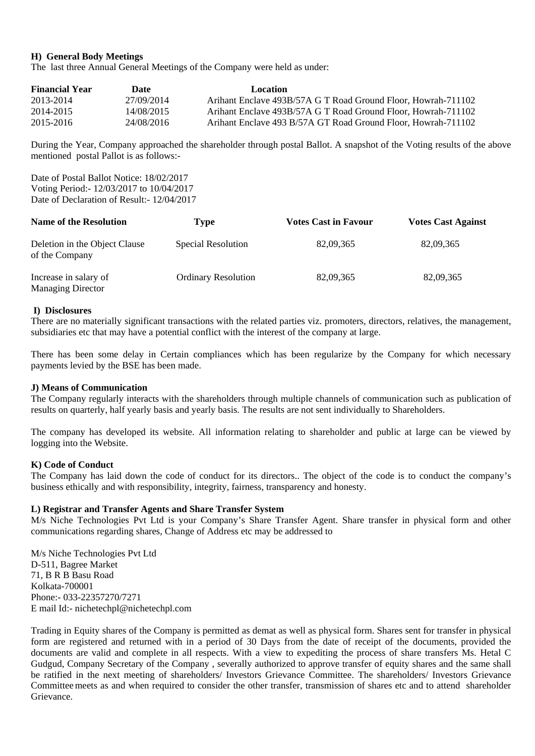**H) General Body Meetings**

The last three Annual General Meetings of the Company were held as under:

| Financial Year | Date | Location |
|---|---|---|
| 2013-2014 | 27/09/2014 | Arihant Enclave 493B/57A G T Road Ground Floor, Howrah-711102 |
| 2014-2015 | 14/08/2015 | Arihant Enclave 493B/57A G T Road Ground Floor, Howrah-711102 |
| 2015-2016 | 24/08/2016 | Arihant Enclave 493 B/57A GT Road Ground Floor, Howrah-711102 |

During the Year, Company approached the shareholder through postal Ballot. A snapshot of the Voting results of the above mentioned postal Pallot is as follows:-

Date of Postal Ballot Notice: 18/02/2017
Voting Period:- 12/03/2017 to 10/04/2017
Date of Declaration of Result:- 12/04/2017

| Name of the Resolution | Type | Votes Cast in Favour | Votes Cast Against |
|---|---|---|---|
| Deletion in the Object Clause of the Company | Special Resolution | 82,09,365 | 82,09,365 |
| Increase in salary of Managing Director | Ordinary Resolution | 82,09,365 | 82,09,365 |

**I) Disclosures**

There are no materially significant transactions with the related parties viz. promoters, directors, relatives, the management, subsidiaries etc that may have a potential conflict with the interest of the company at large.

There has been some delay in Certain compliances which has been regularize by the Company for which necessary payments levied by the BSE has been made.

**J) Means of Communication**

The Company regularly interacts with the shareholders through multiple channels of communication such as publication of results on quarterly, half yearly basis and yearly basis. The results are not sent individually to Shareholders.

The company has developed its website. All information relating to shareholder and public at large can be viewed by logging into the Website.

**K) Code of Conduct**

The Company has laid down the code of conduct for its directors.. The object of the code is to conduct the company's business ethically and with responsibility, integrity, fairness, transparency and honesty.

**L) Registrar and Transfer Agents and Share Transfer System**

M/s Niche Technologies Pvt Ltd is your Company's Share Transfer Agent. Share transfer in physical form and other communications regarding shares, Change of Address etc may be addressed to

M/s Niche Technologies Pvt Ltd
D-511, Bagree Market
71, B R B Basu Road
Kolkata-700001
Phone:- 033-22357270/7271
E mail Id:- nichetechpl@nichetechpl.com

Trading in Equity shares of the Company is permitted as demat as well as physical form. Shares sent for transfer in physical form are registered and returned with in a period of 30 Days from the date of receipt of the documents, provided the documents are valid and complete in all respects. With a view to expediting the process of share transfers Ms. Hetal C Gudgud, Company Secretary of the Company , severally authorized to approve transfer of equity shares and the same shall be ratified in the next meeting of shareholders/ Investors Grievance Committee. The shareholders/ Investors Grievance Committee meets as and when required to consider the other transfer, transmission of shares etc and to attend shareholder Grievance.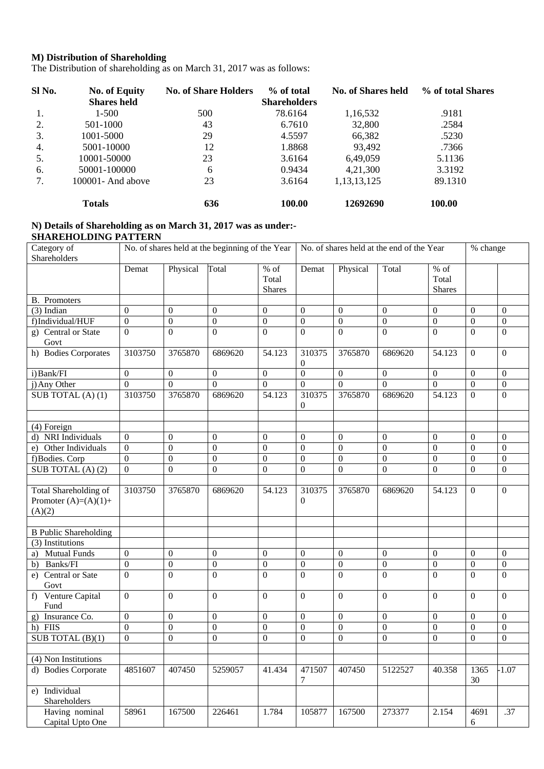**M) Distribution of Shareholding**

The Distribution of shareholding as on March 31, 2017 was as follows:

| Sl No. | No. of Equity Shares held | No. of Share Holders | % of total Shareholders | No. of Shares held | % of total Shares |
|---|---|---|---|---|---|
| 1. | 1-500 | 500 | 78.6164 | 1,16,532 | .9181 |
| 2. | 501-1000 | 43 | 6.7610 | 32,800 | .2584 |
| 3. | 1001-5000 | 29 | 4.5597 | 66,382 | .5230 |
| 4. | 5001-10000 | 12 | 1.8868 | 93,492 | .7366 |
| 5. | 10001-50000 | 23 | 3.6164 | 6,49,059 | 5.1136 |
| 6. | 50001-100000 | 6 | 0.9434 | 4,21,300 | 3.3192 |
| 7. | 100001- And above | 23 | 3.6164 | 1,13,13,125 | 89.1310 |
| | **Totals** | **636** | **100.00** | **12692690** | **100.00** |

**N) Details of Shareholding as on March 31, 2017 was as under:-**

**SHAREHOLDING PATTERN**

| Category of Shareholders | No. of shares held at the beginning of the Year | | | | No. of shares held at the end of the Year | | | | % change | |
|---|---|---|---|---|---|---|---|---|---|---|
| | Demat | Physical | Total | % of Total Shares | Demat | Physical | Total | % of Total Shares | | |
| B. Promoters | | | | | | | | | | |
| (3) Indian | 0 | 0 | 0 | 0 | 0 | 0 | 0 | 0 | 0 | 0 |
| f)Individual/HUF | 0 | 0 | 0 | 0 | 0 | 0 | 0 | 0 | 0 | 0 |
| g) Central or State Govt | 0 | 0 | 0 | 0 | 0 | 0 | 0 | 0 | 0 | 0 |
| h) Bodies Corporates | 3103750 | 3765870 | 6869620 | 54.123 | 3103750 | 3765870 | 6869620 | 54.123 | 0 | 0 |
| i) Bank/FI | 0 | 0 | 0 | 0 | 0 | 0 | 0 | 0 | 0 | 0 |
| j) Any Other | 0 | 0 | 0 | 0 | 0 | 0 | 0 | 0 | 0 | 0 |
| SUB TOTAL (A) (1) | 3103750 | 3765870 | 6869620 | 54.123 | 3103750 | 3765870 | 6869620 | 54.123 | 0 | 0 |
| | | | | | | | | | | |
| (4) Foreign | | | | | | | | | | |
| d) NRI Individuals | 0 | 0 | 0 | 0 | 0 | 0 | 0 | 0 | 0 | 0 |
| e) Other Individuals | 0 | 0 | 0 | 0 | 0 | 0 | 0 | 0 | 0 | 0 |
| f)Bodies. Corp | 0 | 0 | 0 | 0 | 0 | 0 | 0 | 0 | 0 | 0 |
| SUB TOTAL (A) (2) | 0 | 0 | 0 | 0 | 0 | 0 | 0 | 0 | 0 | 0 |
| | | | | | | | | | | |
| Total Shareholding of Promoter (A)=(A)(1)+(A)(2) | 3103750 | 3765870 | 6869620 | 54.123 | 3103750 | 3765870 | 6869620 | 54.123 | 0 | 0 |
| | | | | | | | | | | |
| B Public Shareholding | | | | | | | | | | |
| (3) Institutions | | | | | | | | | | |
| a) Mutual Funds | 0 | 0 | 0 | 0 | 0 | 0 | 0 | 0 | 0 | 0 |
| b) Banks/FI | 0 | 0 | 0 | 0 | 0 | 0 | 0 | 0 | 0 | 0 |
| e) Central or Sate Govt | 0 | 0 | 0 | 0 | 0 | 0 | 0 | 0 | 0 | 0 |
| f) Venture Capital Fund | 0 | 0 | 0 | 0 | 0 | 0 | 0 | 0 | 0 | 0 |
| g) Insurance Co. | 0 | 0 | 0 | 0 | 0 | 0 | 0 | 0 | 0 | 0 |
| h) FIIS | 0 | 0 | 0 | 0 | 0 | 0 | 0 | 0 | 0 | 0 |
| SUB TOTAL (B)(1) | 0 | 0 | 0 | 0 | 0 | 0 | 0 | 0 | 0 | 0 |
| | | | | | | | | | | |
| (4) Non Institutions | | | | | | | | | | |
| d) Bodies Corporate | 4851607 | 407450 | 5259057 | 41.434 | 4715077 | 407450 | 5122527 | 40.358 | 136530 | -1.07 |
| e) Individual Shareholders | | | | | | | | | | |
| Having nominal Capital Upto One | 58961 | 167500 | 226461 | 1.784 | 105877 | 167500 | 273377 | 2.154 | 46916 | .37 |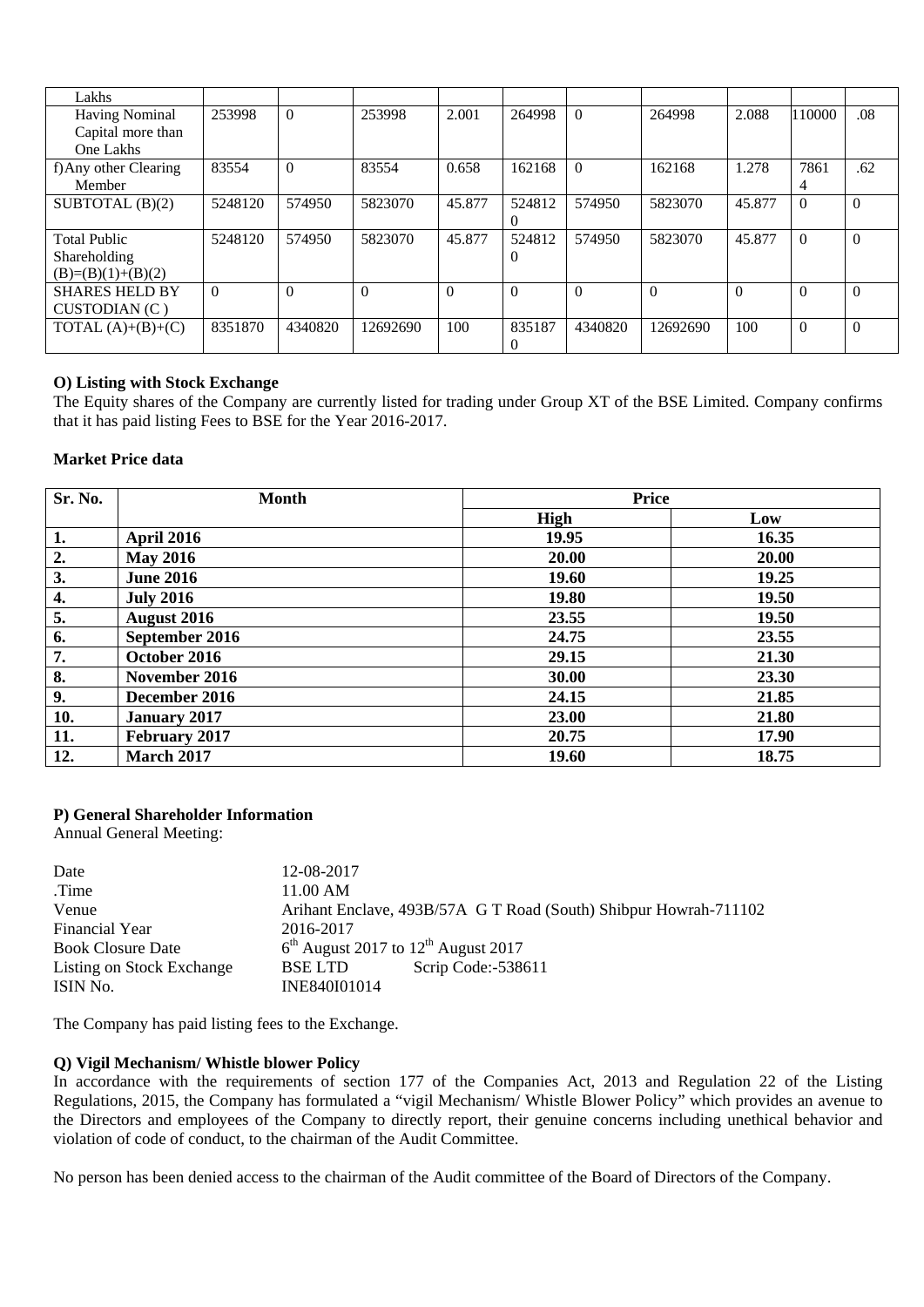| Lakhs | | | | | | | | | | |
|---|---|---|---|---|---|---|---|---|---|---|
| Having Nominal Capital more than One Lakhs | 253998 | 0 | 253998 | 2.001 | 264998 | 0 | 264998 | 2.088 | 110000 | .08 |
| f) Any other Clearing Member | 83554 | 0 | 83554 | 0.658 | 162168 | 0 | 162168 | 1.278 | 78614 | .62 |
| SUBTOTAL (B)(2) | 5248120 | 574950 | 5823070 | 45.877 | 5248120 | 574950 | 5823070 | 45.877 | 0 | 0 |
| Total Public Shareholding (B)=(B)(1)+(B)(2) | 5248120 | 574950 | 5823070 | 45.877 | 5248120 | 574950 | 5823070 | 45.877 | 0 | 0 |
| SHARES HELD BY CUSTODIAN (C ) | 0 | 0 | 0 | 0 | 0 | 0 | 0 | 0 | 0 | 0 |
| TOTAL (A)+(B)+(C) | 8351870 | 4340820 | 12692690 | 100 | 8351870 | 4340820 | 12692690 | 100 | 0 | 0 |

**O) Listing with Stock Exchange**

The Equity shares of the Company are currently listed for trading under Group XT of the BSE Limited. Company confirms that it has paid listing Fees to BSE for the Year 2016-2017.

**Market Price data**

| Sr. No. | Month | Price | |
|---|---|---|---|
| | | **High** | **Low** |
| **1.** | **April 2016** | **19.95** | **16.35** |
| **2.** | **May 2016** | **20.00** | **20.00** |
| **3.** | **June 2016** | **19.60** | **19.25** |
| **4.** | **July 2016** | **19.80** | **19.50** |
| **5.** | **August 2016** | **23.55** | **19.50** |
| **6.** | **September 2016** | **24.75** | **23.55** |
| **7.** | **October 2016** | **29.15** | **21.30** |
| **8.** | **November 2016** | **30.00** | **23.30** |
| **9.** | **December 2016** | **24.15** | **21.85** |
| **10.** | **January 2017** | **23.00** | **21.80** |
| **11.** | **February 2017** | **20.75** | **17.90** |
| **12.** | **March 2017** | **19.60** | **18.75** |

**P) General Shareholder Information**

Annual General Meeting:

| | |
|---|---|
| Date | 12-08-2017 |
| .Time | 11.00 AM |
| Venue | Arihant Enclave, 493B/57A G T Road (South) Shibpur Howrah-711102 |
| Financial Year | 2016-2017 |
| Book Closure Date | 6th August 2017 to 12th August 2017 |
| Listing on Stock Exchange | BSE LTD Scrip Code:-538611 |
| ISIN No. | INE840I01014 |

The Company has paid listing fees to the Exchange.

**Q) Vigil Mechanism/ Whistle blower Policy**

In accordance with the requirements of section 177 of the Companies Act, 2013 and Regulation 22 of the Listing Regulations, 2015, the Company has formulated a "vigil Mechanism/ Whistle Blower Policy" which provides an avenue to the Directors and employees of the Company to directly report, their genuine concerns including unethical behavior and violation of code of conduct, to the chairman of the Audit Committee.

No person has been denied access to the chairman of the Audit committee of the Board of Directors of the Company.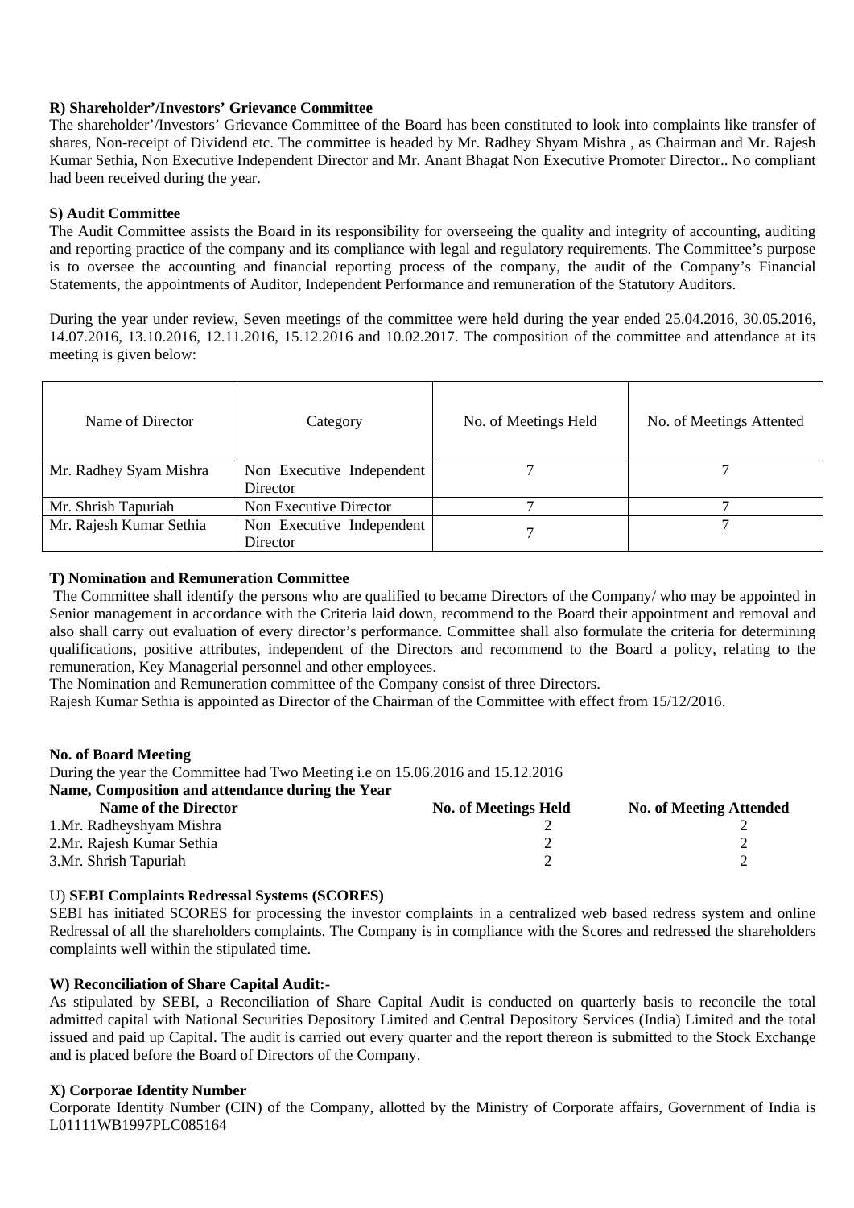**R) Shareholder'/Investors' Grievance Committee**

The shareholder'/Investors' Grievance Committee of the Board has been constituted to look into complaints like transfer of shares, Non-receipt of Dividend etc. The committee is headed by Mr. Radhey Shyam Mishra , as Chairman and Mr. Rajesh Kumar Sethia, Non Executive Independent Director and Mr. Anant Bhagat Non Executive Promoter Director.. No compliant had been received during the year.

**S) Audit Committee**

The Audit Committee assists the Board in its responsibility for overseeing the quality and integrity of accounting, auditing and reporting practice of the company and its compliance with legal and regulatory requirements. The Committee's purpose is to oversee the accounting and financial reporting process of the company, the audit of the Company's Financial Statements, the appointments of Auditor, Independent Performance and remuneration of the Statutory Auditors.

During the year under review, Seven meetings of the committee were held during the year ended 25.04.2016, 30.05.2016, 14.07.2016, 13.10.2016, 12.11.2016, 15.12.2016 and 10.02.2017. The composition of the committee and attendance at its meeting is given below:

| Name of Director | Category | No. of Meetings Held | No. of Meetings Attented |
|---|---|---|---|
| Mr. Radhey Syam Mishra | Non Executive Independent Director | 7 | 7 |
| Mr. Shrish Tapuriah | Non Executive Director | 7 | 7 |
| Mr. Rajesh Kumar Sethia | Non Executive Independent Director | 7 | 7 |

**T) Nomination and Remuneration Committee**

The Committee shall identify the persons who are qualified to became Directors of the Company/ who may be appointed in Senior management in accordance with the Criteria laid down, recommend to the Board their appointment and removal and also shall carry out evaluation of every director's performance. Committee shall also formulate the criteria for determining qualifications, positive attributes, independent of the Directors and recommend to the Board a policy, relating to the remuneration, Key Managerial personnel and other employees.

The Nomination and Remuneration committee of the Company consist of three Directors.

Rajesh Kumar Sethia is appointed as Director of the Chairman of the Committee with effect from 15/12/2016.

**No. of Board Meeting**

During the year the Committee had Two Meeting i.e on 15.06.2016 and 15.12.2016

**Name, Composition and attendance during the Year**

| Name of the Director | No. of Meetings Held | No. of Meeting Attended |
|---|---|---|
| 1.Mr. Radheyshyam Mishra | 2 | 2 |
| 2.Mr. Rajesh Kumar Sethia | 2 | 2 |
| 3.Mr. Shrish Tapuriah | 2 | 2 |

U) **SEBI Complaints Redressal Systems (SCORES)**

SEBI has initiated SCORES for processing the investor complaints in a centralized web based redress system and online Redressal of all the shareholders complaints. The Company is in compliance with the Scores and redressed the shareholders complaints well within the stipulated time.

**W) Reconciliation of Share Capital Audit:-**

As stipulated by SEBI, a Reconciliation of Share Capital Audit is conducted on quarterly basis to reconcile the total admitted capital with National Securities Depository Limited and Central Depository Services (India) Limited and the total issued and paid up Capital. The audit is carried out every quarter and the report thereon is submitted to the Stock Exchange and is placed before the Board of Directors of the Company.

**X) Corporae Identity Number**

Corporate Identity Number (CIN) of the Company, allotted by the Ministry of Corporate affairs, Government of India is L01111WB1997PLC085164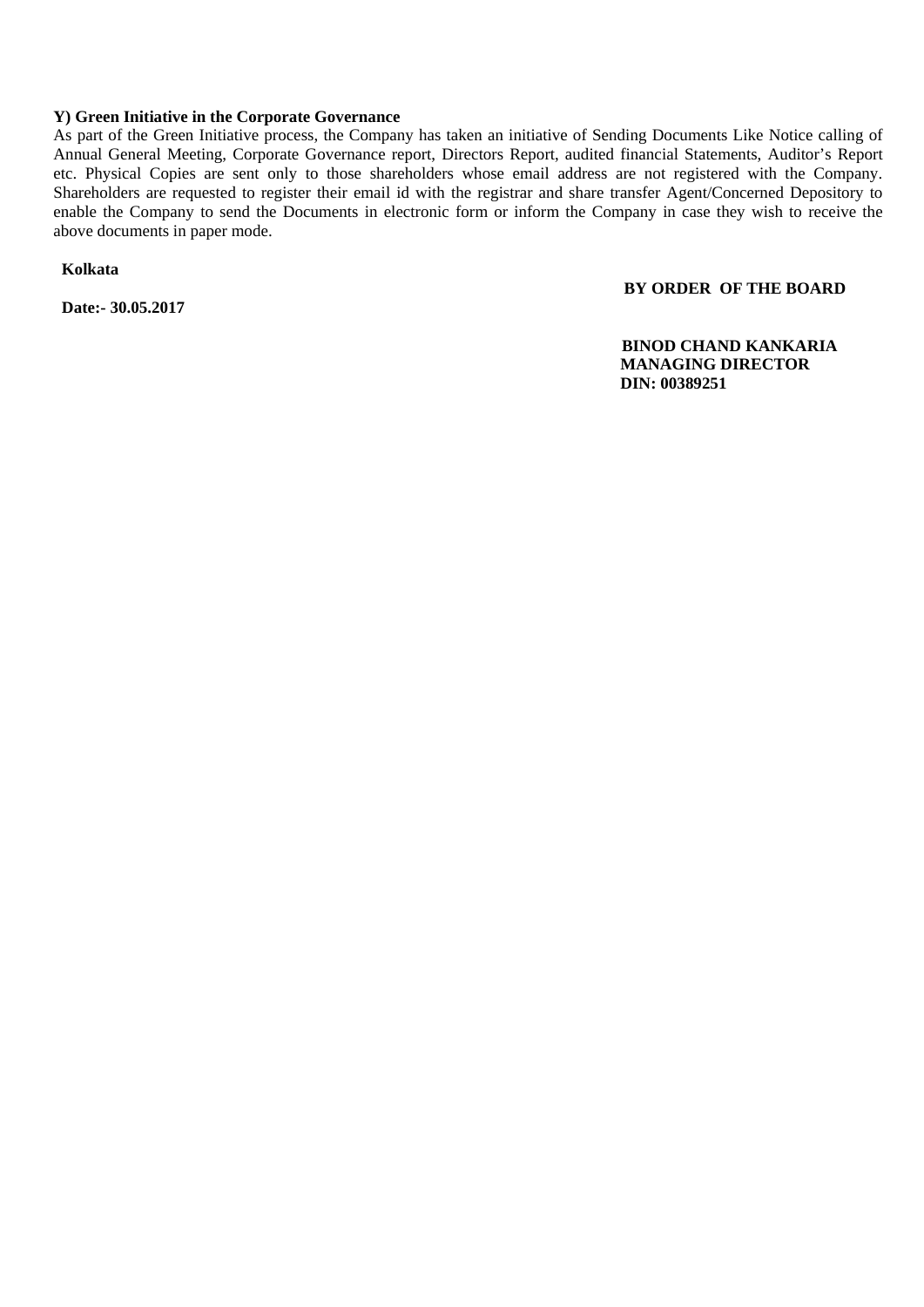**Y) Green Initiative in the Corporate Governance**

As part of the Green Initiative process, the Company has taken an initiative of Sending Documents Like Notice calling of Annual General Meeting, Corporate Governance report, Directors Report, audited financial Statements, Auditor's Report etc. Physical Copies are sent only to those shareholders whose email address are not registered with the Company. Shareholders are requested to register their email id with the registrar and share transfer Agent/Concerned Depository to enable the Company to send the Documents in electronic form or inform the Company in case they wish to receive the above documents in paper mode.

**Kolkata**

**BY ORDER OF THE BOARD**

**Date:- 30.05.2017**

**BINOD CHAND KANKARIA**
**MANAGING DIRECTOR**
**DIN: 00389251**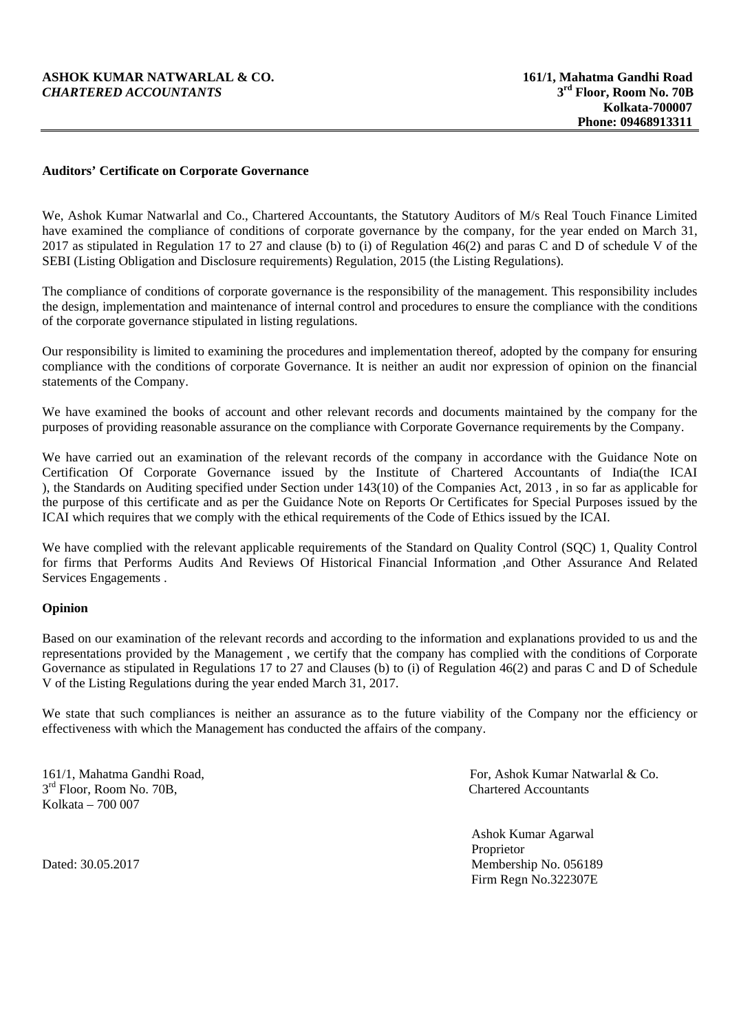**ASHOK KUMAR NATWARLAL & CO.**
***CHARTERED ACCOUNTANTS***

**161/1, Mahatma Gandhi Road**
**3rd Floor, Room No. 70B**
**Kolkata-700007**
**Phone: 09468913311**

---

**Auditors' Certificate on Corporate Governance**

We, Ashok Kumar Natwarlal and Co., Chartered Accountants, the Statutory Auditors of M/s Real Touch Finance Limited have examined the compliance of conditions of corporate governance by the company, for the year ended on March 31, 2017 as stipulated in Regulation 17 to 27 and clause (b) to (i) of Regulation 46(2) and paras C and D of schedule V of the SEBI (Listing Obligation and Disclosure requirements) Regulation, 2015 (the Listing Regulations).

The compliance of conditions of corporate governance is the responsibility of the management. This responsibility includes the design, implementation and maintenance of internal control and procedures to ensure the compliance with the conditions of the corporate governance stipulated in listing regulations.

Our responsibility is limited to examining the procedures and implementation thereof, adopted by the company for ensuring compliance with the conditions of corporate Governance. It is neither an audit nor expression of opinion on the financial statements of the Company.

We have examined the books of account and other relevant records and documents maintained by the company for the purposes of providing reasonable assurance on the compliance with Corporate Governance requirements by the Company.

We have carried out an examination of the relevant records of the company in accordance with the Guidance Note on Certification Of Corporate Governance issued by the Institute of Chartered Accountants of India(the ICAI ), the Standards on Auditing specified under Section under 143(10) of the Companies Act, 2013 , in so far as applicable for the purpose of this certificate and as per the Guidance Note on Reports Or Certificates for Special Purposes issued by the ICAI which requires that we comply with the ethical requirements of the Code of Ethics issued by the ICAI.

We have complied with the relevant applicable requirements of the Standard on Quality Control (SQC) 1, Quality Control for firms that Performs Audits And Reviews Of Historical Financial Information ,and Other Assurance And Related Services Engagements .

**Opinion**

Based on our examination of the relevant records and according to the information and explanations provided to us and the representations provided by the Management , we certify that the company has complied with the conditions of Corporate Governance as stipulated in Regulations 17 to 27 and Clauses (b) to (i) of Regulation 46(2) and paras C and D of Schedule V of the Listing Regulations during the year ended March 31, 2017.

We state that such compliances is neither an assurance as to the future viability of the Company nor the efficiency or effectiveness with which the Management has conducted the affairs of the company.

161/1, Mahatma Gandhi Road,
3rd Floor, Room No. 70B,
Kolkata – 700 007

Dated: 30.05.2017

For, Ashok Kumar Natwarlal & Co.
Chartered Accountants

Ashok Kumar Agarwal
Proprietor
Membership No. 056189
Firm Regn No.322307E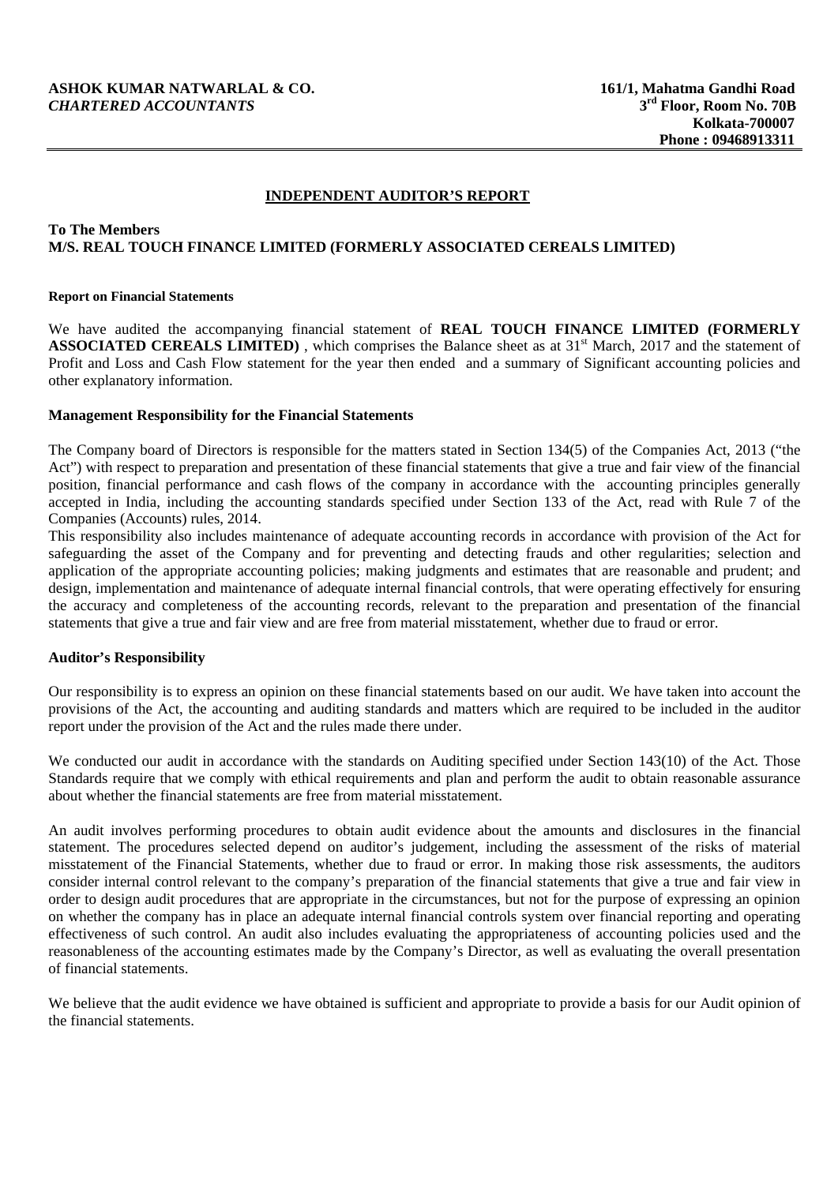**ASHOK KUMAR NATWARLAL & CO.**
***CHARTERED ACCOUNTANTS***

**161/1, Mahatma Gandhi Road**
**3rd Floor, Room No. 70B**
**Kolkata-700007**
**Phone : 09468913311**

## INDEPENDENT AUDITOR'S REPORT

**To The Members**
**M/S. REAL TOUCH FINANCE LIMITED (FORMERLY ASSOCIATED CEREALS LIMITED)**

**Report on Financial Statements**

We have audited the accompanying financial statement of **REAL TOUCH FINANCE LIMITED (FORMERLY ASSOCIATED CEREALS LIMITED)** , which comprises the Balance sheet as at 31st March, 2017 and the statement of Profit and Loss and Cash Flow statement for the year then ended and a summary of Significant accounting policies and other explanatory information.

**Management Responsibility for the Financial Statements**

The Company board of Directors is responsible for the matters stated in Section 134(5) of the Companies Act, 2013 ("the Act") with respect to preparation and presentation of these financial statements that give a true and fair view of the financial position, financial performance and cash flows of the company in accordance with the accounting principles generally accepted in India, including the accounting standards specified under Section 133 of the Act, read with Rule 7 of the Companies (Accounts) rules, 2014.

This responsibility also includes maintenance of adequate accounting records in accordance with provision of the Act for safeguarding the asset of the Company and for preventing and detecting frauds and other regularities; selection and application of the appropriate accounting policies; making judgments and estimates that are reasonable and prudent; and design, implementation and maintenance of adequate internal financial controls, that were operating effectively for ensuring the accuracy and completeness of the accounting records, relevant to the preparation and presentation of the financial statements that give a true and fair view and are free from material misstatement, whether due to fraud or error.

**Auditor's Responsibility**

Our responsibility is to express an opinion on these financial statements based on our audit. We have taken into account the provisions of the Act, the accounting and auditing standards and matters which are required to be included in the auditor report under the provision of the Act and the rules made there under.

We conducted our audit in accordance with the standards on Auditing specified under Section 143(10) of the Act. Those Standards require that we comply with ethical requirements and plan and perform the audit to obtain reasonable assurance about whether the financial statements are free from material misstatement.

An audit involves performing procedures to obtain audit evidence about the amounts and disclosures in the financial statement. The procedures selected depend on auditor's judgement, including the assessment of the risks of material misstatement of the Financial Statements, whether due to fraud or error. In making those risk assessments, the auditors consider internal control relevant to the company's preparation of the financial statements that give a true and fair view in order to design audit procedures that are appropriate in the circumstances, but not for the purpose of expressing an opinion on whether the company has in place an adequate internal financial controls system over financial reporting and operating effectiveness of such control. An audit also includes evaluating the appropriateness of accounting policies used and the reasonableness of the accounting estimates made by the Company's Director, as well as evaluating the overall presentation of financial statements.

We believe that the audit evidence we have obtained is sufficient and appropriate to provide a basis for our Audit opinion of the financial statements.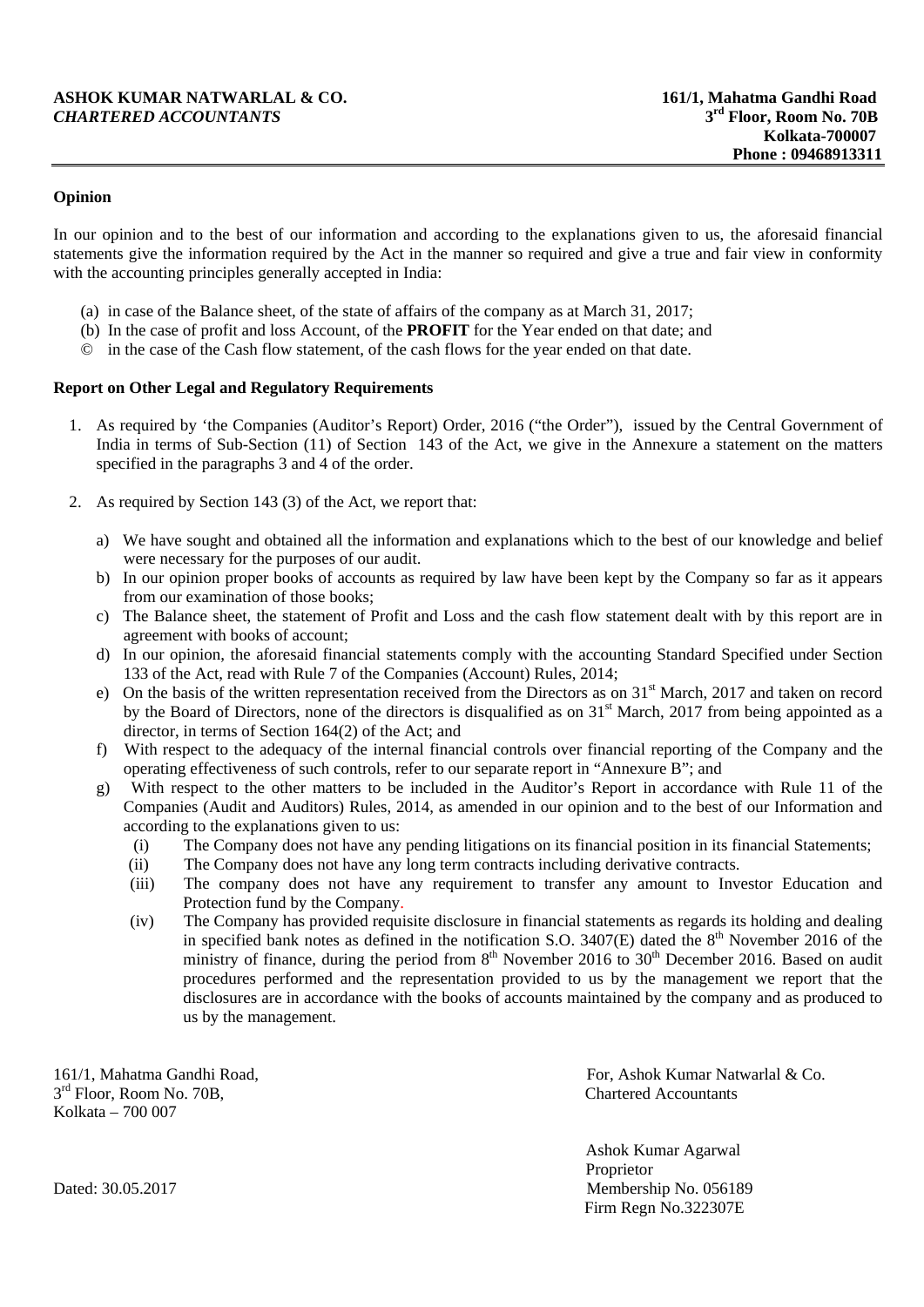**ASHOK KUMAR NATWARLAL & CO.**
***CHARTERED ACCOUNTANTS***

**161/1, Mahatma Gandhi Road**
**3rd Floor, Room No. 70B**
**Kolkata-700007**
**Phone : 09468913311**

---

**Opinion**

In our opinion and to the best of our information and according to the explanations given to us, the aforesaid financial statements give the information required by the Act in the manner so required and give a true and fair view in conformity with the accounting principles generally accepted in India:

(a) in case of the Balance sheet, of the state of affairs of the company as at March 31, 2017;
(b) In the case of profit and loss Account, of the **PROFIT** for the Year ended on that date; and
© in the case of the Cash flow statement, of the cash flows for the year ended on that date.

**Report on Other Legal and Regulatory Requirements**

1. As required by 'the Companies (Auditor's Report) Order, 2016 ("the Order"), issued by the Central Government of India in terms of Sub-Section (11) of Section 143 of the Act, we give in the Annexure a statement on the matters specified in the paragraphs 3 and 4 of the order.

2. As required by Section 143 (3) of the Act, we report that:

   a) We have sought and obtained all the information and explanations which to the best of our knowledge and belief were necessary for the purposes of our audit.
   b) In our opinion proper books of accounts as required by law have been kept by the Company so far as it appears from our examination of those books;
   c) The Balance sheet, the statement of Profit and Loss and the cash flow statement dealt with by this report are in agreement with books of account;
   d) In our opinion, the aforesaid financial statements comply with the accounting Standard Specified under Section 133 of the Act, read with Rule 7 of the Companies (Account) Rules, 2014;
   e) On the basis of the written representation received from the Directors as on 31st March, 2017 and taken on record by the Board of Directors, none of the directors is disqualified as on 31st March, 2017 from being appointed as a director, in terms of Section 164(2) of the Act; and
   f) With respect to the adequacy of the internal financial controls over financial reporting of the Company and the operating effectiveness of such controls, refer to our separate report in "Annexure B"; and
   g) With respect to the other matters to be included in the Auditor's Report in accordance with Rule 11 of the Companies (Audit and Auditors) Rules, 2014, as amended in our opinion and to the best of our Information and according to the explanations given to us:
      (i) The Company does not have any pending litigations on its financial position in its financial Statements;
      (ii) The Company does not have any long term contracts including derivative contracts.
      (iii) The company does not have any requirement to transfer any amount to Investor Education and Protection fund by the Company.
      (iv) The Company has provided requisite disclosure in financial statements as regards its holding and dealing in specified bank notes as defined in the notification S.O. 3407(E) dated the 8th November 2016 of the ministry of finance, during the period from 8th November 2016 to 30th December 2016. Based on audit procedures performed and the representation provided to us by the management we report that the disclosures are in accordance with the books of accounts maintained by the company and as produced to us by the management.

161/1, Mahatma Gandhi Road,
3rd Floor, Room No. 70B,
Kolkata – 700 007

Dated: 30.05.2017

For, Ashok Kumar Natwarlal & Co.
Chartered Accountants

Ashok Kumar Agarwal
Proprietor
Membership No. 056189
Firm Regn No.322307E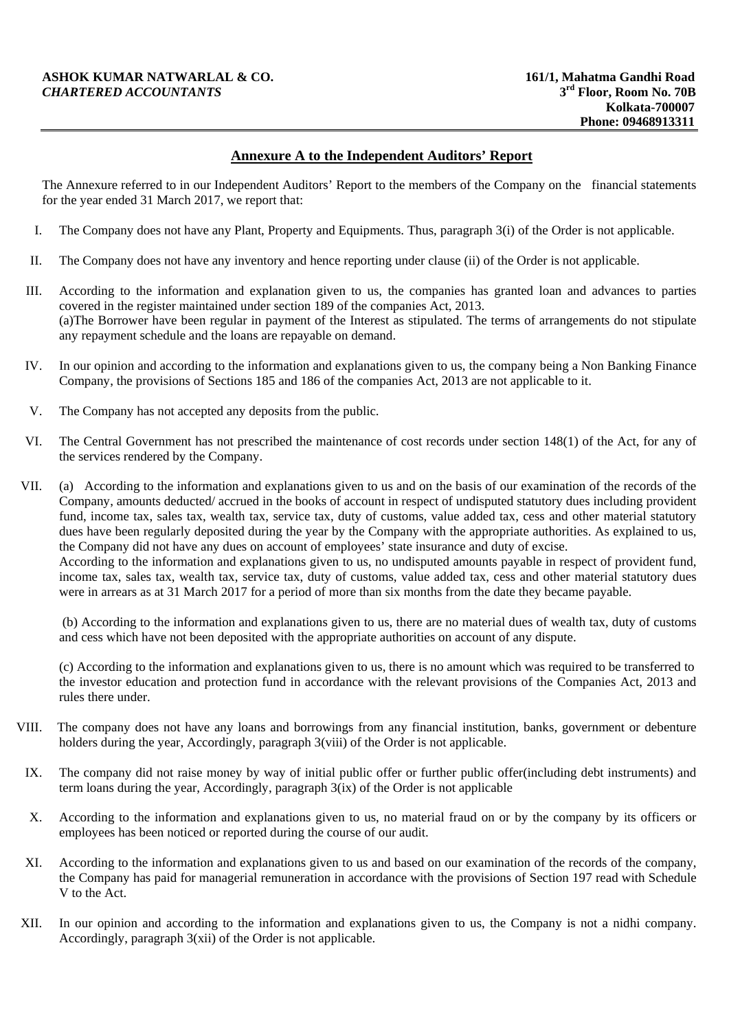**ASHOK KUMAR NATWARLAL & CO.**
***CHARTERED ACCOUNTANTS***

**161/1, Mahatma Gandhi Road**
**3rd Floor, Room No. 70B**
**Kolkata-700007**
**Phone: 09468913311**

## Annexure A to the Independent Auditors' Report

The Annexure referred to in our Independent Auditors' Report to the members of the Company on the financial statements for the year ended 31 March 2017, we report that:

I. The Company does not have any Plant, Property and Equipments. Thus, paragraph 3(i) of the Order is not applicable.

II. The Company does not have any inventory and hence reporting under clause (ii) of the Order is not applicable.

III. According to the information and explanation given to us, the companies has granted loan and advances to parties covered in the register maintained under section 189 of the companies Act, 2013.
(a)The Borrower have been regular in payment of the Interest as stipulated. The terms of arrangements do not stipulate any repayment schedule and the loans are repayable on demand.

IV. In our opinion and according to the information and explanations given to us, the company being a Non Banking Finance Company, the provisions of Sections 185 and 186 of the companies Act, 2013 are not applicable to it.

V. The Company has not accepted any deposits from the public.

VI. The Central Government has not prescribed the maintenance of cost records under section 148(1) of the Act, for any of the services rendered by the Company.

VII. (a) According to the information and explanations given to us and on the basis of our examination of the records of the Company, amounts deducted/ accrued in the books of account in respect of undisputed statutory dues including provident fund, income tax, sales tax, wealth tax, service tax, duty of customs, value added tax, cess and other material statutory dues have been regularly deposited during the year by the Company with the appropriate authorities. As explained to us, the Company did not have any dues on account of employees' state insurance and duty of excise.
According to the information and explanations given to us, no undisputed amounts payable in respect of provident fund, income tax, sales tax, wealth tax, service tax, duty of customs, value added tax, cess and other material statutory dues were in arrears as at 31 March 2017 for a period of more than six months from the date they became payable.

(b) According to the information and explanations given to us, there are no material dues of wealth tax, duty of customs and cess which have not been deposited with the appropriate authorities on account of any dispute.

(c) According to the information and explanations given to us, there is no amount which was required to be transferred to the investor education and protection fund in accordance with the relevant provisions of the Companies Act, 2013 and rules there under.

VIII. The company does not have any loans and borrowings from any financial institution, banks, government or debenture holders during the year, Accordingly, paragraph 3(viii) of the Order is not applicable.

IX. The company did not raise money by way of initial public offer or further public offer(including debt instruments) and term loans during the year, Accordingly, paragraph 3(ix) of the Order is not applicable

X. According to the information and explanations given to us, no material fraud on or by the company by its officers or employees has been noticed or reported during the course of our audit.

XI. According to the information and explanations given to us and based on our examination of the records of the company, the Company has paid for managerial remuneration in accordance with the provisions of Section 197 read with Schedule V to the Act.

XII. In our opinion and according to the information and explanations given to us, the Company is not a nidhi company. Accordingly, paragraph 3(xii) of the Order is not applicable.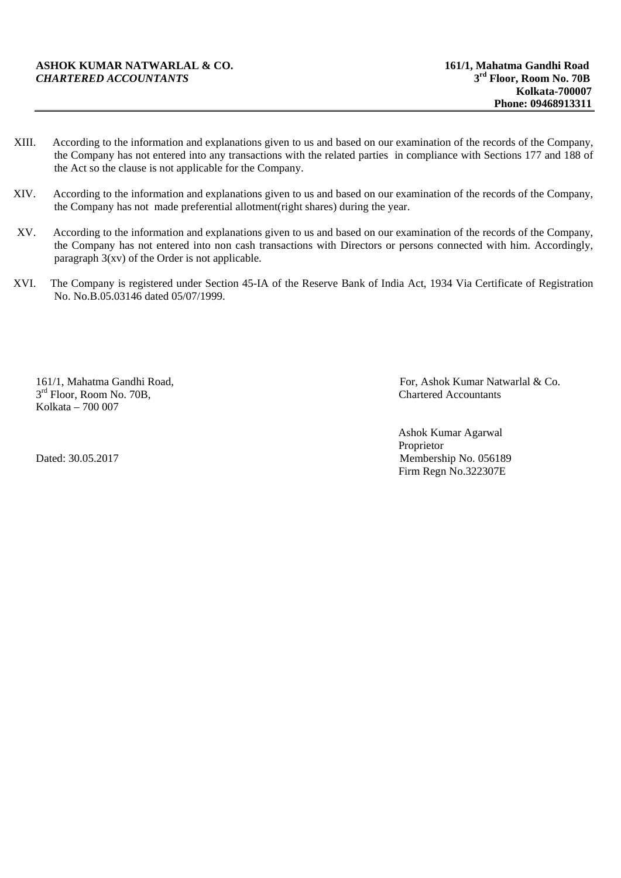XIII. According to the information and explanations given to us and based on our examination of the records of the Company, the Company has not entered into any transactions with the related parties in compliance with Sections 177 and 188 of the Act so the clause is not applicable for the Company.

XIV. According to the information and explanations given to us and based on our examination of the records of the Company, the Company has not made preferential allotment(right shares) during the year.

XV. According to the information and explanations given to us and based on our examination of the records of the Company, the Company has not entered into non cash transactions with Directors or persons connected with him. Accordingly, paragraph 3(xv) of the Order is not applicable.

XVI. The Company is registered under Section 45-IA of the Reserve Bank of India Act, 1934 Via Certificate of Registration No. No.B.05.03146 dated 05/07/1999.

161/1, Mahatma Gandhi Road,
3rd Floor, Room No. 70B,
Kolkata – 700 007

Dated: 30.05.2017

For, Ashok Kumar Natwarlal & Co.
Chartered Accountants

Ashok Kumar Agarwal
Proprietor
Membership No. 056189
Firm Regn No.322307E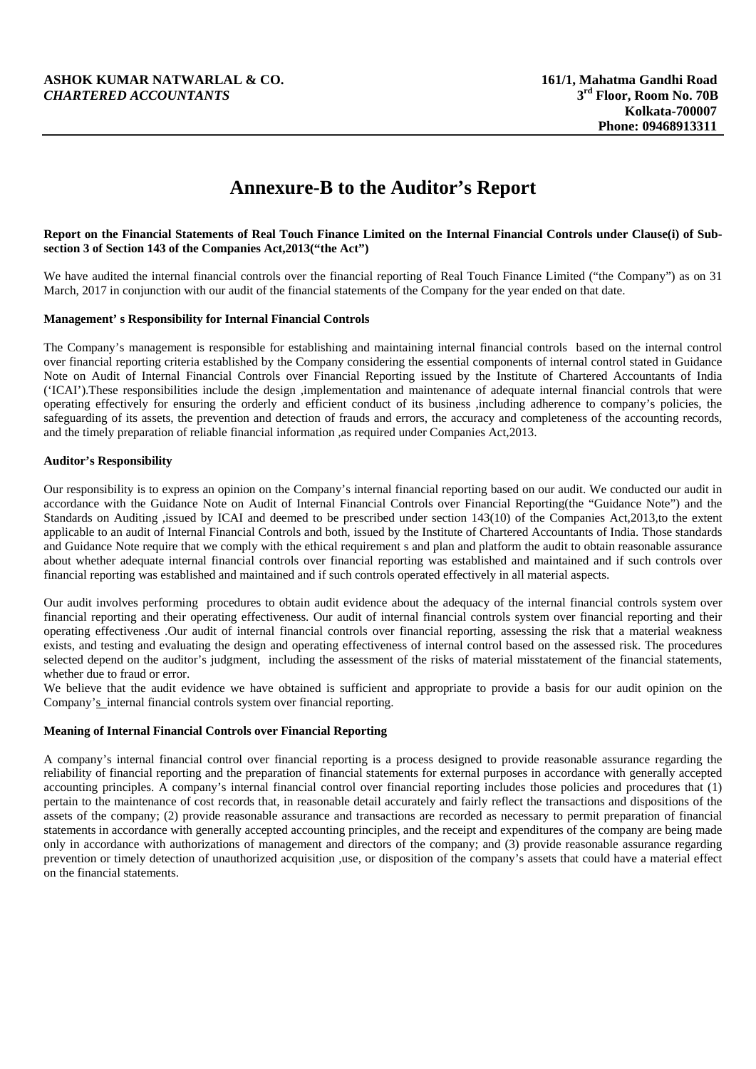**ASHOK KUMAR NATWARLAL & CO.**
***CHARTERED ACCOUNTANTS***

**161/1, Mahatma Gandhi Road**
**3rd Floor, Room No. 70B**
**Kolkata-700007**
**Phone: 09468913311**

# Annexure-B to the Auditor's Report

**Report on the Financial Statements of Real Touch Finance Limited on the Internal Financial Controls under Clause(i) of Sub-section 3 of Section 143 of the Companies Act,2013("the Act")**

We have audited the internal financial controls over the financial reporting of Real Touch Finance Limited ("the Company") as on 31 March, 2017 in conjunction with our audit of the financial statements of the Company for the year ended on that date.

**Management' s Responsibility for Internal Financial Controls**

The Company's management is responsible for establishing and maintaining internal financial controls based on the internal control over financial reporting criteria established by the Company considering the essential components of internal control stated in Guidance Note on Audit of Internal Financial Controls over Financial Reporting issued by the Institute of Chartered Accountants of India ('ICAI').These responsibilities include the design ,implementation and maintenance of adequate internal financial controls that were operating effectively for ensuring the orderly and efficient conduct of its business ,including adherence to company's policies, the safeguarding of its assets, the prevention and detection of frauds and errors, the accuracy and completeness of the accounting records, and the timely preparation of reliable financial information ,as required under Companies Act,2013.

**Auditor's Responsibility**

Our responsibility is to express an opinion on the Company's internal financial reporting based on our audit. We conducted our audit in accordance with the Guidance Note on Audit of Internal Financial Controls over Financial Reporting(the "Guidance Note") and the Standards on Auditing ,issued by ICAI and deemed to be prescribed under section 143(10) of the Companies Act,2013,to the extent applicable to an audit of Internal Financial Controls and both, issued by the Institute of Chartered Accountants of India. Those standards and Guidance Note require that we comply with the ethical requirement s and plan and platform the audit to obtain reasonable assurance about whether adequate internal financial controls over financial reporting was established and maintained and if such controls over financial reporting was established and maintained and if such controls operated effectively in all material aspects.

Our audit involves performing procedures to obtain audit evidence about the adequacy of the internal financial controls system over financial reporting and their operating effectiveness. Our audit of internal financial controls system over financial reporting and their operating effectiveness .Our audit of internal financial controls over financial reporting, assessing the risk that a material weakness exists, and testing and evaluating the design and operating effectiveness of internal control based on the assessed risk. The procedures selected depend on the auditor's judgment, including the assessment of the risks of material misstatement of the financial statements, whether due to fraud or error.
We believe that the audit evidence we have obtained is sufficient and appropriate to provide a basis for our audit opinion on the Company's internal financial controls system over financial reporting.

**Meaning of Internal Financial Controls over Financial Reporting**

A company's internal financial control over financial reporting is a process designed to provide reasonable assurance regarding the reliability of financial reporting and the preparation of financial statements for external purposes in accordance with generally accepted accounting principles. A company's internal financial control over financial reporting includes those policies and procedures that (1) pertain to the maintenance of cost records that, in reasonable detail accurately and fairly reflect the transactions and dispositions of the assets of the company; (2) provide reasonable assurance and transactions are recorded as necessary to permit preparation of financial statements in accordance with generally accepted accounting principles, and the receipt and expenditures of the company are being made only in accordance with authorizations of management and directors of the company; and (3) provide reasonable assurance regarding prevention or timely detection of unauthorized acquisition ,use, or disposition of the company's assets that could have a material effect on the financial statements.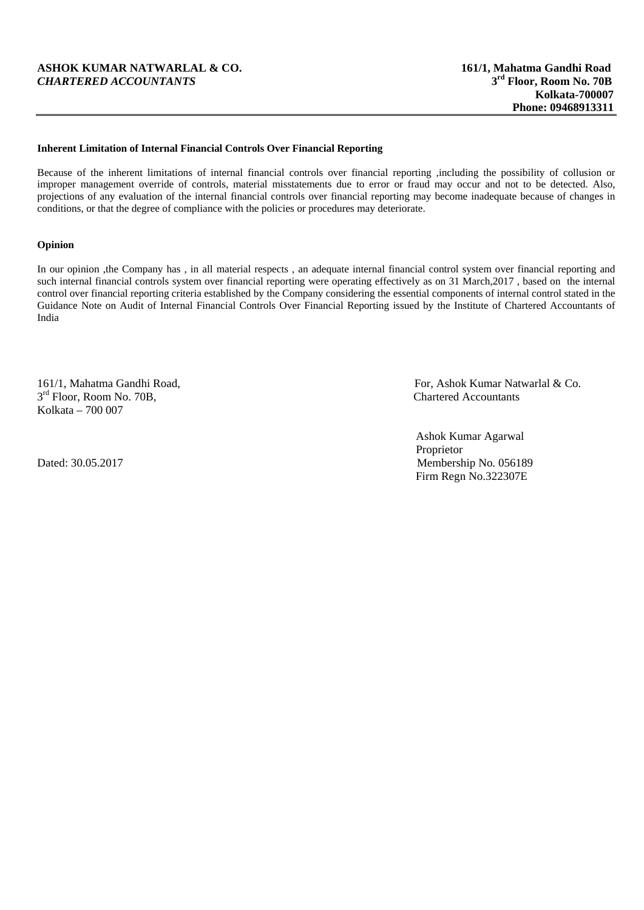**ASHOK KUMAR NATWARLAL & CO.**
***CHARTERED ACCOUNTANTS***

**161/1, Mahatma Gandhi Road**
**3rd Floor, Room No. 70B**
**Kolkata-700007**
**Phone: 09468913311**

---

**Inherent Limitation of Internal Financial Controls Over Financial Reporting**

Because of the inherent limitations of internal financial controls over financial reporting ,including the possibility of collusion or improper management override of controls, material misstatements due to error or fraud may occur and not to be detected. Also, projections of any evaluation of the internal financial controls over financial reporting may become inadequate because of changes in conditions, or that the degree of compliance with the policies or procedures may deteriorate.

**Opinion**

In our opinion ,the Company has , in all material respects , an adequate internal financial control system over financial reporting and such internal financial controls system over financial reporting were operating effectively as on 31 March,2017 , based on the internal control over financial reporting criteria established by the Company considering the essential components of internal control stated in the Guidance Note on Audit of Internal Financial Controls Over Financial Reporting issued by the Institute of Chartered Accountants of India

161/1, Mahatma Gandhi Road,
3rd Floor, Room No. 70B,
Kolkata – 700 007

Dated: 30.05.2017

For, Ashok Kumar Natwarlal & Co.
Chartered Accountants

Ashok Kumar Agarwal
Proprietor
Membership No. 056189
Firm Regn No.322307E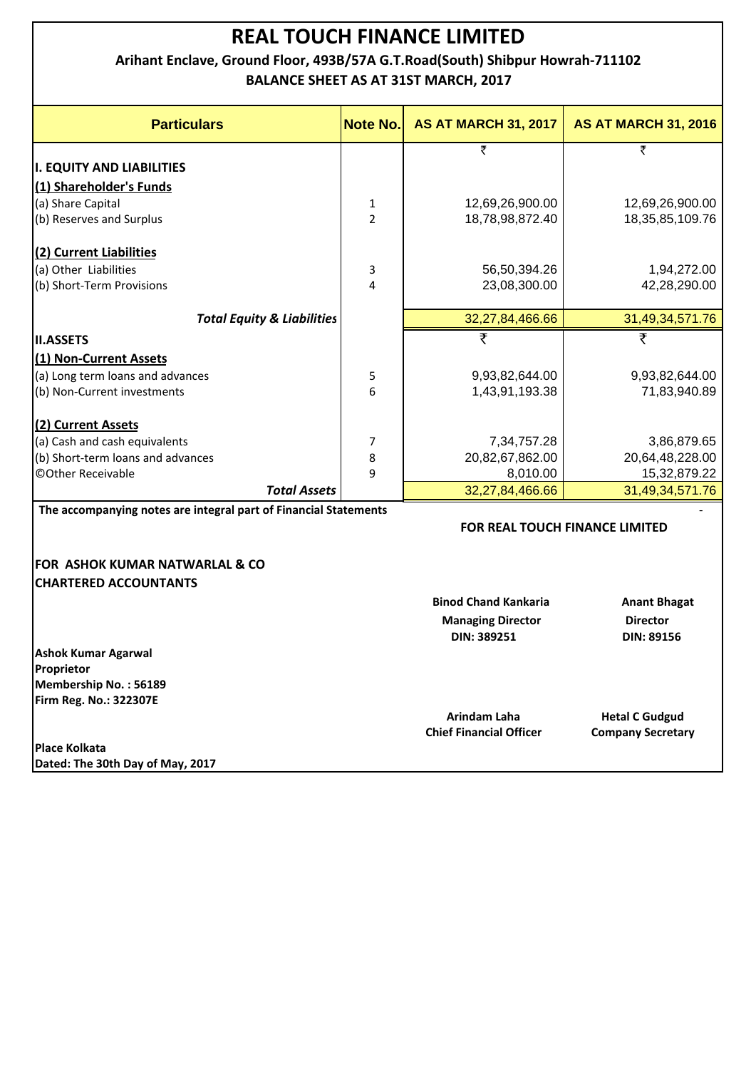# REAL TOUCH FINANCE LIMITED

**Arihant Enclave, Ground Floor, 493B/57A G.T.Road(South) Shibpur Howrah-711102**

**BALANCE SHEET AS AT 31ST MARCH, 2017**

| Particulars | Note No. | AS AT MARCH 31, 2017 | AS AT MARCH 31, 2016 |
|---|---|---|---|
| | | ₹ | ₹ |
| **I. EQUITY AND LIABILITIES** | | | |
| **(1) Shareholder's Funds** | | | |
| (a) Share Capital | 1 | 12,69,26,900.00 | 12,69,26,900.00 |
| (b) Reserves and Surplus | 2 | 18,78,98,872.40 | 18,35,85,109.76 |
| **(2) Current Liabilities** | | | |
| (a) Other Liabilities | 3 | 56,50,394.26 | 1,94,272.00 |
| (b) Short-Term Provisions | 4 | 23,08,300.00 | 42,28,290.00 |
| ***Total Equity & Liabilities*** | | 32,27,84,466.66 | 31,49,34,571.76 |
| **II.ASSETS** | | ₹ | ₹ |
| **(1) Non-Current Assets** | | | |
| (a) Long term loans and advances | 5 | 9,93,82,644.00 | 9,93,82,644.00 |
| (b) Non-Current investments | 6 | 1,43,91,193.38 | 71,83,940.89 |
| **(2) Current Assets** | | | |
| (a) Cash and cash equivalents | 7 | 7,34,757.28 | 3,86,879.65 |
| (b) Short-term loans and advances | 8 | 20,82,67,862.00 | 20,64,48,228.00 |
| ©Other Receivable | 9 | 8,010.00 | 15,32,879.22 |
| ***Total Assets*** | | 32,27,84,466.66 | 31,49,34,571.76 |

**The accompanying notes are integral part of Financial Statements**

**FOR REAL TOUCH FINANCE LIMITED**

**FOR ASHOK KUMAR NATWARLAL & CO**
**CHARTERED ACCOUNTANTS**

**Binod Chand Kankaria**
**Managing Director**
**DIN: 389251**

**Anant Bhagat**
**Director**
**DIN: 89156**

**Ashok Kumar Agarwal**
**Proprietor**
**Membership No. : 56189**
**Firm Reg. No.: 322307E**

**Arindam Laha**
**Chief Financial Officer**

**Hetal C Gudgud**
**Company Secretary**

**Place Kolkata**
**Dated: The 30th Day of May, 2017**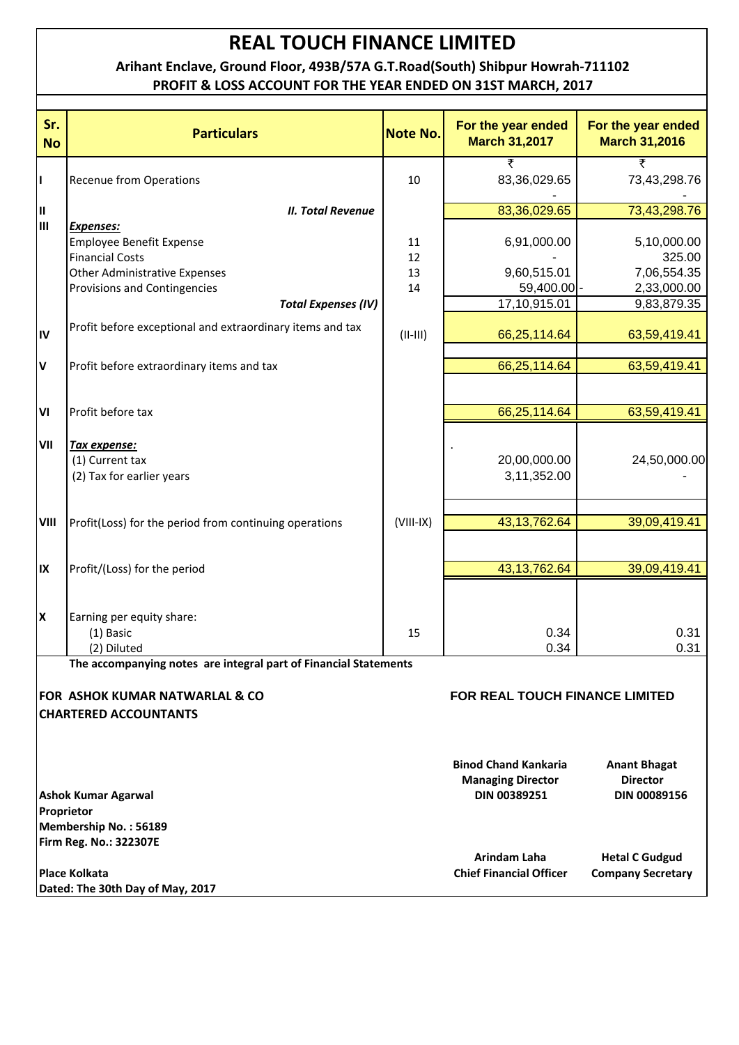# REAL TOUCH FINANCE LIMITED

**Arihant Enclave, Ground Floor, 493B/57A G.T.Road(South) Shibpur Howrah-711102**

**PROFIT & LOSS ACCOUNT FOR THE YEAR ENDED ON 31ST MARCH, 2017**

| Sr. No | Particulars | Note No. | For the year ended March 31,2017 | For the year ended March 31,2016 |
|---|---|---|---|---|
| | | | ₹ | ₹ |
| I | Recenue from Operations | 10 | 83,36,029.65 | 73,43,298.76 |
| | | | - | - |
| II | ***II. Total Revenue*** | | 83,36,029.65 | 73,43,298.76 |
| III | ***Expenses:*** | | | |
| | Employee Benefit Expense | 11 | 6,91,000.00 | 5,10,000.00 |
| | Financial Costs | 12 | - | 325.00 |
| | Other Administrative Expenses | 13 | 9,60,515.01 | 7,06,554.35 |
| | Provisions and Contingencies | 14 | 59,400.00 | - 2,33,000.00 |
| | ***Total Expenses (IV)*** | | 17,10,915.01 | 9,83,879.35 |
| IV | Profit before exceptional and extraordinary items and tax | (II-III) | 66,25,114.64 | 63,59,419.41 |
| V | Profit before extraordinary items and tax | | 66,25,114.64 | 63,59,419.41 |
| VI | Profit before tax | | 66,25,114.64 | 63,59,419.41 |
| VII | ***Tax expense:*** | | . | |
| | (1) Current tax | | 20,00,000.00 | 24,50,000.00 |
| | (2) Tax for earlier years | | 3,11,352.00 | - |
| VIII | Profit(Loss) for the period from continuing operations | (VIII-IX) | 43,13,762.64 | 39,09,419.41 |
| IX | Profit/(Loss) for the period | | 43,13,762.64 | 39,09,419.41 |
| X | Earning per equity share: | | | |
| | (1) Basic | 15 | 0.34 | 0.31 |
| | (2) Diluted | | 0.34 | 0.31 |

**The accompanying notes are integral part of Financial Statements**

**FOR ASHOK KUMAR NATWARLAL & CO**
**CHARTERED ACCOUNTANTS**

**Ashok Kumar Agarwal**
**Proprietor**
**Membership No. : 56189**
**Firm Reg. No.: 322307E**

**Place Kolkata**
**Dated: The 30th Day of May, 2017**

**FOR REAL TOUCH FINANCE LIMITED**

| | |
|---|---|
| **Binod Chand Kankaria**<br>**Managing Director**<br>**DIN 00389251** | **Anant Bhagat**<br>**Director**<br>**DIN 00089156** |
| **Arindam Laha**<br>**Chief Financial Officer** | **Hetal C Gudgud**<br>**Company Secretary** |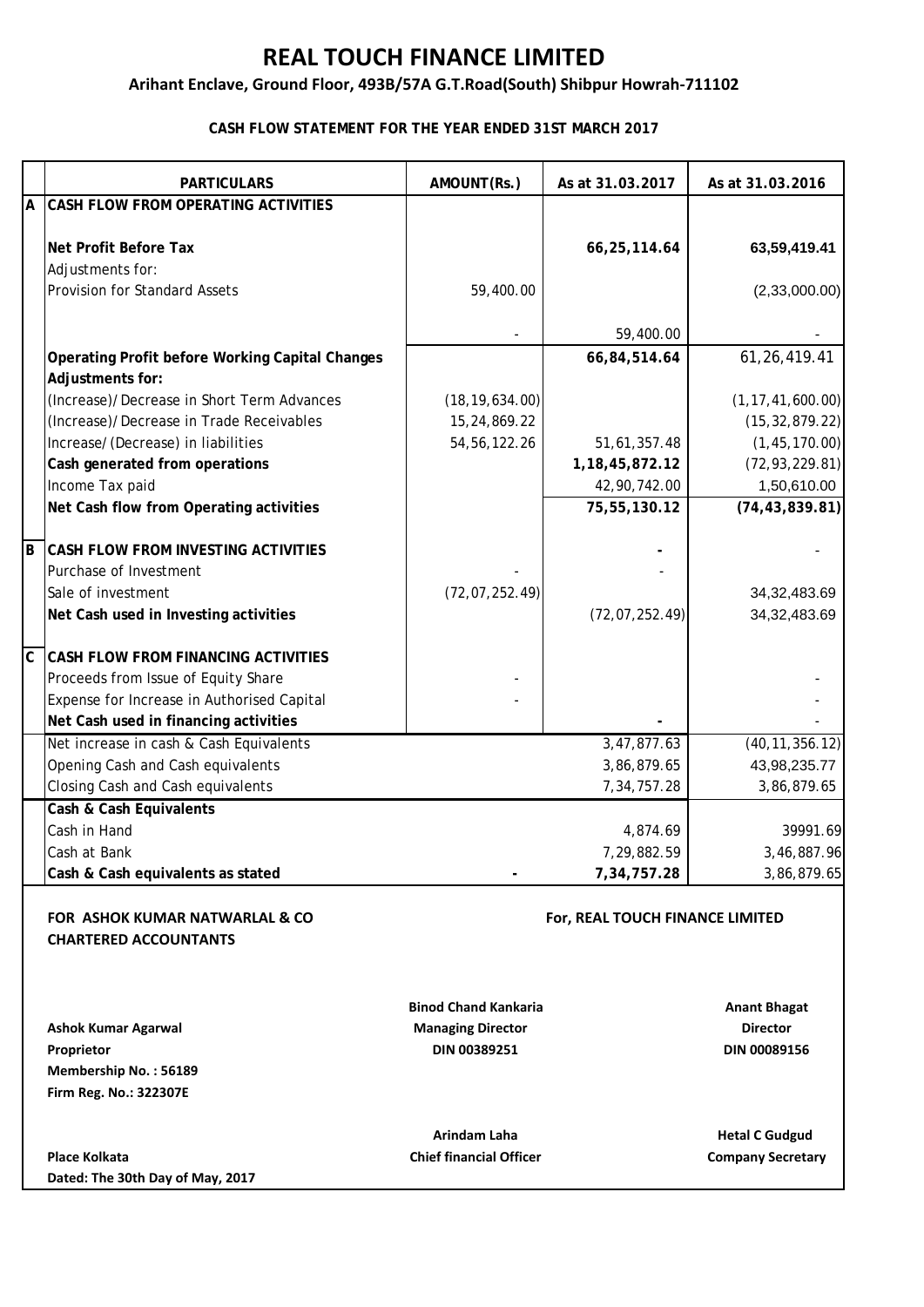# REAL TOUCH FINANCE LIMITED

**Arihant Enclave, Ground Floor, 493B/57A G.T.Road(South) Shibpur Howrah-711102**

**CASH FLOW STATEMENT FOR THE YEAR ENDED 31ST MARCH 2017**

| | PARTICULARS | AMOUNT(Rs.) | As at 31.03.2017 | As at 31.03.2016 |
|---|---|---|---|---|
| A | **CASH FLOW FROM OPERATING ACTIVITIES** | | | |
| | **Net Profit Before Tax** | | **66,25,114.64** | **63,59,419.41** |
| | Adjustments for: | | | |
| | Provision for Standard Assets | 59,400.00 | | (2,33,000.00) |
| | | - | 59,400.00 | - |
| | **Operating Profit before Working Capital Changes** | | **66,84,514.64** | 61,26,419.41 |
| | **Adjustments for:** | | | |
| | (Increase)/Decrease in Short Term Advances | (18,19,634.00) | | (1,17,41,600.00) |
| | (Increase)/Decrease in Trade Receivables | 15,24,869.22 | | (15,32,879.22) |
| | Increase/(Decrease) in liabilities | 54,56,122.26 | 51,61,357.48 | (1,45,170.00) |
| | **Cash generated from operations** | | **1,18,45,872.12** | (72,93,229.81) |
| | Income Tax paid | | 42,90,742.00 | 1,50,610.00 |
| | **Net Cash flow from Operating activities** | | **75,55,130.12** | **(74,43,839.81)** |
| B | **CASH FLOW FROM INVESTING ACTIVITIES** | | **-** | - |
| | Purchase of Investment | - | - | |
| | Sale of investment | (72,07,252.49) | | 34,32,483.69 |
| | **Net Cash used in Investing activities** | | (72,07,252.49) | 34,32,483.69 |
| C | **CASH FLOW FROM FINANCING ACTIVITIES** | | | |
| | Proceeds from Issue of Equity Share | - | | - |
| | Expense for Increase in Authorised Capital | - | | - |
| | **Net Cash used in financing activities** | | **-** | - |
| | Net increase in cash & Cash Equivalents | | 3,47,877.63 | (40,11,356.12) |
| | Opening Cash and Cash equivalents | | 3,86,879.65 | 43,98,235.77 |
| | Closing Cash and Cash equivalents | | 7,34,757.28 | 3,86,879.65 |
| | **Cash & Cash Equivalents** | | | |
| | Cash in Hand | | 4,874.69 | 39991.69 |
| | Cash at Bank | | 7,29,882.59 | 3,46,887.96 |
| | **Cash & cash equivalents as stated** | **-** | **7,34,757.28** | 3,86,879.65 |

**FOR ASHOK KUMAR NATWARLAL & CO**
**CHARTERED ACCOUNTANTS**

**For, REAL TOUCH FINANCE LIMITED**

**Ashok Kumar Agarwal**
**Proprietor**
**Membership No. : 56189**
**Firm Reg. No.: 322307E**

**Binod Chand Kankaria**
**Managing Director**
**DIN 00389251**

**Anant Bhagat**
**Director**
**DIN 00089156**

**Arindam Laha**
**Chief financial Officer**

**Hetal C Gudgud**
**Company Secretary**

**Place Kolkata**
**Dated: The 30th Day of May, 2017**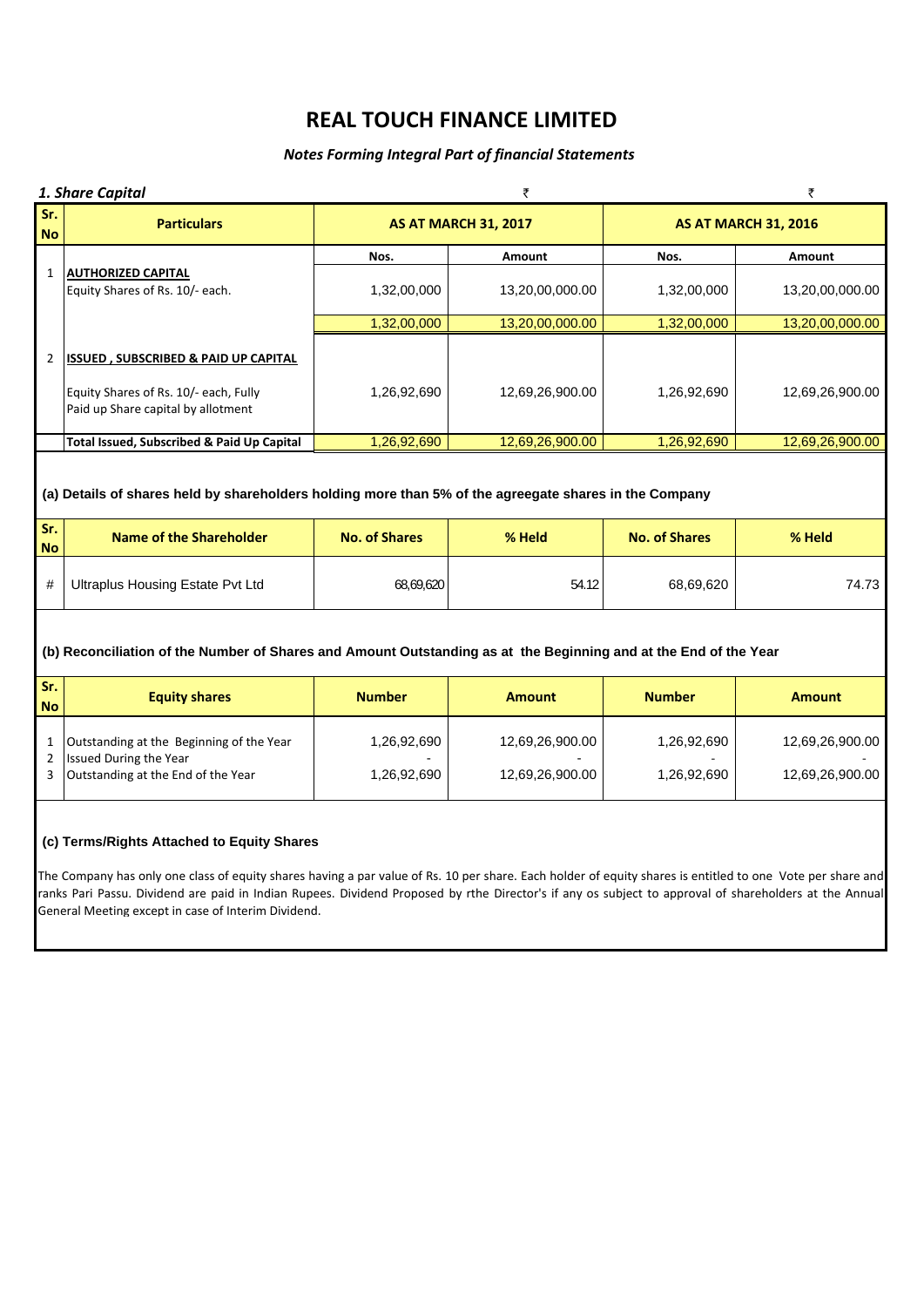# REAL TOUCH FINANCE LIMITED

*Notes Forming Integral Part of financial Statements*

### *1. Share Capital*

| Sr. No | Particulars | AS AT MARCH 31, 2017 | | AS AT MARCH 31, 2016 | |
|---|---|---|---|---|---|
| | | ₹ | | ₹ | |
| | | Nos. | Amount | Nos. | Amount |
| 1 | **AUTHORIZED CAPITAL** Equity Shares of Rs. 10/- each. | 1,32,00,000 | 13,20,00,000.00 | 1,32,00,000 | 13,20,00,000.00 |
| | | 1,32,00,000 | 13,20,00,000.00 | 1,32,00,000 | 13,20,00,000.00 |
| 2 | **ISSUED , SUBSCRIBED & PAID UP CAPITAL** | | | | |
| | Equity Shares of Rs. 10/- each, Fully Paid up Share capital by allotment | 1,26,92,690 | 12,69,26,900.00 | 1,26,92,690 | 12,69,26,900.00 |
| | **Total Issued, Subscribed & Paid Up Capital** | 1,26,92,690 | 12,69,26,900.00 | 1,26,92,690 | 12,69,26,900.00 |

**(a) Details of shares held by shareholders holding more than 5% of the agreegate shares in the Company**

| Sr. No | Name of the Shareholder | No. of Shares | % Held | No. of Shares | % Held |
|---|---|---|---|---|---|
| # | Ultraplus Housing Estate Pvt Ltd | 68,69,620 | 54.12 | 68,69,620 | 74.73 |

**(b) Reconciliation of the Number of Shares and Amount Outstanding as at the Beginning and at the End of the Year**

| Sr. No | Equity shares | Number | Amount | Number | Amount |
|---|---|---|---|---|---|
| 1 | Outstanding at the Beginning of the Year | 1,26,92,690 | 12,69,26,900.00 | 1,26,92,690 | 12,69,26,900.00 |
| 2 | Issued During the Year | - | - | - | - |
| 3 | Outstanding at the End of the Year | 1,26,92,690 | 12,69,26,900.00 | 1,26,92,690 | 12,69,26,900.00 |

**(c) Terms/Rights Attached to Equity Shares**

The Company has only one class of equity shares having a par value of Rs. 10 per share. Each holder of equity shares is entitled to one Vote per share and ranks Pari Passu. Dividend are paid in Indian Rupees. Dividend Proposed by rthe Director's if any os subject to approval of shareholders at the Annual General Meeting except in case of Interim Dividend.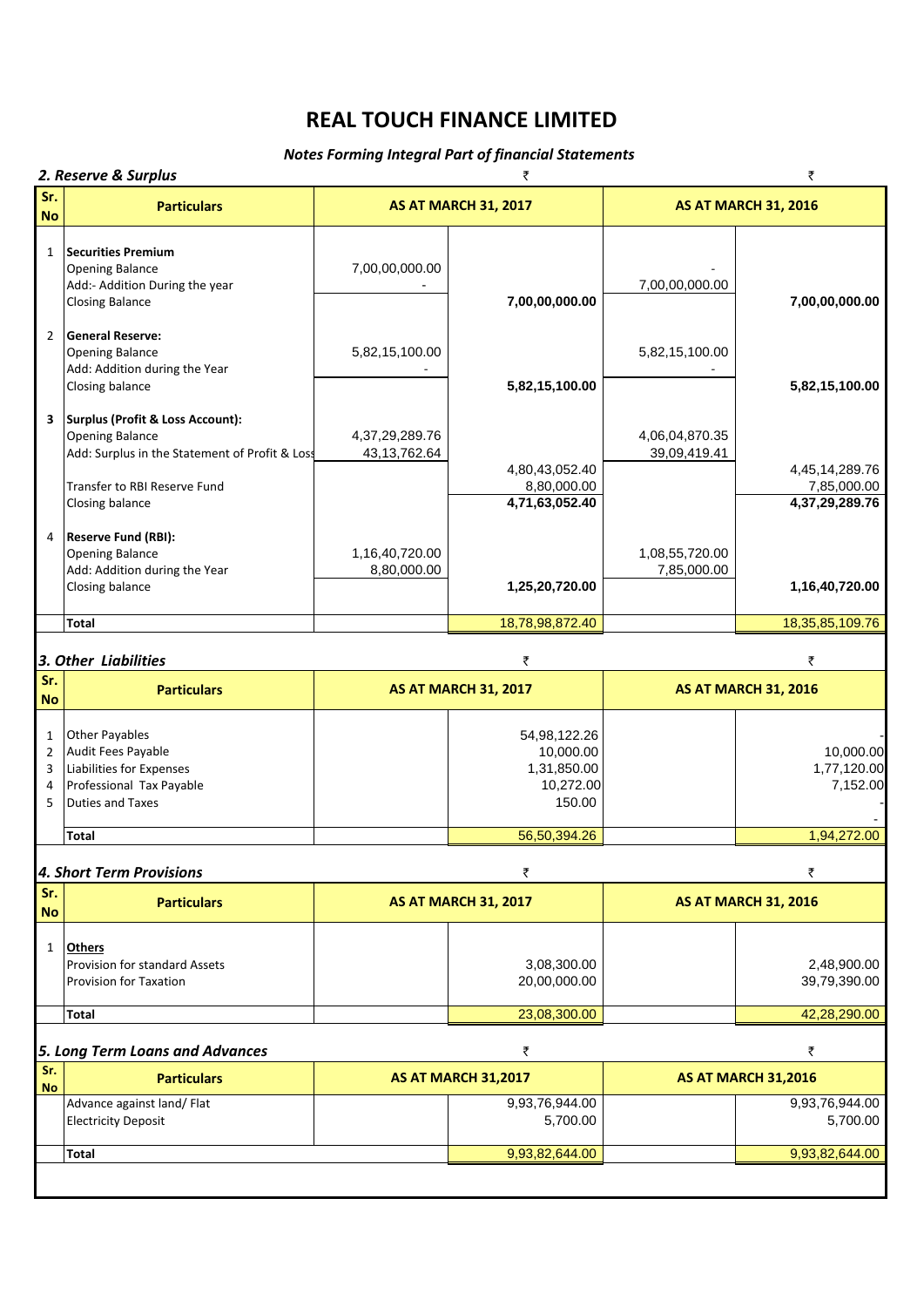# REAL TOUCH FINANCE LIMITED

### *Notes Forming Integral Part of financial Statements*

### *2. Reserve & Surplus*

| Sr. No | Particulars | AS AT MARCH 31, 2017 ₹ | | AS AT MARCH 31, 2016 ₹ | |
|---|---|---|---|---|---|
| 1 | **Securities Premium** | | | | |
| | Opening Balance | 7,00,00,000.00 | | - | |
| | Add:- Addition During the year | - | | 7,00,00,000.00 | |
| | Closing Balance | | **7,00,00,000.00** | | **7,00,00,000.00** |
| 2 | **General Reserve:** | | | | |
| | Opening Balance | 5,82,15,100.00 | | 5,82,15,100.00 | |
| | Add: Addition during the Year | - | | - | |
| | Closing balance | | **5,82,15,100.00** | | **5,82,15,100.00** |
| 3 | **Surplus (Profit & Loss Account):** | | | | |
| | Opening Balance | 4,37,29,289.76 | | 4,06,04,870.35 | |
| | Add: Surplus in the Statement of Profit & Loss | 43,13,762.64 | | 39,09,419.41 | |
| | | | 4,80,43,052.40 | | 4,45,14,289.76 |
| | Transfer to RBI Reserve Fund | | 8,80,000.00 | | 7,85,000.00 |
| | Closing balance | | **4,71,63,052.40** | | **4,37,29,289.76** |
| 4 | **Reserve Fund (RBI):** | | | | |
| | Opening Balance | 1,16,40,720.00 | | 1,08,55,720.00 | |
| | Add: Addition during the Year | 8,80,000.00 | | 7,85,000.00 | |
| | Closing balance | | **1,25,20,720.00** | | **1,16,40,720.00** |
| | **Total** | | 18,78,98,872.40 | | 18,35,85,109.76 |

### *3. Other Liabilities*

| Sr. No | Particulars | AS AT MARCH 31, 2017 ₹ | | AS AT MARCH 31, 2016 ₹ | |
|---|---|---|---|---|---|
| 1 | Other Payables | | 54,98,122.26 | | - |
| 2 | Audit Fees Payable | | 10,000.00 | | 10,000.00 |
| 3 | Liabilities for Expenses | | 1,31,850.00 | | 1,77,120.00 |
| 4 | Professional Tax Payable | | 10,272.00 | | 7,152.00 |
| 5 | Duties and Taxes | | 150.00 | | - |
| | **Total** | | 56,50,394.26 | | 1,94,272.00 |

### *4. Short Term Provisions*

| Sr. No | Particulars | AS AT MARCH 31, 2017 ₹ | | AS AT MARCH 31, 2016 ₹ | |
|---|---|---|---|---|---|
| 1 | **Others** | | | | |
| | Provision for standard Assets | | 3,08,300.00 | | 2,48,900.00 |
| | Provision for Taxation | | 20,00,000.00 | | 39,79,390.00 |
| | **Total** | | 23,08,300.00 | | 42,28,290.00 |

### *5. Long Term Loans and Advances*

| Sr. No | Particulars | AS AT MARCH 31,2017 ₹ | | AS AT MARCH 31,2016 ₹ | |
|---|---|---|---|---|---|
| | Advance against land/ Flat | | 9,93,76,944.00 | | 9,93,76,944.00 |
| | Electricity Deposit | | 5,700.00 | | 5,700.00 |
| | **Total** | | 9,93,82,644.00 | | 9,93,82,644.00 |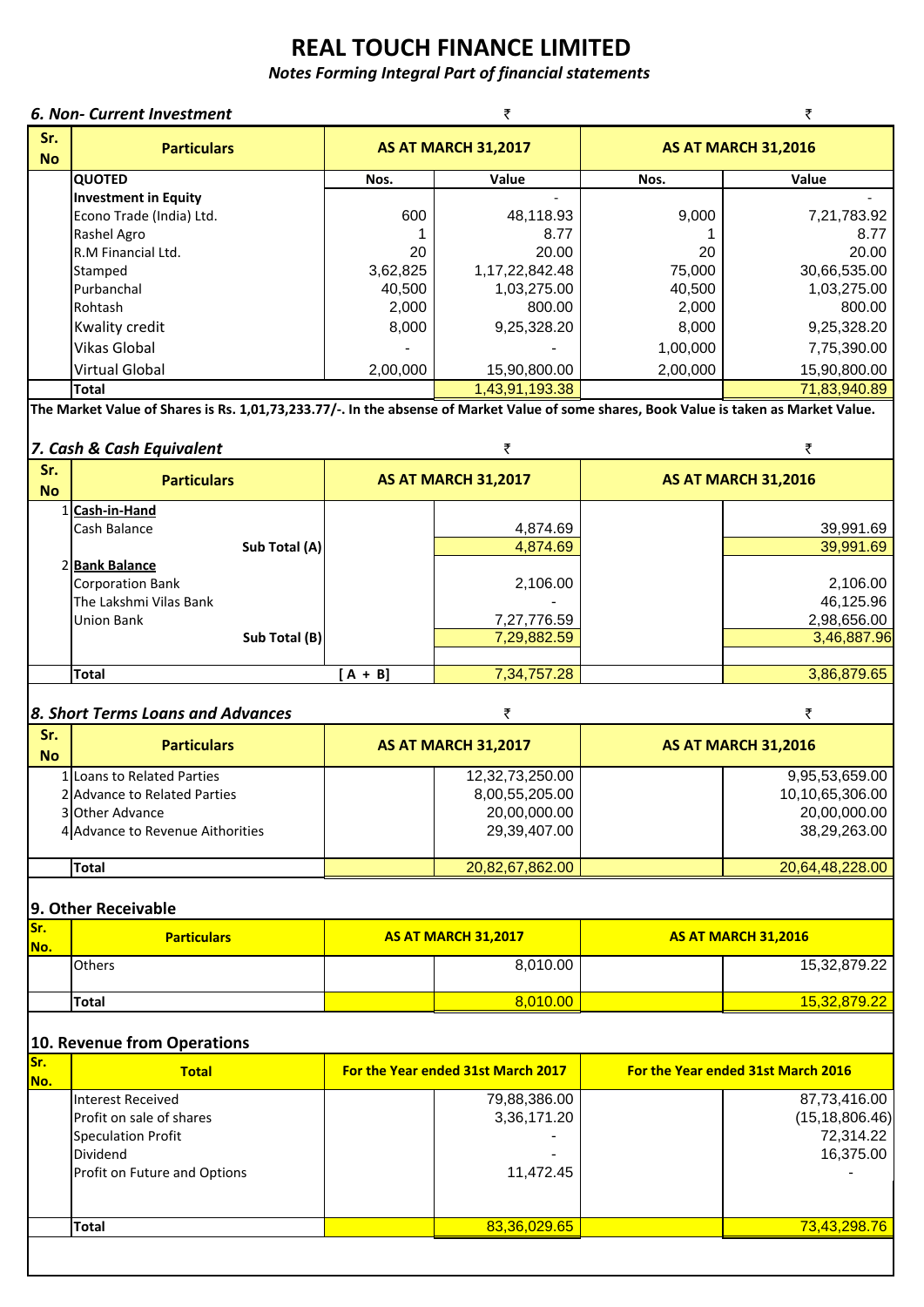# REAL TOUCH FINANCE LIMITED

*Notes Forming Integral Part of financial statements*

### *6. Non- Current Investment*

| Sr. No | Particulars | AS AT MARCH 31,2017 | | AS AT MARCH 31,2016 | |
|---|---|---|---|---|---|
| | | ₹ | | ₹ | |
| | **QUOTED** | **Nos.** | **Value** | **Nos.** | **Value** |
| | **Investment in Equity** | | - | | - |
| | Econo Trade (India) Ltd. | 600 | 48,118.93 | 9,000 | 7,21,783.92 |
| | Rashel Agro | 1 | 8.77 | 1 | 8.77 |
| | R.M Financial Ltd. | 20 | 20.00 | 20 | 20.00 |
| | Stamped | 3,62,825 | 1,17,22,842.48 | 75,000 | 30,66,535.00 |
| | Purbanchal | 40,500 | 1,03,275.00 | 40,500 | 1,03,275.00 |
| | Rohtash | 2,000 | 800.00 | 2,000 | 800.00 |
| | Kwality credit | 8,000 | 9,25,328.20 | 8,000 | 9,25,328.20 |
| | Vikas Global | - | - | 1,00,000 | 7,75,390.00 |
| | Virtual Global | 2,00,000 | 15,90,800.00 | 2,00,000 | 15,90,800.00 |
| | **Total** | | 1,43,91,193.38 | | 71,83,940.89 |

**The Market Value of Shares is Rs. 1,01,73,233.77/-. In the absense of Market Value of some shares, Book Value is taken as Market Value.**

### *7. Cash & Cash Equivalent*

| Sr. No | Particulars | AS AT MARCH 31,2017 | | AS AT MARCH 31,2016 | |
|---|---|---|---|---|---|
| | | | ₹ | | ₹ |
| 1 | **Cash-in-Hand** | | | | |
| | Cash Balance | | 4,874.69 | | 39,991.69 |
| | **Sub Total (A)** | | 4,874.69 | | 39,991.69 |
| 2 | **Bank Balance** | | | | |
| | Corporation Bank | | 2,106.00 | | 2,106.00 |
| | The Lakshmi Vilas Bank | | - | | 46,125.96 |
| | Union Bank | | 7,27,776.59 | | 2,98,656.00 |
| | **Sub Total (B)** | | 7,29,882.59 | | 3,46,887.96 |
| | **Total** | **[ A + B]** | 7,34,757.28 | | 3,86,879.65 |

### *8. Short Terms Loans and Advances*

| Sr. No | Particulars | AS AT MARCH 31,2017 | | AS AT MARCH 31,2016 | |
|---|---|---|---|---|---|
| | | | ₹ | | ₹ |
| 1 | Loans to Related Parties | | 12,32,73,250.00 | | 9,95,53,659.00 |
| 2 | Advance to Related Parties | | 8,00,55,205.00 | | 10,10,65,306.00 |
| 3 | Other Advance | | 20,00,000.00 | | 20,00,000.00 |
| 4 | Advance to Revenue Aithorities | | 29,39,407.00 | | 38,29,263.00 |
| | **Total** | | 20,82,67,862.00 | | 20,64,48,228.00 |

### 9. Other Receivable

| Sr. No. | Particulars | AS AT MARCH 31,2017 | | AS AT MARCH 31,2016 | |
|---|---|---|---|---|---|
| | Others | | 8,010.00 | | 15,32,879.22 |
| | **Total** | | 8,010.00 | | 15,32,879.22 |

### 10. Revenue from Operations

| Sr. No. | Total | For the Year ended 31st March 2017 | | For the Year ended 31st March 2016 | |
|---|---|---|---|---|---|
| | Interest Received | | 79,88,386.00 | | 87,73,416.00 |
| | Profit on sale of shares | | 3,36,171.20 | | (15,18,806.46) |
| | Speculation Profit | | - | | 72,314.22 |
| | Dividend | | - | | 16,375.00 |
| | Profit on Future and Options | | 11,472.45 | | - |
| | **Total** | | 83,36,029.65 | | 73,43,298.76 |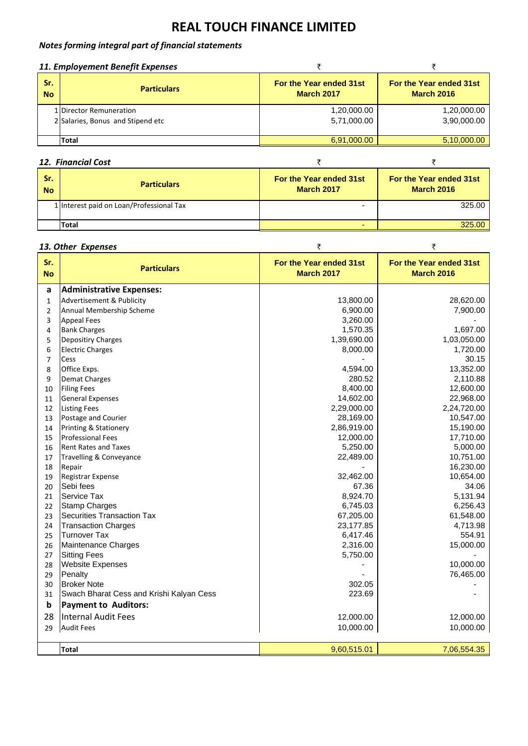# REAL TOUCH FINANCE LIMITED

*Notes forming integral part of financial statements*

### *11. Employement Benefit Expenses*

| Sr. No | Particulars | For the Year ended 31st March 2017 ₹ | For the Year ended 31st March 2016 ₹ |
|---|---|---|---|
| 1 | Director Remuneration | 1,20,000.00 | 1,20,000.00 |
| 2 | Salaries, Bonus and Stipend etc | 5,71,000.00 | 3,90,000.00 |
| | **Total** | 6,91,000.00 | 5,10,000.00 |

### *12. Financial Cost*

| Sr. No | Particulars | For the Year ended 31st March 2017 ₹ | For the Year ended 31st March 2016 ₹ |
|---|---|---|---|
| 1 | Interest paid on Loan/Professional Tax | - | 325.00 |
| | **Total** | - | 325.00 |

### *13. Other Expenses*

| Sr. No | Particulars | For the Year ended 31st March 2017 ₹ | For the Year ended 31st March 2016 ₹ |
|---|---|---|---|
| **a** | **Administrative Expenses:** | | |
| 1 | Advertisement & Publicity | 13,800.00 | 28,620.00 |
| 2 | Annual Membership Scheme | 6,900.00 | 7,900.00 |
| 3 | Appeal Fees | 3,260.00 | - |
| 4 | Bank Charges | 1,570.35 | 1,697.00 |
| 5 | Depositiry Charges | 1,39,690.00 | 1,03,050.00 |
| 6 | Electric Charges | 8,000.00 | 1,720.00 |
| 7 | Cess | - | 30.15 |
| 8 | Office Exps. | 4,594.00 | 13,352.00 |
| 9 | Demat Charges | 280.52 | 2,110.88 |
| 10 | Filing Fees | 8,400.00 | 12,600.00 |
| 11 | General Expenses | 14,602.00 | 22,968.00 |
| 12 | Listing Fees | 2,29,000.00 | 2,24,720.00 |
| 13 | Postage and Courier | 28,169.00 | 10,547.00 |
| 14 | Printing & Stationery | 2,86,919.00 | 15,190.00 |
| 15 | Professional Fees | 12,000.00 | 17,710.00 |
| 16 | Rent Rates and Taxes | 5,250.00 | 5,000.00 |
| 17 | Travelling & Conveyance | 22,489.00 | 10,751.00 |
| 18 | Repair | - | 16,230.00 |
| 19 | Registrar Expense | 32,462.00 | 10,654.00 |
| 20 | Sebi fees | 67.36 | 34.06 |
| 21 | Service Tax | 8,924.70 | 5,131.94 |
| 22 | Stamp Charges | 6,745.03 | 6,256.43 |
| 23 | Securities Transaction Tax | 67,205.00 | 61,548.00 |
| 24 | Transaction Charges | 23,177.85 | 4,713.98 |
| 25 | Turnover Tax | 6,417.46 | 554.91 |
| 26 | Maintenance Charges | 2,316.00 | 15,000.00 |
| 27 | Sitting Fees | 5,750.00 | - |
| 28 | Website Expenses | - | 10,000.00 |
| 29 | Penalty | - | 76,465.00 |
| 30 | Broker Note | 302.05 | - |
| 31 | Swach Bharat Cess and Krishi Kalyan Cess | 223.69 | - |
| **b** | **Payment to Auditors:** | | |
| 28 | Internal Audit Fees | 12,000.00 | 12,000.00 |
| 29 | Audit Fees | 10,000.00 | 10,000.00 |
| | **Total** | 9,60,515.01 | 7,06,554.35 |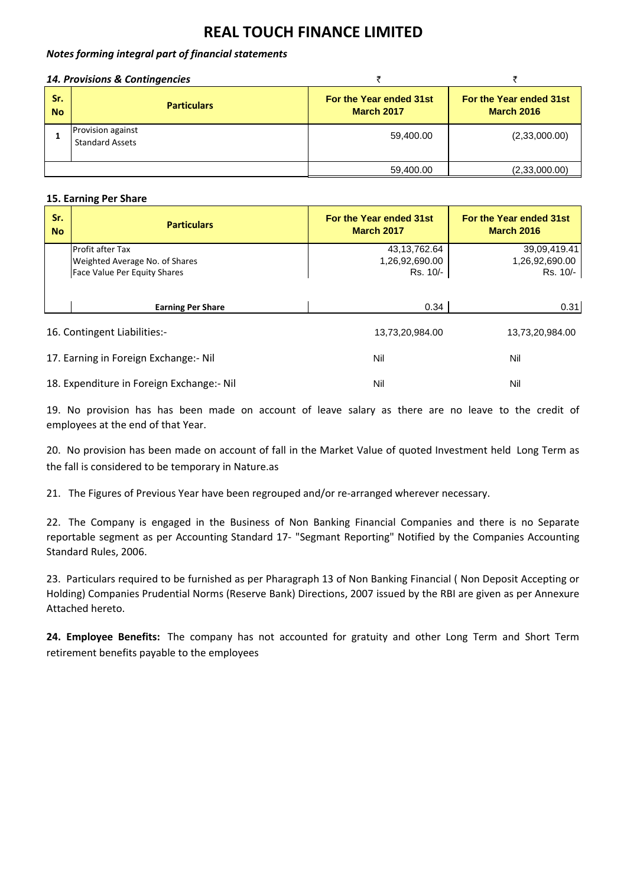# REAL TOUCH FINANCE LIMITED

*Notes forming integral part of financial statements*

***14. Provisions & Contingencies***

| Sr. No | Particulars | For the Year ended 31st March 2017 ₹ | For the Year ended 31st March 2016 ₹ |
|---|---|---|---|
| 1 | Provision against Standard Assets | 59,400.00 | (2,33,000.00) |
| | | 59,400.00 | (2,33,000.00) |

**15. Earning Per Share**

| Sr. No | Particulars | For the Year ended 31st March 2017 | For the Year ended 31st March 2016 |
|---|---|---|---|
| | Profit after Tax | 43,13,762.64 | 39,09,419.41 |
| | Weighted Average No. of Shares | 1,26,92,690.00 | 1,26,92,690.00 |
| | Face Value Per Equity Shares | Rs. 10/- | Rs. 10/- |
| | **Earning Per Share** | 0.34 | 0.31 |

| | | |
|---|---|---|
| 16. Contingent Liabilities:- | 13,73,20,984.00 | 13,73,20,984.00 |
| 17. Earning in Foreign Exchange:- Nil | Nil | Nil |
| 18. Expenditure in Foreign Exchange:- Nil | Nil | Nil |

19. No provision has has been made on account of leave salary as there are no leave to the credit of employees at the end of that Year.

20. No provision has been made on account of fall in the Market Value of quoted Investment held Long Term as the fall is considered to be temporary in Nature.as

21. The Figures of Previous Year have been regrouped and/or re-arranged wherever necessary.

22. The Company is engaged in the Business of Non Banking Financial Companies and there is no Separate reportable segment as per Accounting Standard 17- "Segmant Reporting" Notified by the Companies Accounting Standard Rules, 2006.

23. Particulars required to be furnished as per Pharagraph 13 of Non Banking Financial ( Non Deposit Accepting or Holding) Companies Prudential Norms (Reserve Bank) Directions, 2007 issued by the RBI are given as per Annexure Attached hereto.

**24. Employee Benefits:** The company has not accounted for gratuity and other Long Term and Short Term retirement benefits payable to the employees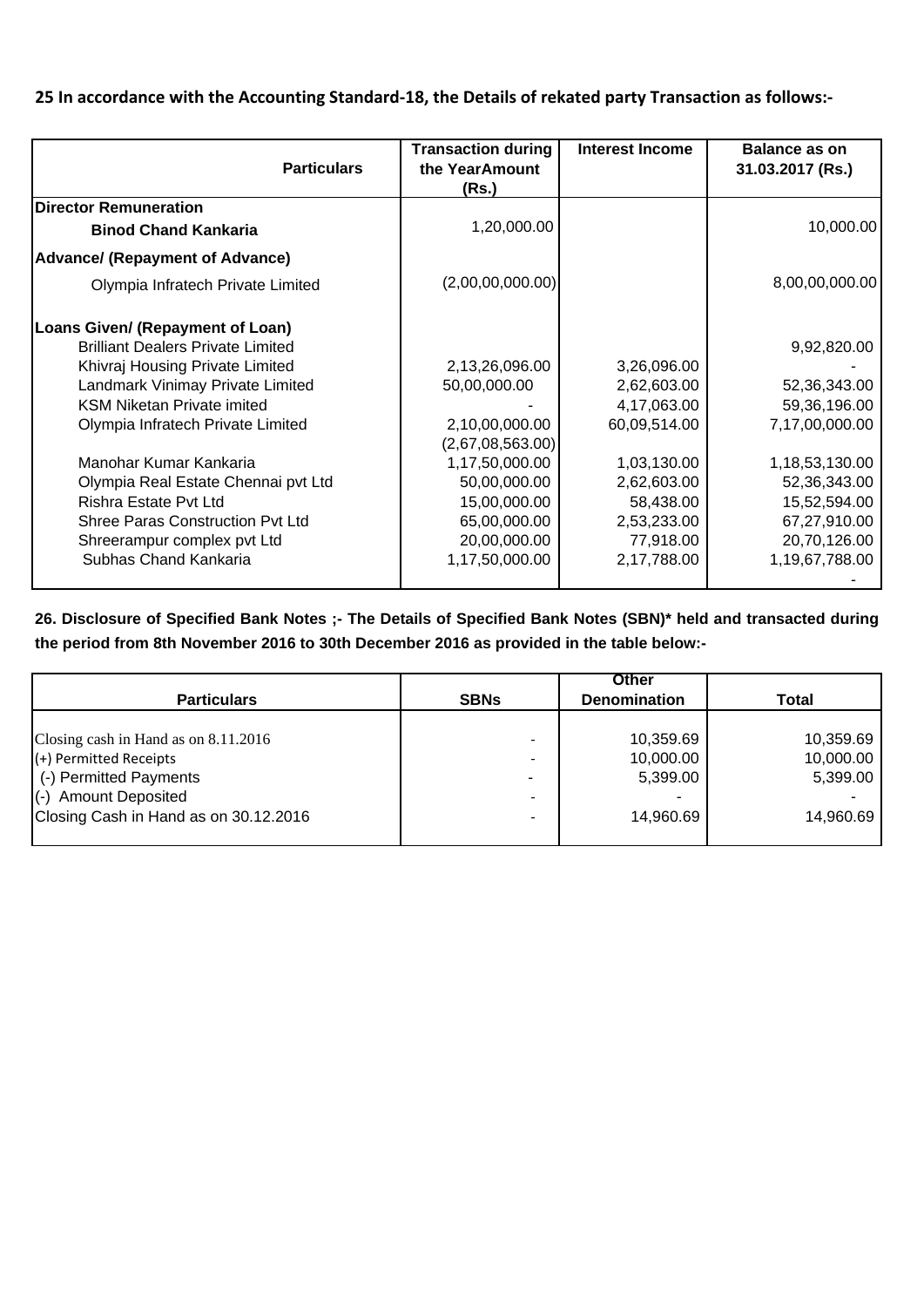**25 In accordance with the Accounting Standard-18, the Details of rekated party Transaction as follows:-**

| Particulars | Transaction during the YearAmount (Rs.) | Interest Income | Balance as on 31.03.2017 (Rs.) |
|---|---|---|---|
| **Director Remuneration** | | | |
| **Binod Chand Kankaria** | 1,20,000.00 | | 10,000.00 |
| **Advance/ (Repayment of Advance)** | | | |
| Olympia Infratech Private Limited | (2,00,00,000.00) | | 8,00,00,000.00 |
| **Loans Given/ (Repayment of Loan)** | | | |
| Brilliant Dealers Private Limited | | | 9,92,820.00 |
| Khivraj Housing Private Limited | 2,13,26,096.00 | 3,26,096.00 | - |
| Landmark Vinimay Private Limited | 50,00,000.00 | 2,62,603.00 | 52,36,343.00 |
| KSM Niketan Private imited | - | 4,17,063.00 | 59,36,196.00 |
| Olympia Infratech Private Limited | 2,10,00,000.00<br>(2,67,08,563.00) | 60,09,514.00 | 7,17,00,000.00 |
| Manohar Kumar Kankaria | 1,17,50,000.00 | 1,03,130.00 | 1,18,53,130.00 |
| Olympia Real Estate Chennai pvt Ltd | 50,00,000.00 | 2,62,603.00 | 52,36,343.00 |
| Rishra Estate Pvt Ltd | 15,00,000.00 | 58,438.00 | 15,52,594.00 |
| Shree Paras Construction Pvt Ltd | 65,00,000.00 | 2,53,233.00 | 67,27,910.00 |
| Shreerampur complex pvt Ltd | 20,00,000.00 | 77,918.00 | 20,70,126.00 |
| Subhas Chand Kankaria | 1,17,50,000.00 | 2,17,788.00 | 1,19,67,788.00 |
| | | | - |

**26. Disclosure of Specified Bank Notes ;- The Details of Specified Bank Notes (SBN)\* held and transacted during the period from 8th November 2016 to 30th December 2016 as provided in the table below:-**

| Particulars | SBNs | Other Denomination | Total |
|---|---|---|---|
| Closing cash in Hand as on 8.11.2016 | - | 10,359.69 | 10,359.69 |
| (+) Permitted Receipts | - | 10,000.00 | 10,000.00 |
| (-) Permitted Payments | - | 5,399.00 | 5,399.00 |
| (-) Amount Deposited | - | - | - |
| Closing Cash in Hand as on 30.12.2016 | - | 14,960.69 | 14,960.69 |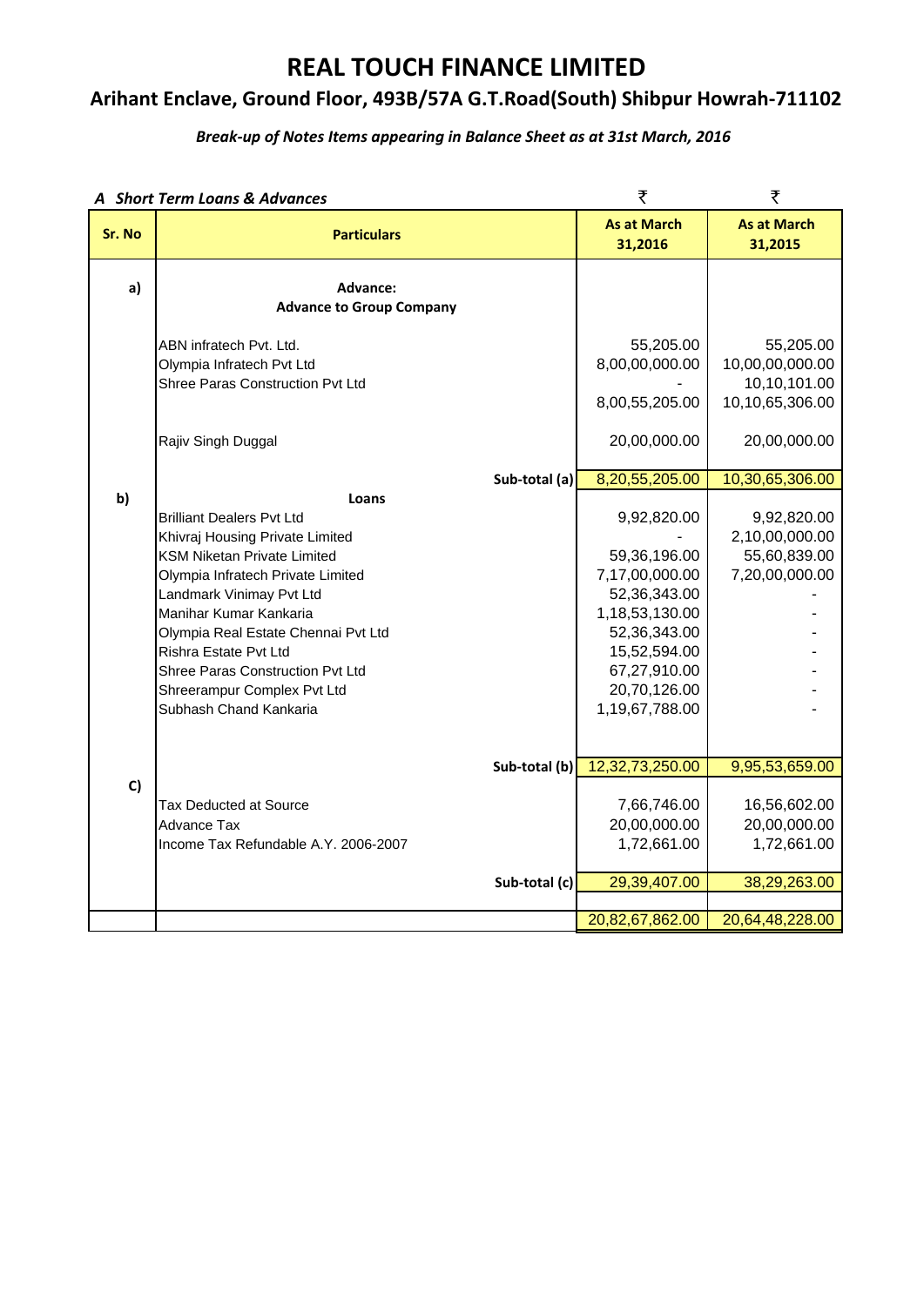# REAL TOUCH FINANCE LIMITED

## Arihant Enclave, Ground Floor, 493B/57A G.T.Road(South) Shibpur Howrah-711102

***Break-up of Notes Items appearing in Balance Sheet as at 31st March, 2016***

***A Short Term Loans & Advances***

| Sr. No | Particulars | ₹ As at March 31,2016 | ₹ As at March 31,2015 |
|---|---|---|---|
| a) | **Advance:** | | |
| | **Advance to Group Company** | | |
| | ABN infratech Pvt. Ltd. | 55,205.00 | 55,205.00 |
| | Olympia Infratech Pvt Ltd | 8,00,00,000.00 | 10,00,00,000.00 |
| | Shree Paras Construction Pvt Ltd | - | 10,10,101.00 |
| | | 8,00,55,205.00 | 10,10,65,306.00 |
| | Rajiv Singh Duggal | 20,00,000.00 | 20,00,000.00 |
| | **Sub-total (a)** | 8,20,55,205.00 | 10,30,65,306.00 |
| b) | **Loans** | | |
| | Brilliant Dealers Pvt Ltd | 9,92,820.00 | 9,92,820.00 |
| | Khivraj Housing Private Limited | - | 2,10,00,000.00 |
| | KSM Niketan Private Limited | 59,36,196.00 | 55,60,839.00 |
| | Olympia Infratech Private Limited | 7,17,00,000.00 | 7,20,00,000.00 |
| | Landmark Vinimay Pvt Ltd | 52,36,343.00 | - |
| | Manihar Kumar Kankaria | 1,18,53,130.00 | - |
| | Olympia Real Estate Chennai Pvt Ltd | 52,36,343.00 | - |
| | Rishra Estate Pvt Ltd | 15,52,594.00 | - |
| | Shree Paras Construction Pvt Ltd | 67,27,910.00 | - |
| | Shreerampur Complex Pvt Ltd | 20,70,126.00 | - |
| | Subhash Chand Kankaria | 1,19,67,788.00 | - |
| | **Sub-total (b)** | 12,32,73,250.00 | 9,95,53,659.00 |
| C) | | | |
| | Tax Deducted at Source | 7,66,746.00 | 16,56,602.00 |
| | Advance Tax | 20,00,000.00 | 20,00,000.00 |
| | Income Tax Refundable A.Y. 2006-2007 | 1,72,661.00 | 1,72,661.00 |
| | **Sub-total (c)** | 29,39,407.00 | 38,29,263.00 |
| | | 20,82,67,862.00 | 20,64,48,228.00 |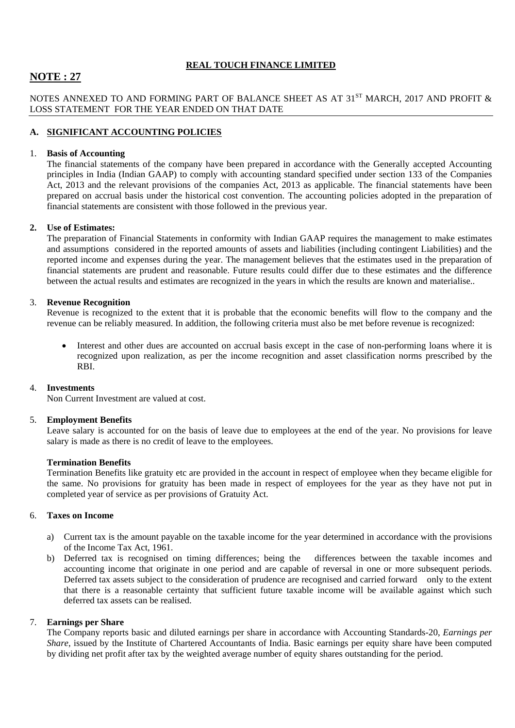**REAL TOUCH FINANCE LIMITED**

## NOTE : 27

NOTES ANNEXED TO AND FORMING PART OF BALANCE SHEET AS AT $31^{ST}$ MARCH, 2017 AND PROFIT & LOSS STATEMENT FOR THE YEAR ENDED ON THAT DATE

### A. SIGNIFICANT ACCOUNTING POLICIES

1. **Basis of Accounting**
   The financial statements of the company have been prepared in accordance with the Generally accepted Accounting principles in India (Indian GAAP) to comply with accounting standard specified under section 133 of the Companies Act, 2013 and the relevant provisions of the companies Act, 2013 as applicable. The financial statements have been prepared on accrual basis under the historical cost convention. The accounting policies adopted in the preparation of financial statements are consistent with those followed in the previous year.

2. **Use of Estimates:**
   The preparation of Financial Statements in conformity with Indian GAAP requires the management to make estimates and assumptions considered in the reported amounts of assets and liabilities (including contingent Liabilities) and the reported income and expenses during the year. The management believes that the estimates used in the preparation of financial statements are prudent and reasonable. Future results could differ due to these estimates and the difference between the actual results and estimates are recognized in the years in which the results are known and materialise..

3. **Revenue Recognition**
   Revenue is recognized to the extent that it is probable that the economic benefits will flow to the company and the revenue can be reliably measured. In addition, the following criteria must also be met before revenue is recognized:

   - Interest and other dues are accounted on accrual basis except in the case of non-performing loans where it is recognized upon realization, as per the income recognition and asset classification norms prescribed by the RBI.

4. **Investments**
   Non Current Investment are valued at cost.

5. **Employment Benefits**
   Leave salary is accounted for on the basis of leave due to employees at the end of the year. No provisions for leave salary is made as there is no credit of leave to the employees.

   **Termination Benefits**
   Termination Benefits like gratuity etc are provided in the account in respect of employee when they became eligible for the same. No provisions for gratuity has been made in respect of employees for the year as they have not put in completed year of service as per provisions of Gratuity Act.

6. **Taxes on Income**

   a) Current tax is the amount payable on the taxable income for the year determined in accordance with the provisions of the Income Tax Act, 1961.
   b) Deferred tax is recognised on timing differences; being the differences between the taxable incomes and accounting income that originate in one period and are capable of reversal in one or more subsequent periods. Deferred tax assets subject to the consideration of prudence are recognised and carried forward only to the extent that there is a reasonable certainty that sufficient future taxable income will be available against which such deferred tax assets can be realised.

7. **Earnings per Share**
   The Company reports basic and diluted earnings per share in accordance with Accounting Standards-20, *Earnings per Share*, issued by the Institute of Chartered Accountants of India. Basic earnings per equity share have been computed by dividing net profit after tax by the weighted average number of equity shares outstanding for the period.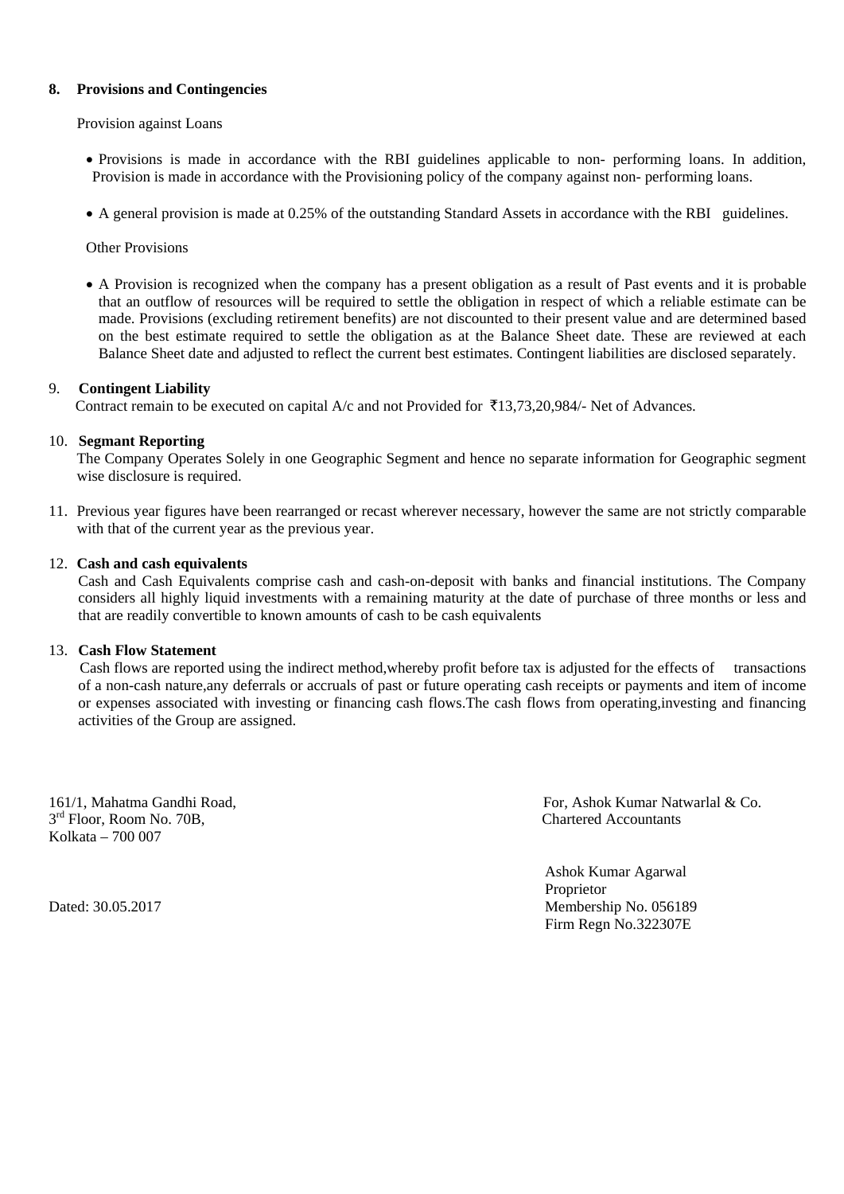**8. Provisions and Contingencies**

Provision against Loans

- Provisions is made in accordance with the RBI guidelines applicable to non- performing loans. In addition, Provision is made in accordance with the Provisioning policy of the company against non- performing loans.
- A general provision is made at 0.25% of the outstanding Standard Assets in accordance with the RBI guidelines.

Other Provisions

- A Provision is recognized when the company has a present obligation as a result of Past events and it is probable that an outflow of resources will be required to settle the obligation in respect of which a reliable estimate can be made. Provisions (excluding retirement benefits) are not discounted to their present value and are determined based on the best estimate required to settle the obligation as at the Balance Sheet date. These are reviewed at each Balance Sheet date and adjusted to reflect the current best estimates. Contingent liabilities are disclosed separately.

9. **Contingent Liability**

Contract remain to be executed on capital A/c and not Provided for ₹13,73,20,984/- Net of Advances.

10. **Segmant Reporting**

The Company Operates Solely in one Geographic Segment and hence no separate information for Geographic segment wise disclosure is required.

11. Previous year figures have been rearranged or recast wherever necessary, however the same are not strictly comparable with that of the current year as the previous year.

12. **Cash and cash equivalents**

Cash and Cash Equivalents comprise cash and cash-on-deposit with banks and financial institutions. The Company considers all highly liquid investments with a remaining maturity at the date of purchase of three months or less and that are readily convertible to known amounts of cash to be cash equivalents

13. **Cash Flow Statement**

Cash flows are reported using the indirect method,whereby profit before tax is adjusted for the effects of transactions of a non-cash nature,any deferrals or accruals of past or future operating cash receipts or payments and item of income or expenses associated with investing or financing cash flows.The cash flows from operating,investing and financing activities of the Group are assigned.

161/1, Mahatma Gandhi Road,
3rd Floor, Room No. 70B,
Kolkata – 700 007

Dated: 30.05.2017

For, Ashok Kumar Natwarlal & Co.
Chartered Accountants

Ashok Kumar Agarwal
Proprietor
Membership No. 056189
Firm Regn No.322307E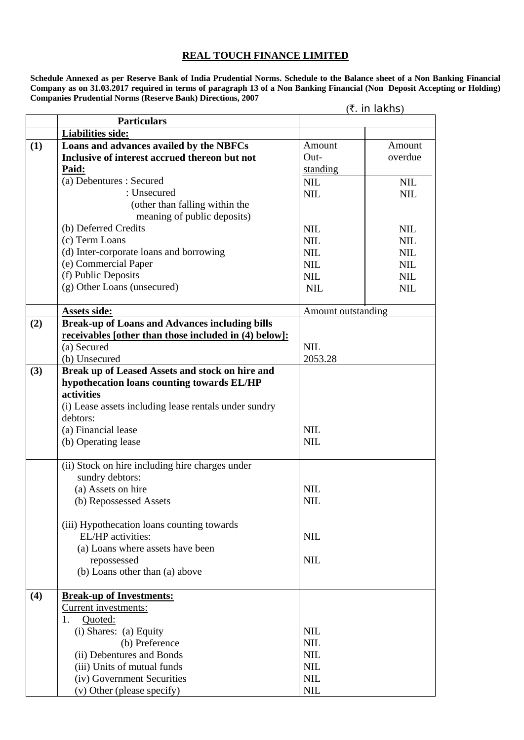## REAL TOUCH FINANCE LIMITED

**Schedule Annexed as per Reserve Bank of India Prudential Norms. Schedule to the Balance sheet of a Non Banking Financial Company as on 31.03.2017 required in terms of paragraph 13 of a Non Banking Financial (Non Deposit Accepting or Holding) Companies Prudential Norms (Reserve Bank) Directions, 2007**

(₹. in lakhs)

| | Particulars | | |
|---|---|---|---|
| | **Liabilities side:** | | |
| **(1)** | **Loans and advances availed by the NBFCs Inclusive of interest accrued thereon but not Paid:** | Amount Out-standing | Amount overdue |
| | (a) Debentures : Secured | NIL | NIL |
| | : Unsecured (other than falling within the meaning of public deposits) | NIL | NIL |
| | (b) Deferred Credits | NIL | NIL |
| | (c) Term Loans | NIL | NIL |
| | (d) Inter-corporate loans and borrowing | NIL | NIL |
| | (e) Commercial Paper | NIL | NIL |
| | (f) Public Deposits | NIL | NIL |
| | (g) Other Loans (unsecured) | NIL | NIL |
| | **Assets side:** | Amount outstanding | |
| **(2)** | **Break-up of Loans and Advances including bills receivables [other than those included in (4) below]:** | | |
| | (a) Secured | NIL | |
| | (b) Unsecured | 2053.28 | |
| **(3)** | **Break up of Leased Assets and stock on hire and hypothecation loans counting towards EL/HP activities** | | |
| | (i) Lease assets including lease rentals under sundry debtors: | | |
| | (a) Financial lease | NIL | |
| | (b) Operating lease | NIL | |
| | (ii) Stock on hire including hire charges under sundry debtors: | | |
| | (a) Assets on hire | NIL | |
| | (b) Repossessed Assets | NIL | |
| | (iii) Hypothecation loans counting towards EL/HP activities: | NIL | |
| | (a) Loans where assets have been repossessed | NIL | |
| | (b) Loans other than (a) above | | |
| **(4)** | **Break-up of Investments:** | | |
| | Current investments: | | |
| | 1. Quoted: | | |
| | (i) Shares: (a) Equity | NIL | |
| | (b) Preference | NIL | |
| | (ii) Debentures and Bonds | NIL | |
| | (iii) Units of mutual funds | NIL | |
| | (iv) Government Securities | NIL | |
| | (v) Other (please specify) | NIL | |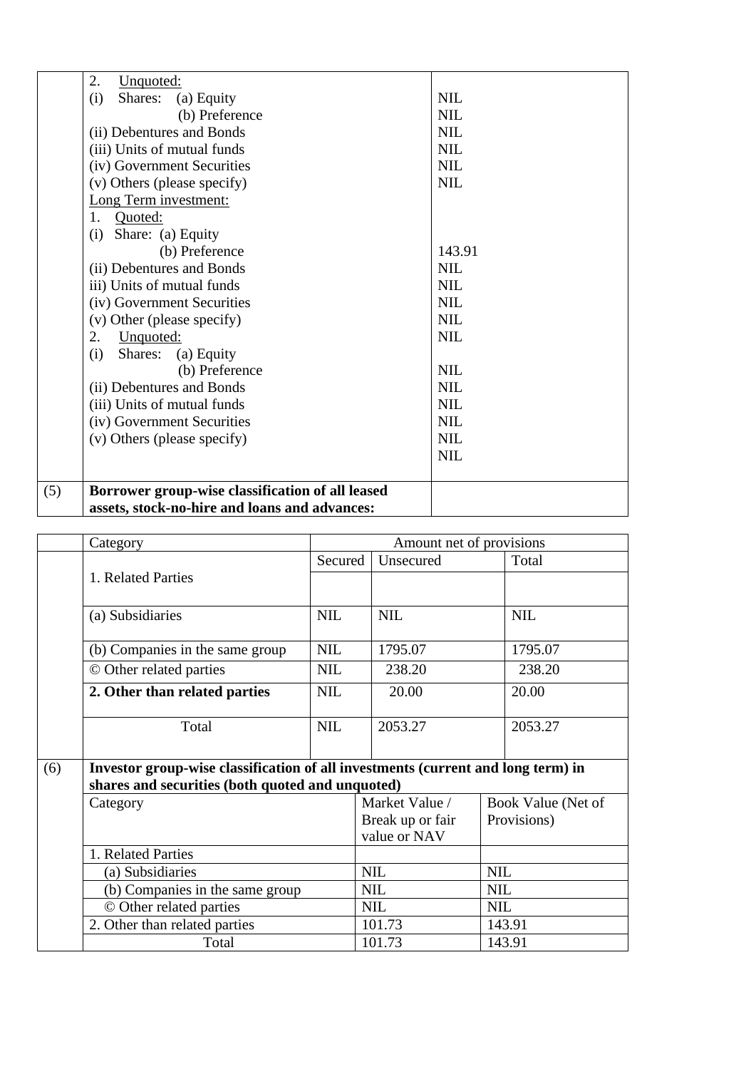| | Particulars | Amount |
|---|---|---|
| | 2. Unquoted: | |
| | (i) Shares: (a) Equity | NIL |
| | (b) Preference | NIL |
| | (ii) Debentures and Bonds | NIL |
| | (iii) Units of mutual funds | NIL |
| | (iv) Government Securities | NIL |
| | (v) Others (please specify) | NIL |
| | Long Term investment: | |
| | 1. Quoted: | |
| | (i) Share: (a) Equity | |
| | (b) Preference | 143.91 |
| | (ii) Debentures and Bonds | NIL |
| | iii) Units of mutual funds | NIL |
| | (iv) Government Securities | NIL |
| | (v) Other (please specify) | NIL |
| | 2. Unquoted: | NIL |
| | (i) Shares: (a) Equity | |
| | (b) Preference | NIL |
| | (ii) Debentures and Bonds | NIL |
| | (iii) Units of mutual funds | NIL |
| | (iv) Government Securities | NIL |
| | (v) Others (please specify) | NIL |
| | | NIL |
| (5) | **Borrower group-wise classification of all leased assets, stock-no-hire and loans and advances:** | |

| | Category | Amount net of provisions | | |
|---|---|---|---|---|
| | | Secured | Unsecured | Total |
| | 1. Related Parties | | | |
| | (a) Subsidiaries | NIL | NIL | NIL |
| | (b) Companies in the same group | NIL | 1795.07 | 1795.07 |
| | © Other related parties | NIL | 238.20 | 238.20 |
| | **2. Other than related parties** | NIL | 20.00 | 20.00 |
| | Total | NIL | 2053.27 | 2053.27 |

| (6) | **Investor group-wise classification of all investments (current and long term) in shares and securities (both quoted and unquoted)** | | |
|---|---|---|---|
| | Category | Market Value / Break up or fair value or NAV | Book Value (Net of Provisions) |
| | 1. Related Parties | | |
| | (a) Subsidiaries | NIL | NIL |
| | (b) Companies in the same group | NIL | NIL |
| | © Other related parties | NIL | NIL |
| | 2. Other than related parties | 101.73 | 143.91 |
| | Total | 101.73 | 143.91 |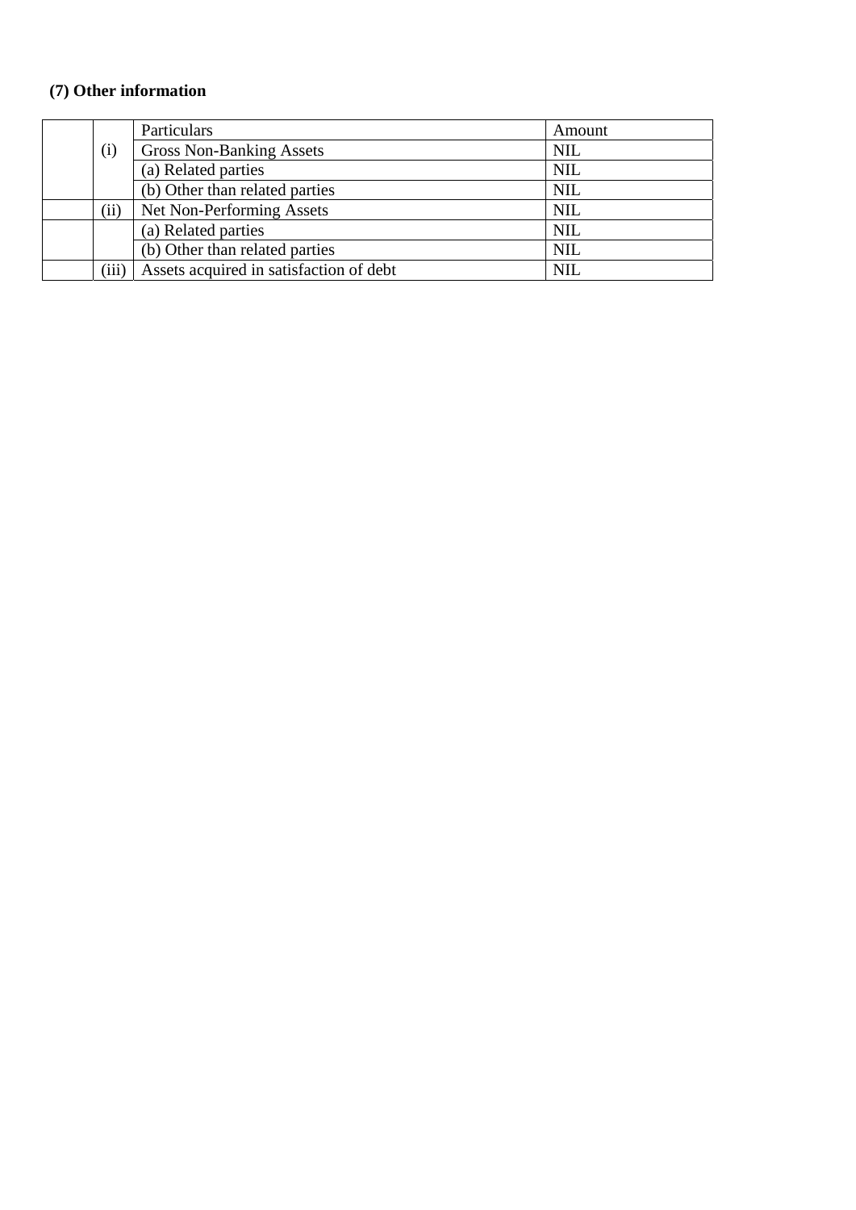**(7) Other information**

| | | | |
|---|---|---|---|
| | | Particulars | Amount |
| | (i) | Gross Non-Banking Assets | NIL |
| | | (a) Related parties | NIL |
| | | (b) Other than related parties | NIL |
| | (ii) | Net Non-Performing Assets | NIL |
| | | (a) Related parties | NIL |
| | | (b) Other than related parties | NIL |
| | (iii) | Assets acquired in satisfaction of debt | NIL |